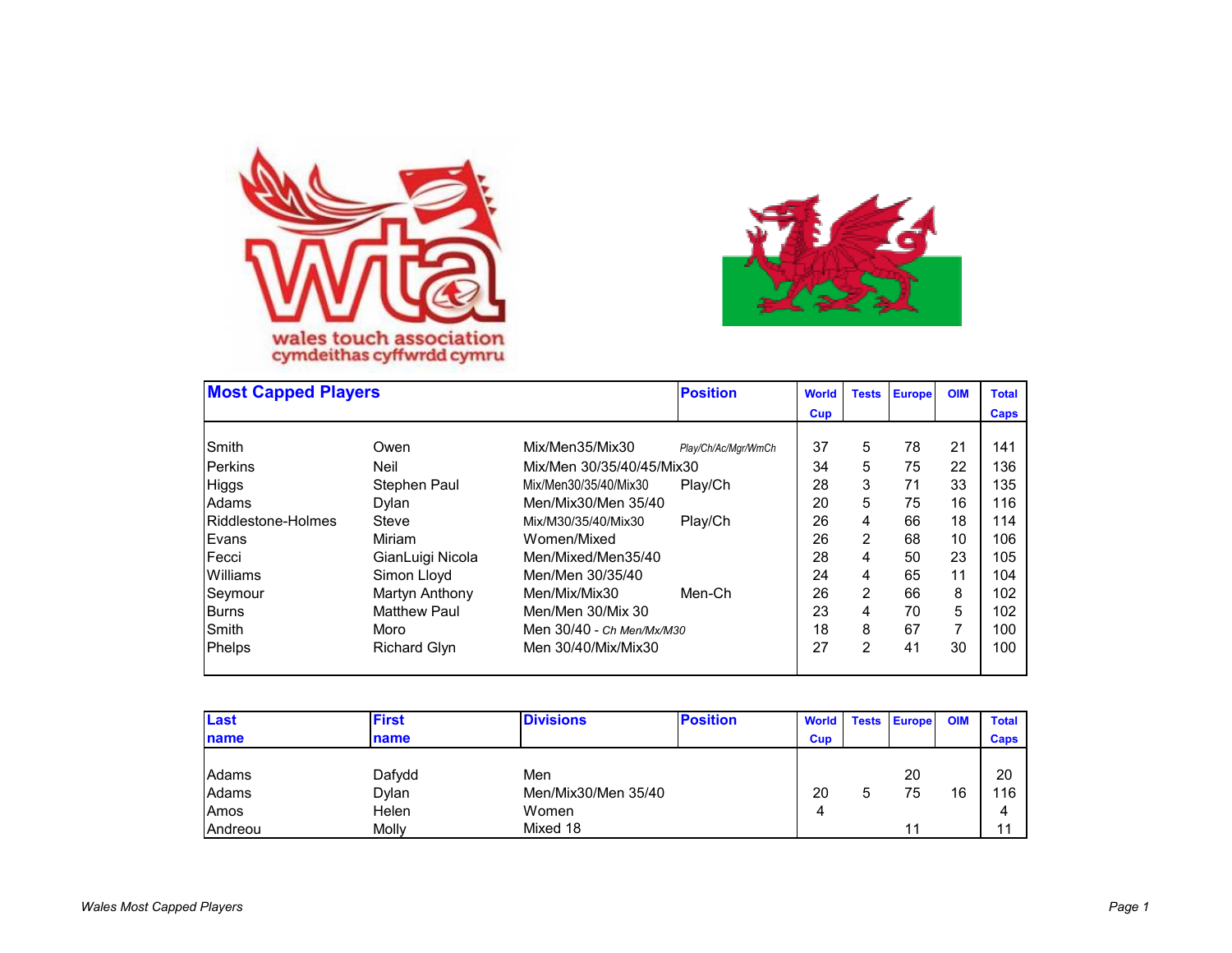wales touch association
cymdeithas cyffwrdd cymru

| Most Capped Players | | | Position | World Cup | Tests | Europe | OIM | Total Caps |
|---|---|---|---|---|---|---|---|---|
| Smith | Owen | Mix/Men35/Mix30 | Play/Ch/Ac/Mgr/WmCh | 37 | 5 | 78 | 21 | 141 |
| Perkins | Neil | Mix/Men 30/35/40/45/Mix30 | | 34 | 5 | 75 | 22 | 136 |
| Higgs | Stephen Paul | Mix/Men30/35/40/Mix30 | Play/Ch | 28 | 3 | 71 | 33 | 135 |
| Adams | Dylan | Men/Mix30/Men 35/40 | | 20 | 5 | 75 | 16 | 116 |
| Riddlestone-Holmes | Steve | Mix/M30/35/40/Mix30 | Play/Ch | 26 | 4 | 66 | 18 | 114 |
| Evans | Miriam | Women/Mixed | | 26 | 2 | 68 | 10 | 106 |
| Fecci | GianLuigi Nicola | Men/Mixed/Men35/40 | | 28 | 4 | 50 | 23 | 105 |
| Williams | Simon Lloyd | Men/Men 30/35/40 | | 24 | 4 | 65 | 11 | 104 |
| Seymour | Martyn Anthony | Men/Mix/Mix30 | Men-Ch | 26 | 2 | 66 | 8 | 102 |
| Burns | Matthew Paul | Men/Men 30/Mix 30 | | 23 | 4 | 70 | 5 | 102 |
| Smith | Moro | Men 30/40 - *Ch Men/Mx/M30* | | 18 | 8 | 67 | 7 | 100 |
| Phelps | Richard Glyn | Men 30/40/Mix/Mix30 | | 27 | 2 | 41 | 30 | 100 |

| Last name | First name | Divisions | Position | World Cup | Tests | Europe | OIM | Total Caps |
|---|---|---|---|---|---|---|---|---|
| Adams | Dafydd | Men | | | | 20 | | 20 |
| Adams | Dylan | Men/Mix30/Men 35/40 | | 20 | 5 | 75 | 16 | 116 |
| Amos | Helen | Women | | 4 | | | | 4 |
| Andreou | Molly | Mixed 18 | | | | 11 | | 11 |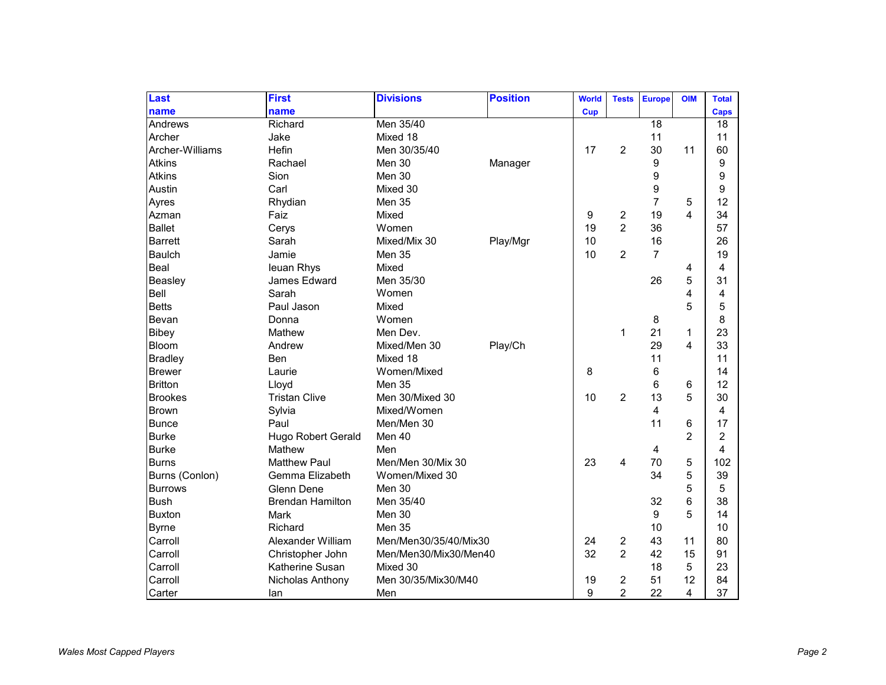| Last name | First name | Divisions | Position | World Cup | Tests | Europe | OIM | Total Caps |
|---|---|---|---|---|---|---|---|---|
| Andrews | Richard | Men 35/40 | | | | 18 | | 18 |
| Archer | Jake | Mixed 18 | | | | 11 | | 11 |
| Archer-Williams | Hefin | Men 30/35/40 | | 17 | 2 | 30 | 11 | 60 |
| Atkins | Rachael | Men 30 | Manager | | | 9 | | 9 |
| Atkins | Sion | Men 30 | | | | 9 | | 9 |
| Austin | Carl | Mixed 30 | | | | 9 | | 9 |
| Ayres | Rhydian | Men 35 | | | | 7 | 5 | 12 |
| Azman | Faiz | Mixed | | 9 | 2 | 19 | 4 | 34 |
| Ballet | Cerys | Women | | 19 | 2 | 36 | | 57 |
| Barrett | Sarah | Mixed/Mix 30 | Play/Mgr | 10 | | 16 | | 26 |
| Baulch | Jamie | Men 35 | | 10 | 2 | 7 | | 19 |
| Beal | Ieuan Rhys | Mixed | | | | | 4 | 4 |
| Beasley | James Edward | Men 35/30 | | | | 26 | 5 | 31 |
| Bell | Sarah | Women | | | | | 4 | 4 |
| Betts | Paul Jason | Mixed | | | | | 5 | 5 |
| Bevan | Donna | Women | | | | 8 | | 8 |
| Bibey | Mathew | Men Dev. | | | 1 | 21 | 1 | 23 |
| Bloom | Andrew | Mixed/Men 30 | Play/Ch | | | 29 | 4 | 33 |
| Bradley | Ben | Mixed 18 | | | | 11 | | 11 |
| Brewer | Laurie | Women/Mixed | | 8 | | 6 | | 14 |
| Britton | Lloyd | Men 35 | | | | 6 | 6 | 12 |
| Brookes | Tristan Clive | Men 30/Mixed 30 | | 10 | 2 | 13 | 5 | 30 |
| Brown | Sylvia | Mixed/Women | | | | 4 | | 4 |
| Bunce | Paul | Men/Men 30 | | | | 11 | 6 | 17 |
| Burke | Hugo Robert Gerald | Men 40 | | | | | 2 | 2 |
| Burke | Mathew | Men | | | | 4 | | 4 |
| Burns | Matthew Paul | Men/Men 30/Mix 30 | | 23 | 4 | 70 | 5 | 102 |
| Burns (Conlon) | Gemma Elizabeth | Women/Mixed 30 | | | | 34 | 5 | 39 |
| Burrows | Glenn Dene | Men 30 | | | | | 5 | 5 |
| Bush | Brendan Hamilton | Men 35/40 | | | | 32 | 6 | 38 |
| Buxton | Mark | Men 30 | | | | 9 | 5 | 14 |
| Byrne | Richard | Men 35 | | | | 10 | | 10 |
| Carroll | Alexander William | Men/Men30/35/40/Mix30 | | 24 | 2 | 43 | 11 | 80 |
| Carroll | Christopher John | Men/Men30/Mix30/Men40 | | 32 | 2 | 42 | 15 | 91 |
| Carroll | Katherine Susan | Mixed 30 | | | | 18 | 5 | 23 |
| Carroll | Nicholas Anthony | Men 30/35/Mix30/M40 | | 19 | 2 | 51 | 12 | 84 |
| Carter | Ian | Men | | 9 | 2 | 22 | 4 | 37 |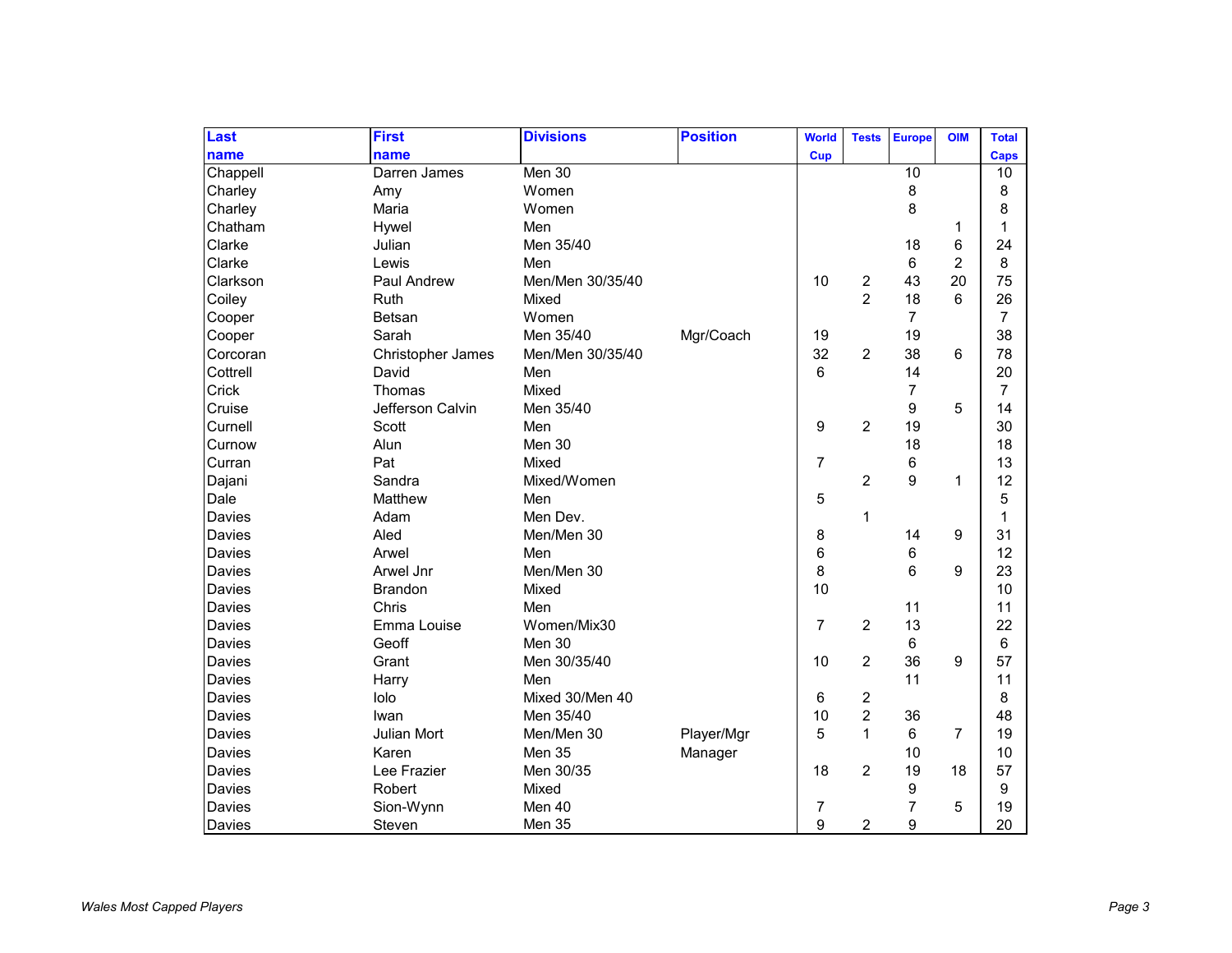| Last name | First name | Divisions | Position | World Cup | Tests | Europe | OIM | Total Caps |
|---|---|---|---|---|---|---|---|---|
| Chappell | Darren James | Men 30 | | | | 10 | | 10 |
| Charley | Amy | Women | | | | 8 | | 8 |
| Charley | Maria | Women | | | | 8 | | 8 |
| Chatham | Hywel | Men | | | | | 1 | 1 |
| Clarke | Julian | Men 35/40 | | | | 18 | 6 | 24 |
| Clarke | Lewis | Men | | | | 6 | 2 | 8 |
| Clarkson | Paul Andrew | Men/Men 30/35/40 | | 10 | 2 | 43 | 20 | 75 |
| Coiley | Ruth | Mixed | | | 2 | 18 | 6 | 26 |
| Cooper | Betsan | Women | | | | 7 | | 7 |
| Cooper | Sarah | Men 35/40 | Mgr/Coach | 19 | | 19 | | 38 |
| Corcoran | Christopher James | Men/Men 30/35/40 | | 32 | 2 | 38 | 6 | 78 |
| Cottrell | David | Men | | 6 | | 14 | | 20 |
| Crick | Thomas | Mixed | | | | 7 | | 7 |
| Cruise | Jefferson Calvin | Men 35/40 | | | | 9 | 5 | 14 |
| Curnell | Scott | Men | | 9 | 2 | 19 | | 30 |
| Curnow | Alun | Men 30 | | | | 18 | | 18 |
| Curran | Pat | Mixed | | 7 | | 6 | | 13 |
| Dajani | Sandra | Mixed/Women | | | 2 | 9 | 1 | 12 |
| Dale | Matthew | Men | | 5 | | | | 5 |
| Davies | Adam | Men Dev. | | | 1 | | | 1 |
| Davies | Aled | Men/Men 30 | | 8 | | 14 | 9 | 31 |
| Davies | Arwel | Men | | 6 | | 6 | | 12 |
| Davies | Arwel Jnr | Men/Men 30 | | 8 | | 6 | 9 | 23 |
| Davies | Brandon | Mixed | | 10 | | | | 10 |
| Davies | Chris | Men | | | | 11 | | 11 |
| Davies | Emma Louise | Women/Mix30 | | 7 | 2 | 13 | | 22 |
| Davies | Geoff | Men 30 | | | | 6 | | 6 |
| Davies | Grant | Men 30/35/40 | | 10 | 2 | 36 | 9 | 57 |
| Davies | Harry | Men | | | | 11 | | 11 |
| Davies | Iolo | Mixed 30/Men 40 | | 6 | 2 | | | 8 |
| Davies | Iwan | Men 35/40 | | 10 | 2 | 36 | | 48 |
| Davies | Julian Mort | Men/Men 30 | Player/Mgr | 5 | 1 | 6 | 7 | 19 |
| Davies | Karen | Men 35 | Manager | | | 10 | | 10 |
| Davies | Lee Frazier | Men 30/35 | | 18 | 2 | 19 | 18 | 57 |
| Davies | Robert | Mixed | | | | 9 | | 9 |
| Davies | Sion-Wynn | Men 40 | | 7 | | 7 | 5 | 19 |
| Davies | Steven | Men 35 | | 9 | 2 | 9 | | 20 |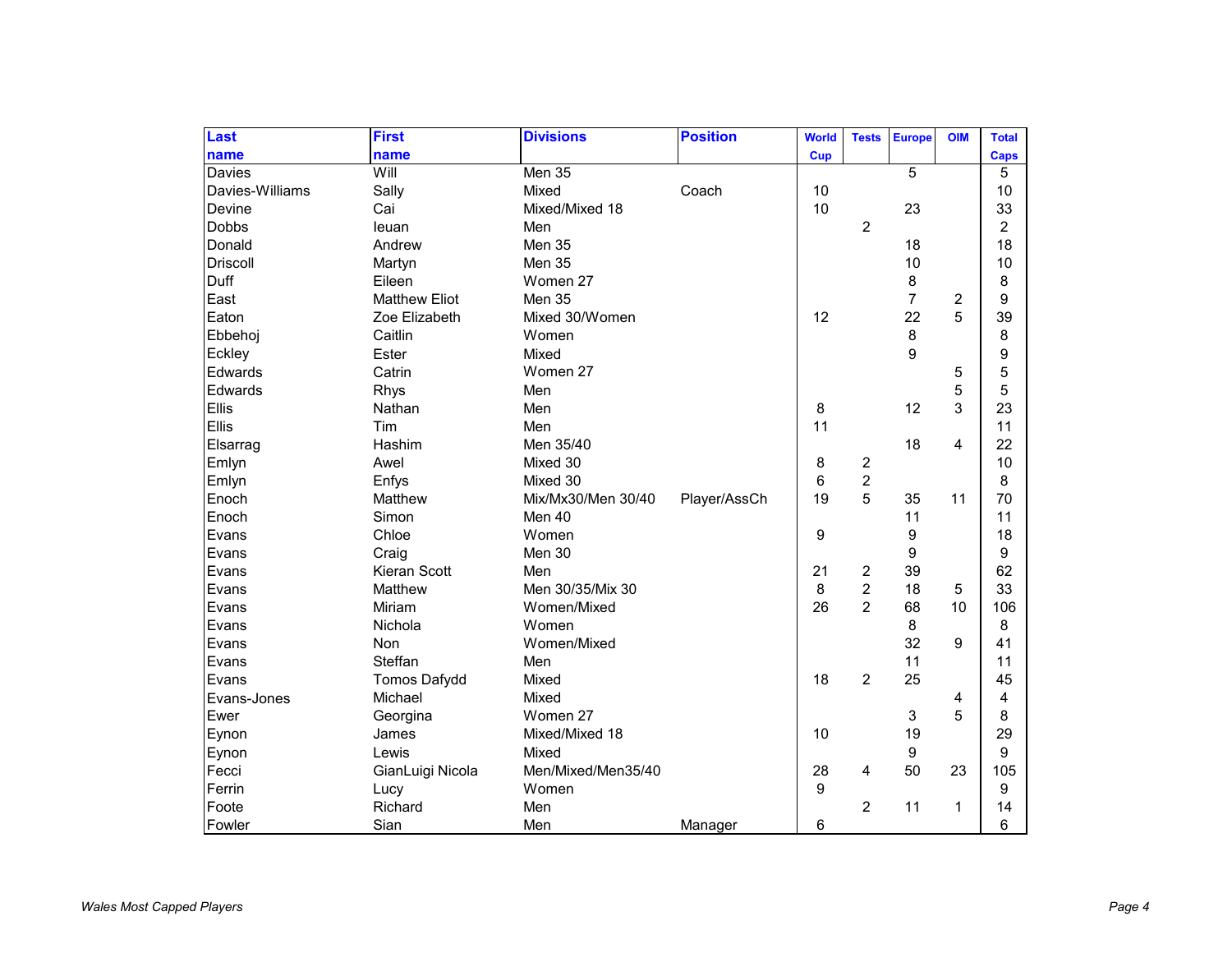| Last name | First name | Divisions | Position | World Cup | Tests | Europe | OIM | Total Caps |
|---|---|---|---|---|---|---|---|---|
| Davies | Will | Men 35 | | | | 5 | | 5 |
| Davies-Williams | Sally | Mixed | Coach | 10 | | | | 10 |
| Devine | Cai | Mixed/Mixed 18 | | 10 | | 23 | | 33 |
| Dobbs | Ieuan | Men | | | 2 | | | 2 |
| Donald | Andrew | Men 35 | | | | 18 | | 18 |
| Driscoll | Martyn | Men 35 | | | | 10 | | 10 |
| Duff | Eileen | Women 27 | | | | 8 | | 8 |
| East | Matthew Eliot | Men 35 | | | | 7 | 2 | 9 |
| Eaton | Zoe Elizabeth | Mixed 30/Women | | 12 | | 22 | 5 | 39 |
| Ebbehoj | Caitlin | Women | | | | 8 | | 8 |
| Eckley | Ester | Mixed | | | | 9 | | 9 |
| Edwards | Catrin | Women 27 | | | | | 5 | 5 |
| Edwards | Rhys | Men | | | | | 5 | 5 |
| Ellis | Nathan | Men | | 8 | | 12 | 3 | 23 |
| Ellis | Tim | Men | | 11 | | | | 11 |
| Elsarrag | Hashim | Men 35/40 | | | | 18 | 4 | 22 |
| Emlyn | Awel | Mixed 30 | | 8 | 2 | | | 10 |
| Emlyn | Enfys | Mixed 30 | | 6 | 2 | | | 8 |
| Enoch | Matthew | Mix/Mx30/Men 30/40 | Player/AssCh | 19 | 5 | 35 | 11 | 70 |
| Enoch | Simon | Men 40 | | | | 11 | | 11 |
| Evans | Chloe | Women | | 9 | | 9 | | 18 |
| Evans | Craig | Men 30 | | | | 9 | | 9 |
| Evans | Kieran Scott | Men | | 21 | 2 | 39 | | 62 |
| Evans | Matthew | Men 30/35/Mix 30 | | 8 | 2 | 18 | 5 | 33 |
| Evans | Miriam | Women/Mixed | | 26 | 2 | 68 | 10 | 106 |
| Evans | Nichola | Women | | | | 8 | | 8 |
| Evans | Non | Women/Mixed | | | | 32 | 9 | 41 |
| Evans | Steffan | Men | | | | 11 | | 11 |
| Evans | Tomos Dafydd | Mixed | | 18 | 2 | 25 | | 45 |
| Evans-Jones | Michael | Mixed | | | | | 4 | 4 |
| Ewer | Georgina | Women 27 | | | | 3 | 5 | 8 |
| Eynon | James | Mixed/Mixed 18 | | 10 | | 19 | | 29 |
| Eynon | Lewis | Mixed | | | | 9 | | 9 |
| Fecci | GianLuigi Nicola | Men/Mixed/Men35/40 | | 28 | 4 | 50 | 23 | 105 |
| Ferrin | Lucy | Women | | 9 | | | | 9 |
| Foote | Richard | Men | | | 2 | 11 | 1 | 14 |
| Fowler | Sian | Men | Manager | 6 | | | | 6 |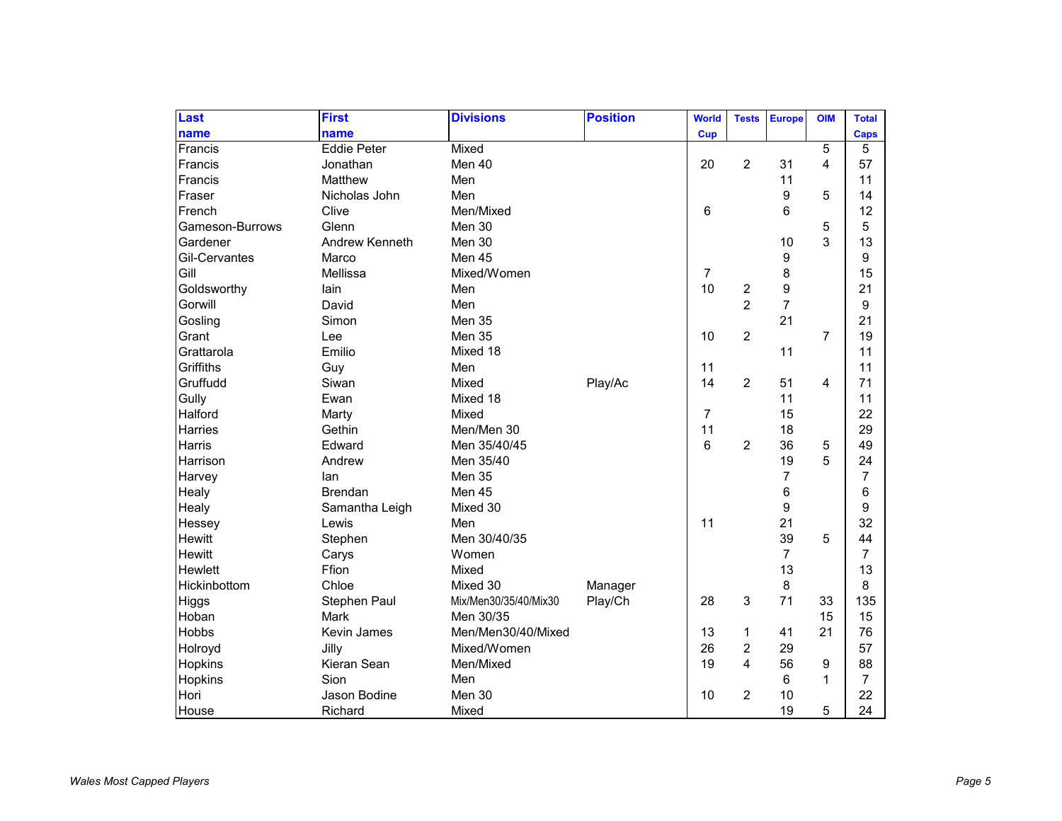| Last name | First name | Divisions | Position | World Cup | Tests | Europe | OIM | Total Caps |
| --- | --- | --- | --- | --- | --- | --- | --- | --- |
| Francis | Eddie Peter | Mixed | | | | | 5 | 5 |
| Francis | Jonathan | Men 40 | | 20 | 2 | 31 | 4 | 57 |
| Francis | Matthew | Men | | | | 11 | | 11 |
| Fraser | Nicholas John | Men | | | | 9 | 5 | 14 |
| French | Clive | Men/Mixed | | 6 | | 6 | | 12 |
| Gameson-Burrows | Glenn | Men 30 | | | | | 5 | 5 |
| Gardener | Andrew Kenneth | Men 30 | | | | 10 | 3 | 13 |
| Gil-Cervantes | Marco | Men 45 | | | | 9 | | 9 |
| Gill | Mellissa | Mixed/Women | | 7 | | 8 | | 15 |
| Goldsworthy | Iain | Men | | 10 | 2 | 9 | | 21 |
| Gorwill | David | Men | | | 2 | 7 | | 9 |
| Gosling | Simon | Men 35 | | | | 21 | | 21 |
| Grant | Lee | Men 35 | | 10 | 2 | | 7 | 19 |
| Grattarola | Emilio | Mixed 18 | | | | 11 | | 11 |
| Griffiths | Guy | Men | | 11 | | | | 11 |
| Gruffudd | Siwan | Mixed | Play/Ac | 14 | 2 | 51 | 4 | 71 |
| Gully | Ewan | Mixed 18 | | | | 11 | | 11 |
| Halford | Marty | Mixed | | 7 | | 15 | | 22 |
| Harries | Gethin | Men/Men 30 | | 11 | | 18 | | 29 |
| Harris | Edward | Men 35/40/45 | | 6 | 2 | 36 | 5 | 49 |
| Harrison | Andrew | Men 35/40 | | | | 19 | 5 | 24 |
| Harvey | Ian | Men 35 | | | | 7 | | 7 |
| Healy | Brendan | Men 45 | | | | 6 | | 6 |
| Healy | Samantha Leigh | Mixed 30 | | | | 9 | | 9 |
| Hessey | Lewis | Men | | 11 | | 21 | | 32 |
| Hewitt | Stephen | Men 30/40/35 | | | | 39 | 5 | 44 |
| Hewitt | Carys | Women | | | | 7 | | 7 |
| Hewlett | Ffion | Mixed | | | | 13 | | 13 |
| Hickinbottom | Chloe | Mixed 30 | Manager | | | 8 | | 8 |
| Higgs | Stephen Paul | Mix/Men30/35/40/Mix30 | Play/Ch | 28 | 3 | 71 | 33 | 135 |
| Hoban | Mark | Men 30/35 | | | | | 15 | 15 |
| Hobbs | Kevin James | Men/Men30/40/Mixed | | 13 | 1 | 41 | 21 | 76 |
| Holroyd | Jilly | Mixed/Women | | 26 | 2 | 29 | | 57 |
| Hopkins | Kieran Sean | Men/Mixed | | 19 | 4 | 56 | 9 | 88 |
| Hopkins | Sion | Men | | | | 6 | 1 | 7 |
| Hori | Jason Bodine | Men 30 | | 10 | 2 | 10 | | 22 |
| House | Richard | Mixed | | | | 19 | 5 | 24 |

*Wales Most Capped Players*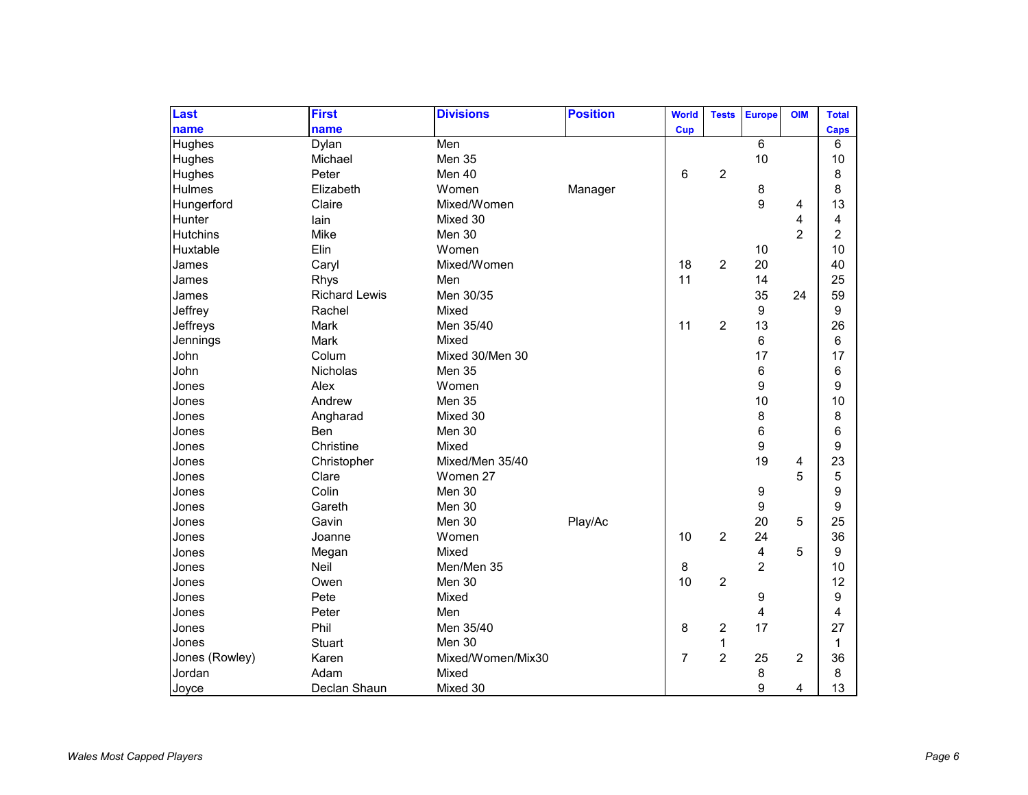| Last name | First name | Divisions | Position | World Cup | Tests | Europe | OIM | Total Caps |
|---|---|---|---|---|---|---|---|---|
| Hughes | Dylan | Men | | | | 6 | | 6 |
| Hughes | Michael | Men 35 | | | | 10 | | 10 |
| Hughes | Peter | Men 40 | | 6 | 2 | | | 8 |
| Hulmes | Elizabeth | Women | Manager | | | 8 | | 8 |
| Hungerford | Claire | Mixed/Women | | | | 9 | 4 | 13 |
| Hunter | Iain | Mixed 30 | | | | | 4 | 4 |
| Hutchins | Mike | Men 30 | | | | | 2 | 2 |
| Huxtable | Elin | Women | | | | 10 | | 10 |
| James | Caryl | Mixed/Women | | 18 | 2 | 20 | | 40 |
| James | Rhys | Men | | 11 | | 14 | | 25 |
| James | Richard Lewis | Men 30/35 | | | | 35 | 24 | 59 |
| Jeffrey | Rachel | Mixed | | | | 9 | | 9 |
| Jeffreys | Mark | Men 35/40 | | 11 | 2 | 13 | | 26 |
| Jennings | Mark | Mixed | | | | 6 | | 6 |
| John | Colum | Mixed 30/Men 30 | | | | 17 | | 17 |
| John | Nicholas | Men 35 | | | | 6 | | 6 |
| Jones | Alex | Women | | | | 9 | | 9 |
| Jones | Andrew | Men 35 | | | | 10 | | 10 |
| Jones | Angharad | Mixed 30 | | | | 8 | | 8 |
| Jones | Ben | Men 30 | | | | 6 | | 6 |
| Jones | Christine | Mixed | | | | 9 | | 9 |
| Jones | Christopher | Mixed/Men 35/40 | | | | 19 | 4 | 23 |
| Jones | Clare | Women 27 | | | | | 5 | 5 |
| Jones | Colin | Men 30 | | | | 9 | | 9 |
| Jones | Gareth | Men 30 | | | | 9 | | 9 |
| Jones | Gavin | Men 30 | Play/Ac | | | 20 | 5 | 25 |
| Jones | Joanne | Women | | 10 | 2 | 24 | | 36 |
| Jones | Megan | Mixed | | | | 4 | 5 | 9 |
| Jones | Neil | Men/Men 35 | | 8 | | 2 | | 10 |
| Jones | Owen | Men 30 | | 10 | 2 | | | 12 |
| Jones | Pete | Mixed | | | | 9 | | 9 |
| Jones | Peter | Men | | | | 4 | | 4 |
| Jones | Phil | Men 35/40 | | 8 | 2 | 17 | | 27 |
| Jones | Stuart | Men 30 | | | 1 | | | 1 |
| Jones (Rowley) | Karen | Mixed/Women/Mix30 | | 7 | 2 | 25 | 2 | 36 |
| Jordan | Adam | Mixed | | | | 8 | | 8 |
| Joyce | Declan Shaun | Mixed 30 | | | | 9 | 4 | 13 |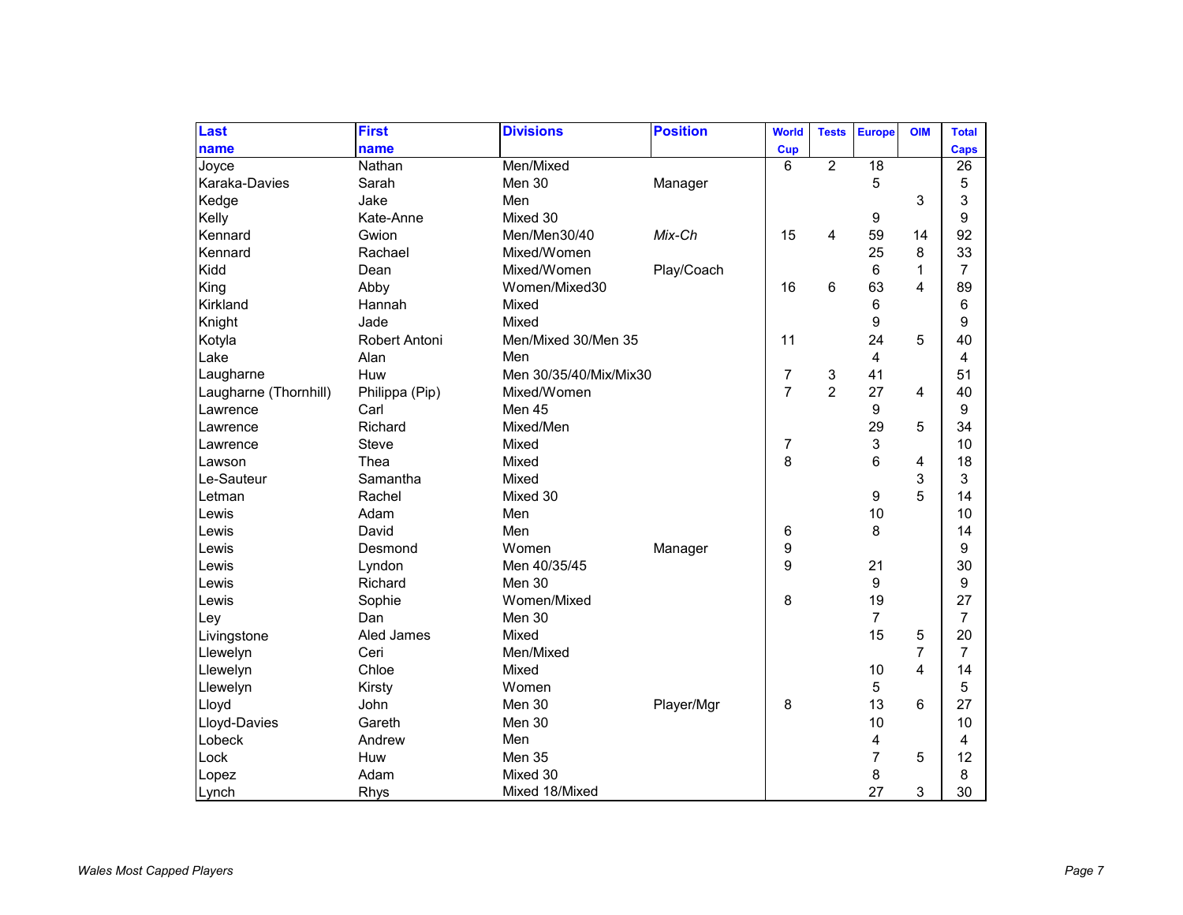| Last name | First name | Divisions | Position | World Cup | Tests | Europe | OIM | Total Caps |
|---|---|---|---|---|---|---|---|---|
| Joyce | Nathan | Men/Mixed | | 6 | 2 | 18 | | 26 |
| Karaka-Davies | Sarah | Men 30 | Manager | | | 5 | | 5 |
| Kedge | Jake | Men | | | | | 3 | 3 |
| Kelly | Kate-Anne | Mixed 30 | | | | 9 | | 9 |
| Kennard | Gwion | Men/Men30/40 | *Mix-Ch* | 15 | 4 | 59 | 14 | 92 |
| Kennard | Rachael | Mixed/Women | | | | 25 | 8 | 33 |
| Kidd | Dean | Mixed/Women | Play/Coach | | | 6 | 1 | 7 |
| King | Abby | Women/Mixed30 | | 16 | 6 | 63 | 4 | 89 |
| Kirkland | Hannah | Mixed | | | | 6 | | 6 |
| Knight | Jade | Mixed | | | | 9 | | 9 |
| Kotyla | Robert Antoni | Men/Mixed 30/Men 35 | | 11 | | 24 | 5 | 40 |
| Lake | Alan | Men | | | | 4 | | 4 |
| Laugharne | Huw | Men 30/35/40/Mix/Mix30 | | 7 | 3 | 41 | | 51 |
| Laugharne (Thornhill) | Philippa (Pip) | Mixed/Women | | 7 | 2 | 27 | 4 | 40 |
| Lawrence | Carl | Men 45 | | | | 9 | | 9 |
| Lawrence | Richard | Mixed/Men | | | | 29 | 5 | 34 |
| Lawrence | Steve | Mixed | | 7 | | 3 | | 10 |
| Lawson | Thea | Mixed | | 8 | | 6 | 4 | 18 |
| Le-Sauteur | Samantha | Mixed | | | | | 3 | 3 |
| Letman | Rachel | Mixed 30 | | | | 9 | 5 | 14 |
| Lewis | Adam | Men | | | | 10 | | 10 |
| Lewis | David | Men | | 6 | | 8 | | 14 |
| Lewis | Desmond | Women | Manager | 9 | | | | 9 |
| Lewis | Lyndon | Men 40/35/45 | | 9 | | 21 | | 30 |
| Lewis | Richard | Men 30 | | | | 9 | | 9 |
| Lewis | Sophie | Women/Mixed | | 8 | | 19 | | 27 |
| Ley | Dan | Men 30 | | | | 7 | | 7 |
| Livingstone | Aled James | Mixed | | | | 15 | 5 | 20 |
| Llewelyn | Ceri | Men/Mixed | | | | | 7 | 7 |
| Llewelyn | Chloe | Mixed | | | | 10 | 4 | 14 |
| Llewelyn | Kirsty | Women | | | | 5 | | 5 |
| Lloyd | John | Men 30 | Player/Mgr | 8 | | 13 | 6 | 27 |
| Lloyd-Davies | Gareth | Men 30 | | | | 10 | | 10 |
| Lobeck | Andrew | Men | | | | 4 | | 4 |
| Lock | Huw | Men 35 | | | | 7 | 5 | 12 |
| Lopez | Adam | Mixed 30 | | | | 8 | | 8 |
| Lynch | Rhys | Mixed 18/Mixed | | | | 27 | 3 | 30 |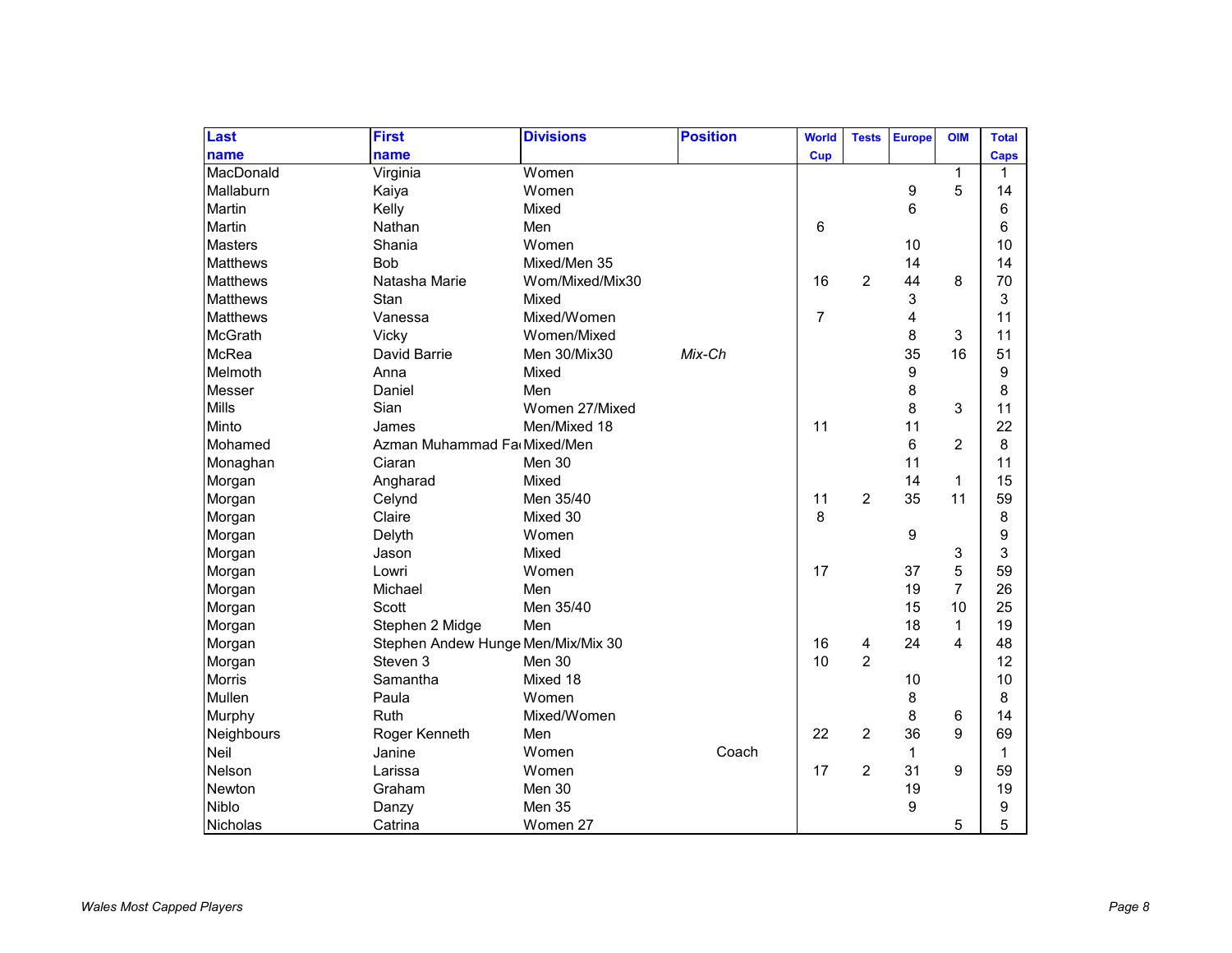| Last name | First name | Divisions | Position | World Cup | Tests | Europe | OIM | Total Caps |
|---|---|---|---|---|---|---|---|---|
| MacDonald | Virginia | Women | | | | | 1 | 1 |
| Mallaburn | Kaiya | Women | | | | 9 | 5 | 14 |
| Martin | Kelly | Mixed | | | | 6 | | 6 |
| Martin | Nathan | Men | | 6 | | | | 6 |
| Masters | Shania | Women | | | | 10 | | 10 |
| Matthews | Bob | Mixed/Men 35 | | | | 14 | | 14 |
| Matthews | Natasha Marie | Wom/Mixed/Mix30 | | 16 | 2 | 44 | 8 | 70 |
| Matthews | Stan | Mixed | | | | 3 | | 3 |
| Matthews | Vanessa | Mixed/Women | | 7 | | 4 | | 11 |
| McGrath | Vicky | Women/Mixed | | | | 8 | 3 | 11 |
| McRea | David Barrie | Men 30/Mix30 | *Mix-Ch* | | | 35 | 16 | 51 |
| Melmoth | Anna | Mixed | | | | 9 | | 9 |
| Messer | Daniel | Men | | | | 8 | | 8 |
| Mills | Sian | Women 27/Mixed | | | | 8 | 3 | 11 |
| Minto | James | Men/Mixed 18 | | 11 | | 11 | | 22 |
| Mohamed | Azman Muhammad Fa | Mixed/Men | | | | 6 | 2 | 8 |
| Monaghan | Ciaran | Men 30 | | | | 11 | | 11 |
| Morgan | Angharad | Mixed | | | | 14 | 1 | 15 |
| Morgan | Celynd | Men 35/40 | | 11 | 2 | 35 | 11 | 59 |
| Morgan | Claire | Mixed 30 | | 8 | | | | 8 |
| Morgan | Delyth | Women | | | | 9 | | 9 |
| Morgan | Jason | Mixed | | | | | 3 | 3 |
| Morgan | Lowri | Women | | 17 | | 37 | 5 | 59 |
| Morgan | Michael | Men | | | | 19 | 7 | 26 |
| Morgan | Scott | Men 35/40 | | | | 15 | 10 | 25 |
| Morgan | Stephen 2 Midge | Men | | | | 18 | 1 | 19 |
| Morgan | Stephen Andew Hunge | Men/Mix/Mix 30 | | 16 | 4 | 24 | 4 | 48 |
| Morgan | Steven 3 | Men 30 | | 10 | 2 | | | 12 |
| Morris | Samantha | Mixed 18 | | | | 10 | | 10 |
| Mullen | Paula | Women | | | | 8 | | 8 |
| Murphy | Ruth | Mixed/Women | | | | 8 | 6 | 14 |
| Neighbours | Roger Kenneth | Men | | 22 | 2 | 36 | 9 | 69 |
| Neil | Janine | Women | Coach | | | 1 | | 1 |
| Nelson | Larissa | Women | | 17 | 2 | 31 | 9 | 59 |
| Newton | Graham | Men 30 | | | | 19 | | 19 |
| Niblo | Danzy | Men 35 | | | | 9 | | 9 |
| Nicholas | Catrina | Women 27 | | | | | 5 | 5 |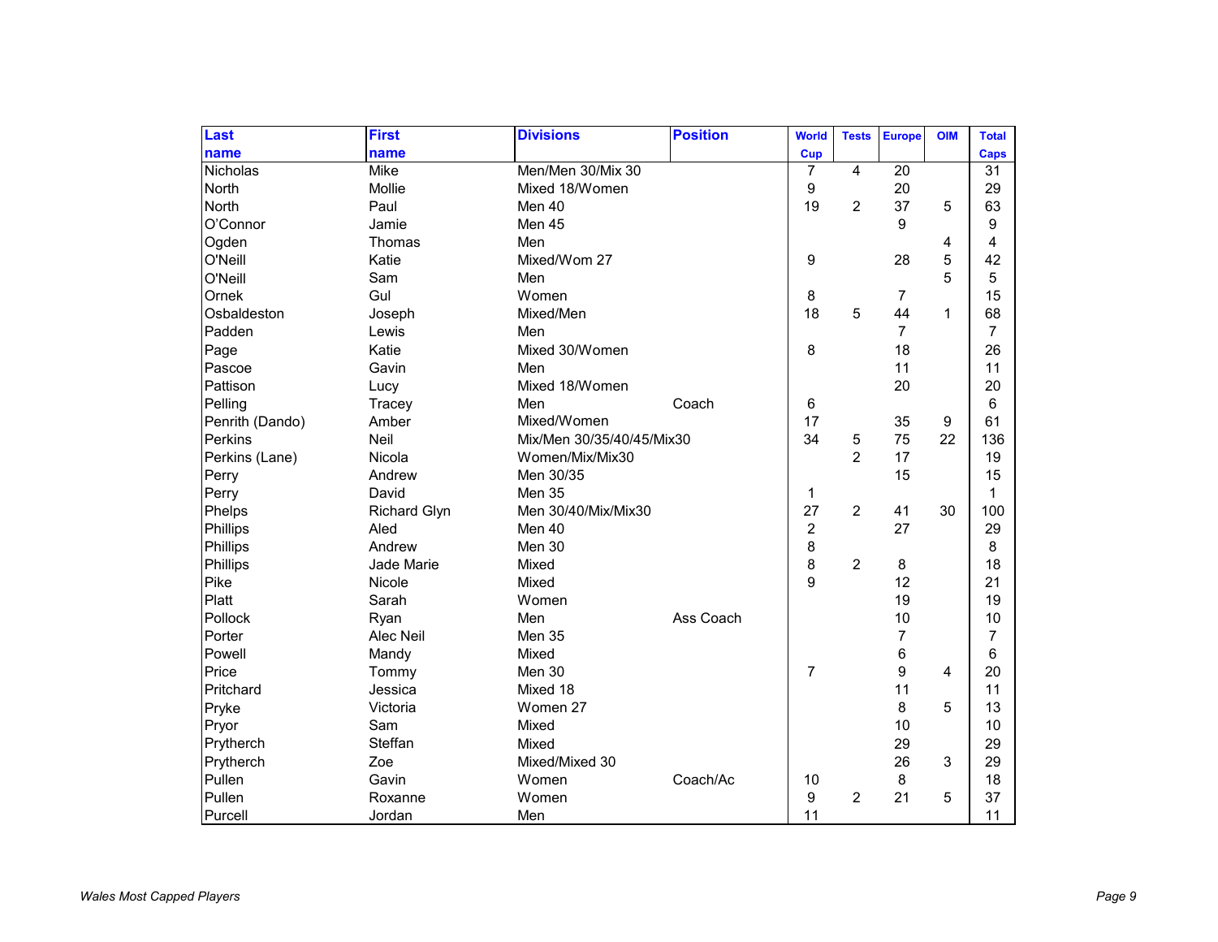| Last name | First name | Divisions | Position | World Cup | Tests | Europe | OIM | Total Caps |
|---|---|---|---|---|---|---|---|---|
| Nicholas | Mike | Men/Men 30/Mix 30 | | 7 | 4 | 20 | | 31 |
| North | Mollie | Mixed 18/Women | | 9 | | 20 | | 29 |
| North | Paul | Men 40 | | 19 | 2 | 37 | 5 | 63 |
| O'Connor | Jamie | Men 45 | | | | 9 | | 9 |
| Ogden | Thomas | Men | | | | | 4 | 4 |
| O'Neill | Katie | Mixed/Wom 27 | | 9 | | 28 | 5 | 42 |
| O'Neill | Sam | Men | | | | | 5 | 5 |
| Ornek | Gul | Women | | 8 | | 7 | | 15 |
| Osbaldeston | Joseph | Mixed/Men | | 18 | 5 | 44 | 1 | 68 |
| Padden | Lewis | Men | | | | 7 | | 7 |
| Page | Katie | Mixed 30/Women | | 8 | | 18 | | 26 |
| Pascoe | Gavin | Men | | | | 11 | | 11 |
| Pattison | Lucy | Mixed 18/Women | | | | 20 | | 20 |
| Pelling | Tracey | Men | Coach | 6 | | | | 6 |
| Penrith (Dando) | Amber | Mixed/Women | | 17 | | 35 | 9 | 61 |
| Perkins | Neil | Mix/Men 30/35/40/45/Mix30 | | 34 | 5 | 75 | 22 | 136 |
| Perkins (Lane) | Nicola | Women/Mix/Mix30 | | | 2 | 17 | | 19 |
| Perry | Andrew | Men 30/35 | | | | 15 | | 15 |
| Perry | David | Men 35 | | 1 | | | | 1 |
| Phelps | Richard Glyn | Men 30/40/Mix/Mix30 | | 27 | 2 | 41 | 30 | 100 |
| Phillips | Aled | Men 40 | | 2 | | 27 | | 29 |
| Phillips | Andrew | Men 30 | | 8 | | | | 8 |
| Phillips | Jade Marie | Mixed | | 8 | 2 | 8 | | 18 |
| Pike | Nicole | Mixed | | 9 | | 12 | | 21 |
| Platt | Sarah | Women | | | | 19 | | 19 |
| Pollock | Ryan | Men | Ass Coach | | | 10 | | 10 |
| Porter | Alec Neil | Men 35 | | | | 7 | | 7 |
| Powell | Mandy | Mixed | | | | 6 | | 6 |
| Price | Tommy | Men 30 | | 7 | | 9 | 4 | 20 |
| Pritchard | Jessica | Mixed 18 | | | | 11 | | 11 |
| Pryke | Victoria | Women 27 | | | | 8 | 5 | 13 |
| Pryor | Sam | Mixed | | | | 10 | | 10 |
| Prytherch | Steffan | Mixed | | | | 29 | | 29 |
| Prytherch | Zoe | Mixed/Mixed 30 | | | | 26 | 3 | 29 |
| Pullen | Gavin | Women | Coach/Ac | 10 | | 8 | | 18 |
| Pullen | Roxanne | Women | | 9 | 2 | 21 | 5 | 37 |
| Purcell | Jordan | Men | | 11 | | | | 11 |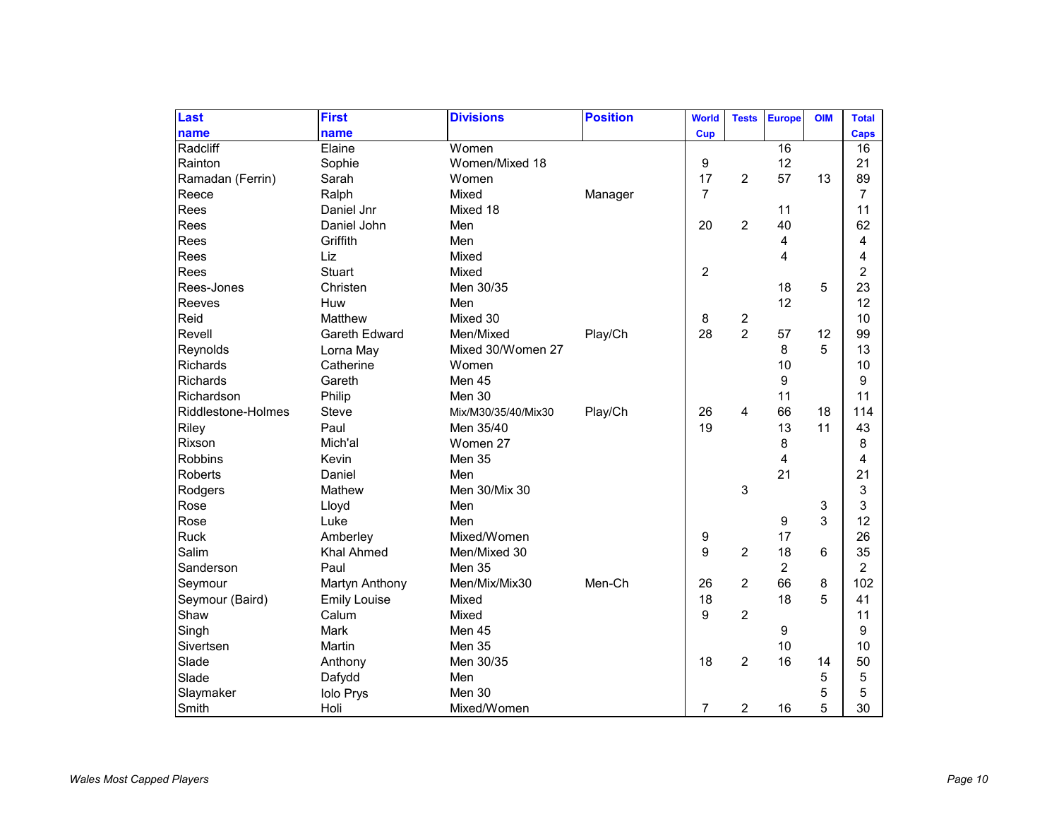| Last name | First name | Divisions | Position | World Cup | Tests | Europe | OIM | Total Caps |
|---|---|---|---|---|---|---|---|---|
| Radcliff | Elaine | Women | | | | 16 | | 16 |
| Rainton | Sophie | Women/Mixed 18 | | 9 | | 12 | | 21 |
| Ramadan (Ferrin) | Sarah | Women | | 17 | 2 | 57 | 13 | 89 |
| Reece | Ralph | Mixed | Manager | 7 | | | | 7 |
| Rees | Daniel Jnr | Mixed 18 | | | | 11 | | 11 |
| Rees | Daniel John | Men | | 20 | 2 | 40 | | 62 |
| Rees | Griffith | Men | | | | 4 | | 4 |
| Rees | Liz | Mixed | | | | 4 | | 4 |
| Rees | Stuart | Mixed | | 2 | | | | 2 |
| Rees-Jones | Christen | Men 30/35 | | | | 18 | 5 | 23 |
| Reeves | Huw | Men | | | | 12 | | 12 |
| Reid | Matthew | Mixed 30 | | 8 | 2 | | | 10 |
| Revell | Gareth Edward | Men/Mixed | Play/Ch | 28 | 2 | 57 | 12 | 99 |
| Reynolds | Lorna May | Mixed 30/Women 27 | | | | 8 | 5 | 13 |
| Richards | Catherine | Women | | | | 10 | | 10 |
| Richards | Gareth | Men 45 | | | | 9 | | 9 |
| Richardson | Philip | Men 30 | | | | 11 | | 11 |
| Riddlestone-Holmes | Steve | Mix/M30/35/40/Mix30 | Play/Ch | 26 | 4 | 66 | 18 | 114 |
| Riley | Paul | Men 35/40 | | 19 | | 13 | 11 | 43 |
| Rixson | Mich'al | Women 27 | | | | 8 | | 8 |
| Robbins | Kevin | Men 35 | | | | 4 | | 4 |
| Roberts | Daniel | Men | | | | 21 | | 21 |
| Rodgers | Mathew | Men 30/Mix 30 | | | 3 | | | 3 |
| Rose | Lloyd | Men | | | | | 3 | 3 |
| Rose | Luke | Men | | | | 9 | 3 | 12 |
| Ruck | Amberley | Mixed/Women | | 9 | | 17 | | 26 |
| Salim | Khal Ahmed | Men/Mixed 30 | | 9 | 2 | 18 | 6 | 35 |
| Sanderson | Paul | Men 35 | | | | 2 | | 2 |
| Seymour | Martyn Anthony | Men/Mix/Mix30 | Men-Ch | 26 | 2 | 66 | 8 | 102 |
| Seymour (Baird) | Emily Louise | Mixed | | 18 | | 18 | 5 | 41 |
| Shaw | Calum | Mixed | | 9 | 2 | | | 11 |
| Singh | Mark | Men 45 | | | | 9 | | 9 |
| Sivertsen | Martin | Men 35 | | | | 10 | | 10 |
| Slade | Anthony | Men 30/35 | | 18 | 2 | 16 | 14 | 50 |
| Slade | Dafydd | Men | | | | | 5 | 5 |
| Slaymaker | Iolo Prys | Men 30 | | | | | 5 | 5 |
| Smith | Holi | Mixed/Women | | 7 | 2 | 16 | 5 | 30 |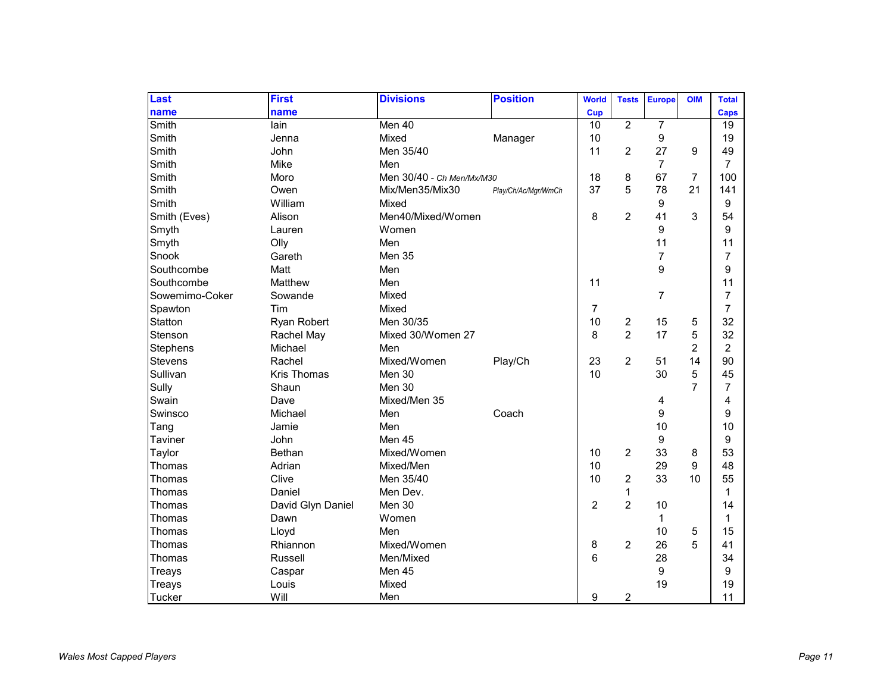| Last name | First name | Divisions | Position | World Cup | Tests | Europe | OIM | Total Caps |
|---|---|---|---|---|---|---|---|---|
| Smith | Iain | Men 40 | | 10 | 2 | 7 | | 19 |
| Smith | Jenna | Mixed | Manager | 10 | | 9 | | 19 |
| Smith | John | Men 35/40 | | 11 | 2 | 27 | 9 | 49 |
| Smith | Mike | Men | | | | 7 | | 7 |
| Smith | Moro | Men 30/40 - *Ch Men/Mx/M30* | | 18 | 8 | 67 | 7 | 100 |
| Smith | Owen | Mix/Men35/Mix30 | *Play/Ch/Ac/Mgr/WmCh* | 37 | 5 | 78 | 21 | 141 |
| Smith | William | Mixed | | | | 9 | | 9 |
| Smith (Eves) | Alison | Men40/Mixed/Women | | 8 | 2 | 41 | 3 | 54 |
| Smyth | Lauren | Women | | | | 9 | | 9 |
| Smyth | Olly | Men | | | | 11 | | 11 |
| Snook | Gareth | Men 35 | | | | 7 | | 7 |
| Southcombe | Matt | Men | | | | 9 | | 9 |
| Southcombe | Matthew | Men | | 11 | | | | 11 |
| Sowemimo-Coker | Sowande | Mixed | | | | 7 | | 7 |
| Spawton | Tim | Mixed | | 7 | | | | 7 |
| Statton | Ryan Robert | Men 30/35 | | 10 | 2 | 15 | 5 | 32 |
| Stenson | Rachel May | Mixed 30/Women 27 | | 8 | 2 | 17 | 5 | 32 |
| Stephens | Michael | Men | | | | | 2 | 2 |
| Stevens | Rachel | Mixed/Women | Play/Ch | 23 | 2 | 51 | 14 | 90 |
| Sullivan | Kris Thomas | Men 30 | | 10 | | 30 | 5 | 45 |
| Sully | Shaun | Men 30 | | | | | 7 | 7 |
| Swain | Dave | Mixed/Men 35 | | | | 4 | | 4 |
| Swinsco | Michael | Men | Coach | | | 9 | | 9 |
| Tang | Jamie | Men | | | | 10 | | 10 |
| Taviner | John | Men 45 | | | | 9 | | 9 |
| Taylor | Bethan | Mixed/Women | | 10 | 2 | 33 | 8 | 53 |
| Thomas | Adrian | Mixed/Men | | 10 | | 29 | 9 | 48 |
| Thomas | Clive | Men 35/40 | | 10 | 2 | 33 | 10 | 55 |
| Thomas | Daniel | Men Dev. | | | 1 | | | 1 |
| Thomas | David Glyn Daniel | Men 30 | | 2 | 2 | 10 | | 14 |
| Thomas | Dawn | Women | | | | 1 | | 1 |
| Thomas | Lloyd | Men | | | | 10 | 5 | 15 |
| Thomas | Rhiannon | Mixed/Women | | 8 | 2 | 26 | 5 | 41 |
| Thomas | Russell | Men/Mixed | | 6 | | 28 | | 34 |
| Treays | Caspar | Men 45 | | | | 9 | | 9 |
| Treays | Louis | Mixed | | | | 19 | | 19 |
| Tucker | Will | Men | | 9 | 2 | | | 11 |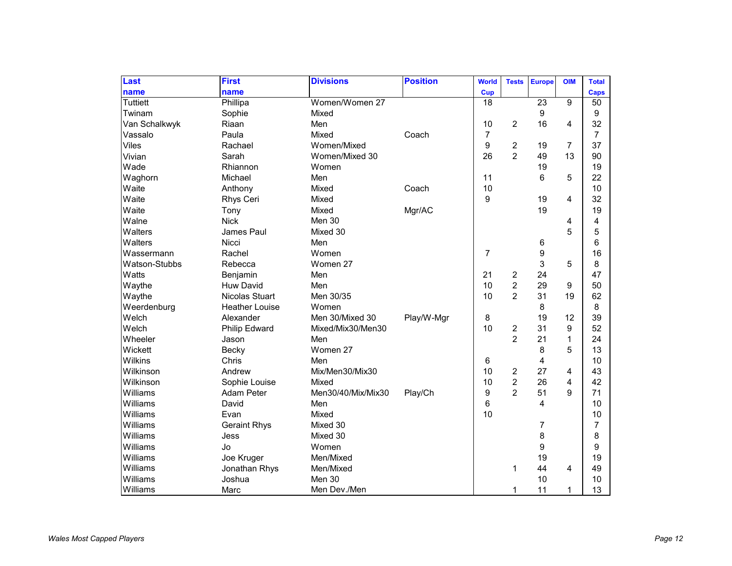| Last name | First name | Divisions | Position | World Cup | Tests | Europe | OIM | Total Caps |
|---|---|---|---|---|---|---|---|---|
| Tuttiett | Phillipa | Women/Women 27 | | 18 | | 23 | 9 | 50 |
| Twinam | Sophie | Mixed | | | | 9 | | 9 |
| Van Schalkwyk | Riaan | Men | | 10 | 2 | 16 | 4 | 32 |
| Vassalo | Paula | Mixed | Coach | 7 | | | | 7 |
| Viles | Rachael | Women/Mixed | | 9 | 2 | 19 | 7 | 37 |
| Vivian | Sarah | Women/Mixed 30 | | 26 | 2 | 49 | 13 | 90 |
| Wade | Rhiannon | Women | | | | 19 | | 19 |
| Waghorn | Michael | Men | | 11 | | 6 | 5 | 22 |
| Waite | Anthony | Mixed | Coach | 10 | | | | 10 |
| Waite | Rhys Ceri | Mixed | | 9 | | 19 | 4 | 32 |
| Waite | Tony | Mixed | Mgr/AC | | | 19 | | 19 |
| Walne | Nick | Men 30 | | | | | 4 | 4 |
| Walters | James Paul | Mixed 30 | | | | | 5 | 5 |
| Walters | Nicci | Men | | | | 6 | | 6 |
| Wassermann | Rachel | Women | | 7 | | 9 | | 16 |
| Watson-Stubbs | Rebecca | Women 27 | | | | 3 | 5 | 8 |
| Watts | Benjamin | Men | | 21 | 2 | 24 | | 47 |
| Waythe | Huw David | Men | | 10 | 2 | 29 | 9 | 50 |
| Waythe | Nicolas Stuart | Men 30/35 | | 10 | 2 | 31 | 19 | 62 |
| Weerdenburg | Heather Louise | Women | | | | 8 | | 8 |
| Welch | Alexander | Men 30/Mixed 30 | Play/W-Mgr | 8 | | 19 | 12 | 39 |
| Welch | Philip Edward | Mixed/Mix30/Men30 | | 10 | 2 | 31 | 9 | 52 |
| Wheeler | Jason | Men | | | 2 | 21 | 1 | 24 |
| Wickett | Becky | Women 27 | | | | 8 | 5 | 13 |
| Wilkins | Chris | Men | | 6 | | 4 | | 10 |
| Wilkinson | Andrew | Mix/Men30/Mix30 | | 10 | 2 | 27 | 4 | 43 |
| Wilkinson | Sophie Louise | Mixed | | 10 | 2 | 26 | 4 | 42 |
| Williams | Adam Peter | Men30/40/Mix/Mix30 | Play/Ch | 9 | 2 | 51 | 9 | 71 |
| Williams | David | Men | | 6 | | 4 | | 10 |
| Williams | Evan | Mixed | | 10 | | | | 10 |
| Williams | Geraint Rhys | Mixed 30 | | | | 7 | | 7 |
| Williams | Jess | Mixed 30 | | | | 8 | | 8 |
| Williams | Jo | Women | | | | 9 | | 9 |
| Williams | Joe Kruger | Men/Mixed | | | | 19 | | 19 |
| Williams | Jonathan Rhys | Men/Mixed | | | 1 | 44 | 4 | 49 |
| Williams | Joshua | Men 30 | | | | 10 | | 10 |
| Williams | Marc | Men Dev./Men | | | 1 | 11 | 1 | 13 |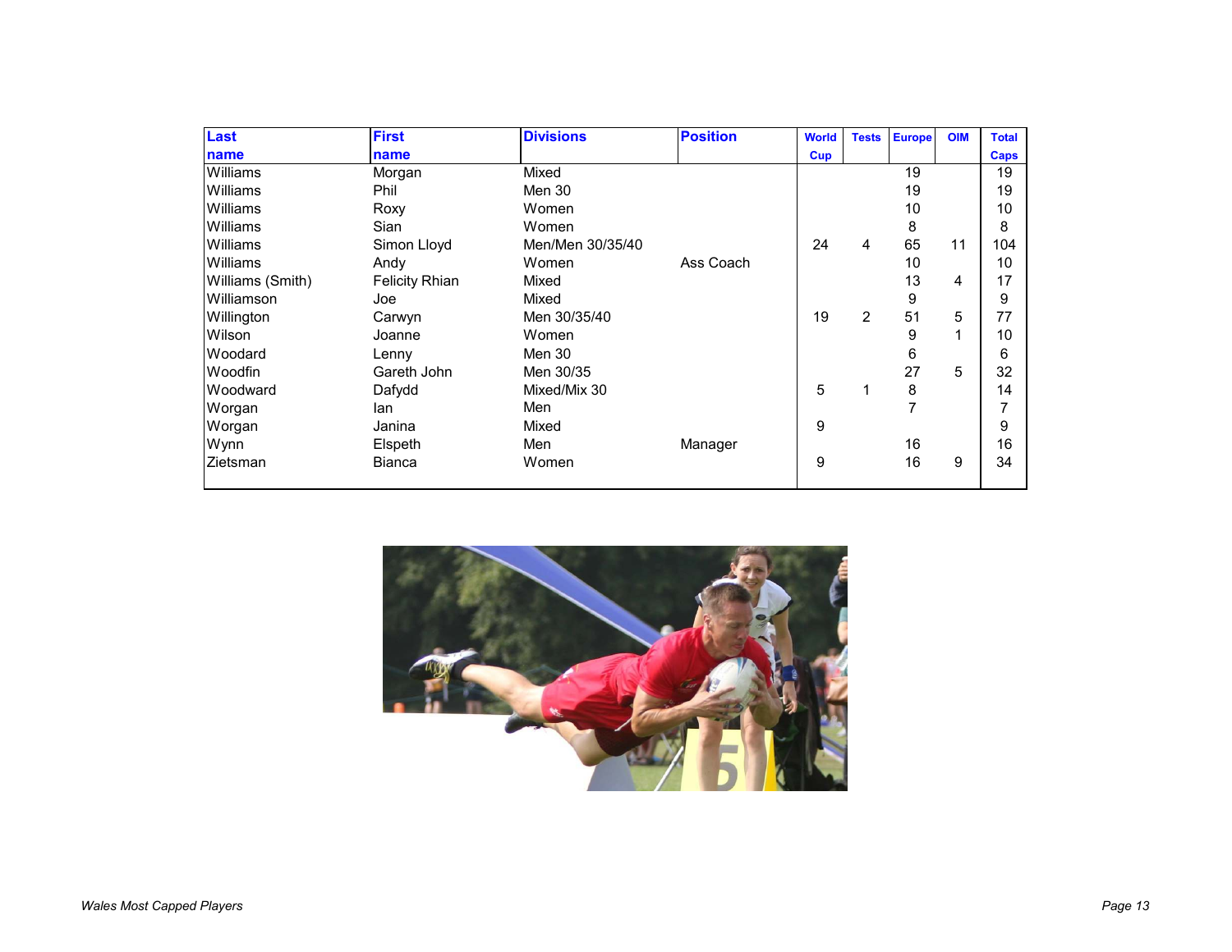| Last name | First name | Divisions | Position | World Cup | Tests | Europe | OIM | Total Caps |
|---|---|---|---|---|---|---|---|---|
| Williams | Morgan | Mixed | | | | 19 | | 19 |
| Williams | Phil | Men 30 | | | | 19 | | 19 |
| Williams | Roxy | Women | | | | 10 | | 10 |
| Williams | Sian | Women | | | | 8 | | 8 |
| Williams | Simon Lloyd | Men/Men 30/35/40 | | 24 | 4 | 65 | 11 | 104 |
| Williams | Andy | Women | Ass Coach | | | 10 | | 10 |
| Williams (Smith) | Felicity Rhian | Mixed | | | | 13 | 4 | 17 |
| Williamson | Joe | Mixed | | | | 9 | | 9 |
| Willington | Carwyn | Men 30/35/40 | | 19 | 2 | 51 | 5 | 77 |
| Wilson | Joanne | Women | | | | 9 | 1 | 10 |
| Woodard | Lenny | Men 30 | | | | 6 | | 6 |
| Woodfin | Gareth John | Men 30/35 | | | | 27 | 5 | 32 |
| Woodward | Dafydd | Mixed/Mix 30 | | 5 | 1 | 8 | | 14 |
| Worgan | Ian | Men | | | | 7 | | 7 |
| Worgan | Janina | Mixed | | 9 | | | | 9 |
| Wynn | Elspeth | Men | Manager | | | 16 | | 16 |
| Zietsman | Bianca | Women | | 9 | | 16 | 9 | 34 |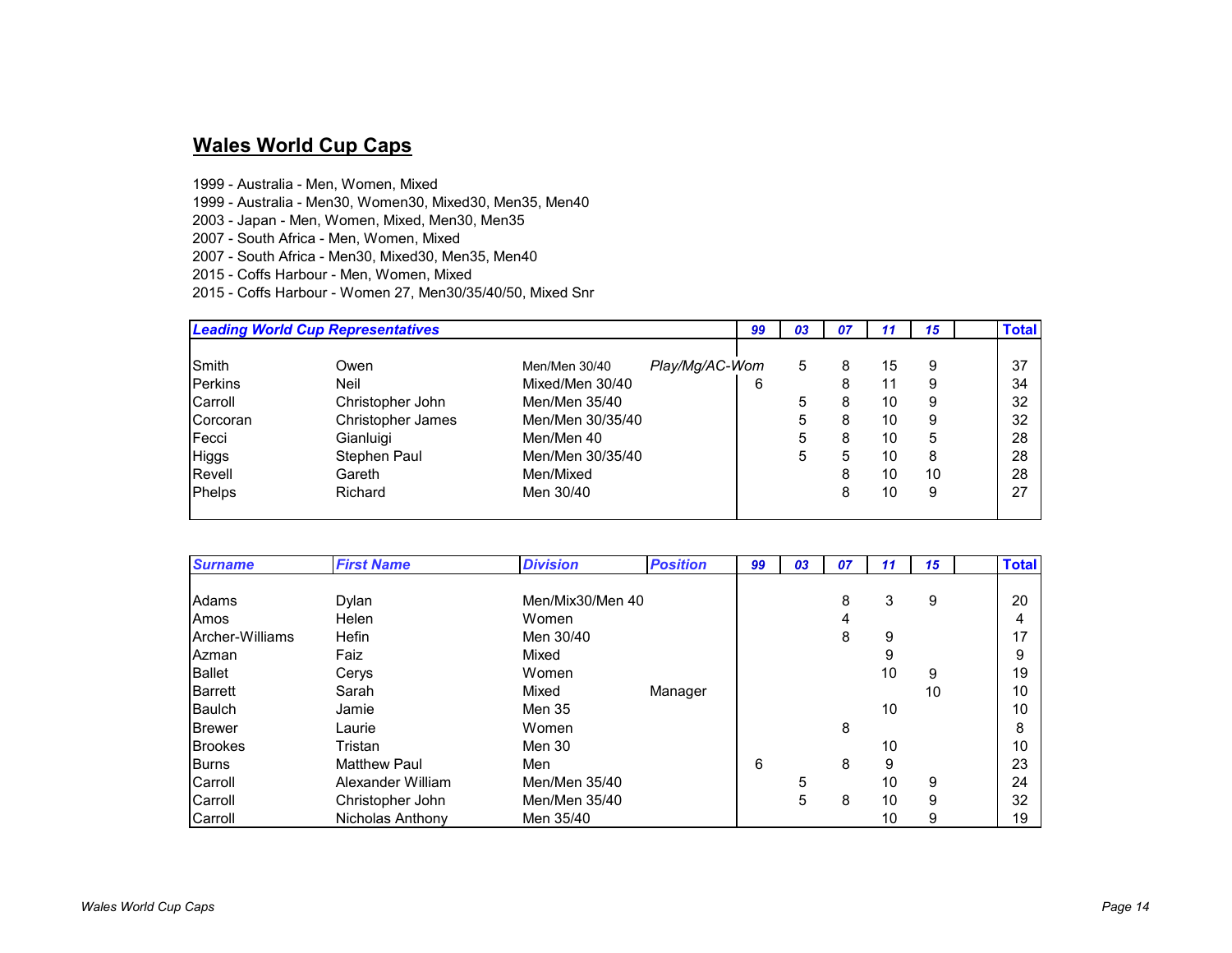## Wales World Cup Caps

1999 - Australia - Men, Women, Mixed
1999 - Australia - Men30, Women30, Mixed30, Men35, Men40
2003 - Japan - Men, Women, Mixed, Men30, Men35
2007 - South Africa - Men, Women, Mixed
2007 - South Africa - Men30, Mixed30, Men35, Men40
2015 - Coffs Harbour - Men, Women, Mixed
2015 - Coffs Harbour - Women 27, Men30/35/40/50, Mixed Snr

| ***Leading World Cup Representatives*** | | | | ***99*** | ***03*** | ***07*** | ***11*** | ***15*** | | **Total** |
|---|---|---|---|---|---|---|---|---|---|---|
| Smith | Owen | Men/Men 30/40 | *Play/Mg/AC-Wom* | | 5 | 8 | 15 | 9 | | 37 |
| Perkins | Neil | Mixed/Men 30/40 | | 6 | | 8 | 11 | 9 | | 34 |
| Carroll | Christopher John | Men/Men 35/40 | | | 5 | 8 | 10 | 9 | | 32 |
| Corcoran | Christopher James | Men/Men 30/35/40 | | | 5 | 8 | 10 | 9 | | 32 |
| Fecci | Gianluigi | Men/Men 40 | | | 5 | 8 | 10 | 5 | | 28 |
| Higgs | Stephen Paul | Men/Men 30/35/40 | | | 5 | 5 | 10 | 8 | | 28 |
| Revell | Gareth | Men/Mixed | | | | 8 | 10 | 10 | | 28 |
| Phelps | Richard | Men 30/40 | | | | 8 | 10 | 9 | | 27 |

| ***Surname*** | ***First Name*** | ***Division*** | ***Position*** | ***99*** | ***03*** | ***07*** | ***11*** | ***15*** | | **Total** |
|---|---|---|---|---|---|---|---|---|---|---|
| Adams | Dylan | Men/Mix30/Men 40 | | | | 8 | 3 | 9 | | 20 |
| Amos | Helen | Women | | | | 4 | | | | 4 |
| Archer-Williams | Hefin | Men 30/40 | | | | 8 | 9 | | | 17 |
| Azman | Faiz | Mixed | | | | | 9 | | | 9 |
| Ballet | Cerys | Women | | | | | 10 | 9 | | 19 |
| Barrett | Sarah | Mixed | Manager | | | | | 10 | | 10 |
| Baulch | Jamie | Men 35 | | | | | 10 | | | 10 |
| Brewer | Laurie | Women | | | | 8 | | | | 8 |
| Brookes | Tristan | Men 30 | | | | | 10 | | | 10 |
| Burns | Matthew Paul | Men | | 6 | | 8 | 9 | | | 23 |
| Carroll | Alexander William | Men/Men 35/40 | | | 5 | | 10 | 9 | | 24 |
| Carroll | Christopher John | Men/Men 35/40 | | | 5 | 8 | 10 | 9 | | 32 |
| Carroll | Nicholas Anthony | Men 35/40 | | | | | 10 | 9 | | 19 |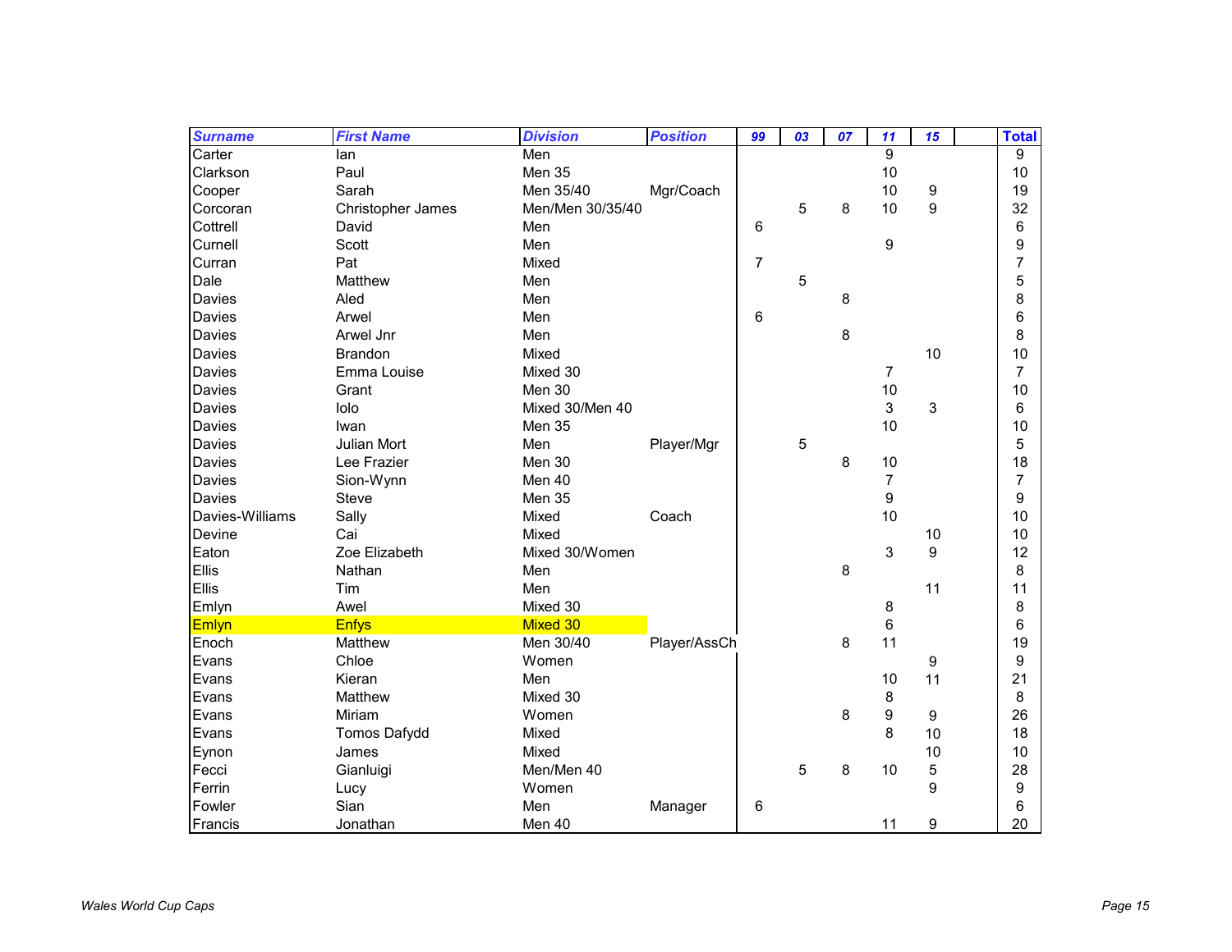| Surname | First Name | Division | Position | 99 | 03 | 07 | 11 | 15 | | Total |
|---|---|---|---|---|---|---|---|---|---|---|
| Carter | Ian | Men | | | | | 9 | | | 9 |
| Clarkson | Paul | Men 35 | | | | | 10 | | | 10 |
| Cooper | Sarah | Men 35/40 | Mgr/Coach | | | | 10 | 9 | | 19 |
| Corcoran | Christopher James | Men/Men 30/35/40 | | | 5 | 8 | 10 | 9 | | 32 |
| Cottrell | David | Men | | 6 | | | | | | 6 |
| Curnell | Scott | Men | | | | | 9 | | | 9 |
| Curran | Pat | Mixed | | 7 | | | | | | 7 |
| Dale | Matthew | Men | | | 5 | | | | | 5 |
| Davies | Aled | Men | | | | 8 | | | | 8 |
| Davies | Arwel | Men | | 6 | | | | | | 6 |
| Davies | Arwel Jnr | Men | | | | 8 | | | | 8 |
| Davies | Brandon | Mixed | | | | | | 10 | | 10 |
| Davies | Emma Louise | Mixed 30 | | | | | 7 | | | 7 |
| Davies | Grant | Men 30 | | | | | 10 | | | 10 |
| Davies | Iolo | Mixed 30/Men 40 | | | | | 3 | 3 | | 6 |
| Davies | Iwan | Men 35 | | | | | 10 | | | 10 |
| Davies | Julian Mort | Men | Player/Mgr | | 5 | | | | | 5 |
| Davies | Lee Frazier | Men 30 | | | | 8 | 10 | | | 18 |
| Davies | Sion-Wynn | Men 40 | | | | | 7 | | | 7 |
| Davies | Steve | Men 35 | | | | | 9 | | | 9 |
| Davies-Williams | Sally | Mixed | Coach | | | | 10 | | | 10 |
| Devine | Cai | Mixed | | | | | | 10 | | 10 |
| Eaton | Zoe Elizabeth | Mixed 30/Women | | | | | 3 | 9 | | 12 |
| Ellis | Nathan | Men | | | | 8 | | | | 8 |
| Ellis | Tim | Men | | | | | | 11 | | 11 |
| Emlyn | Awel | Mixed 30 | | | | | 8 | | | 8 |
| Emlyn | Enfys | Mixed 30 | | | | | 6 | | | 6 |
| Enoch | Matthew | Men 30/40 | Player/AssCh | | | 8 | 11 | | | 19 |
| Evans | Chloe | Women | | | | | | 9 | | 9 |
| Evans | Kieran | Men | | | | | 10 | 11 | | 21 |
| Evans | Matthew | Mixed 30 | | | | | 8 | | | 8 |
| Evans | Miriam | Women | | | | 8 | 9 | 9 | | 26 |
| Evans | Tomos Dafydd | Mixed | | | | | 8 | 10 | | 18 |
| Eynon | James | Mixed | | | | | | 10 | | 10 |
| Fecci | Gianluigi | Men/Men 40 | | | 5 | 8 | 10 | 5 | | 28 |
| Ferrin | Lucy | Women | | | | | | 9 | | 9 |
| Fowler | Sian | Men | Manager | 6 | | | | | | 6 |
| Francis | Jonathan | Men 40 | | | | | 11 | 9 | | 20 |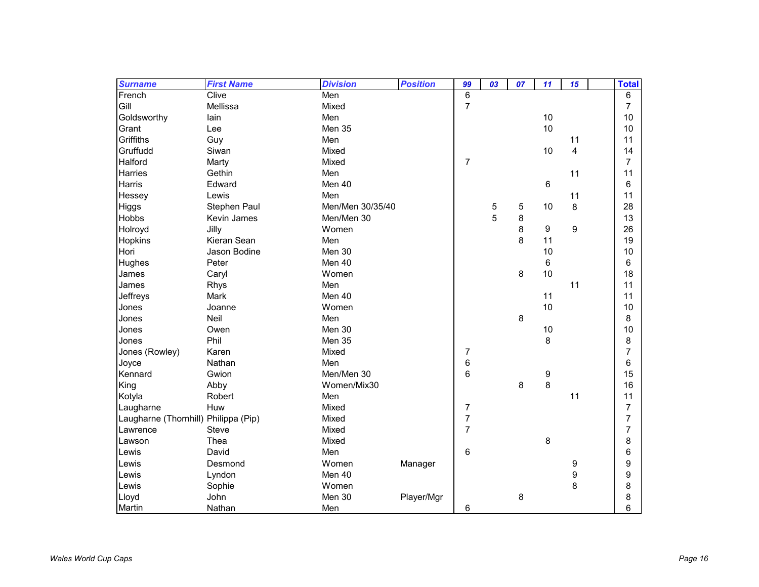| Surname | First Name | Division | Position | 99 | 03 | 07 | 11 | 15 | | Total |
|---|---|---|---|---|---|---|---|---|---|---|
| French | Clive | Men | | 6 | | | | | | 6 |
| Gill | Mellissa | Mixed | | 7 | | | | | | 7 |
| Goldsworthy | Iain | Men | | | | | 10 | | | 10 |
| Grant | Lee | Men 35 | | | | | 10 | | | 10 |
| Griffiths | Guy | Men | | | | | | 11 | | 11 |
| Gruffudd | Siwan | Mixed | | | | | 10 | 4 | | 14 |
| Halford | Marty | Mixed | | 7 | | | | | | 7 |
| Harries | Gethin | Men | | | | | | 11 | | 11 |
| Harris | Edward | Men 40 | | | | | 6 | | | 6 |
| Hessey | Lewis | Men | | | | | | 11 | | 11 |
| Higgs | Stephen Paul | Men/Men 30/35/40 | | | 5 | 5 | 10 | 8 | | 28 |
| Hobbs | Kevin James | Men/Men 30 | | | 5 | 8 | | | | 13 |
| Holroyd | Jilly | Women | | | | 8 | 9 | 9 | | 26 |
| Hopkins | Kieran Sean | Men | | | | 8 | 11 | | | 19 |
| Hori | Jason Bodine | Men 30 | | | | | 10 | | | 10 |
| Hughes | Peter | Men 40 | | | | | 6 | | | 6 |
| James | Caryl | Women | | | | 8 | 10 | | | 18 |
| James | Rhys | Men | | | | | | 11 | | 11 |
| Jeffreys | Mark | Men 40 | | | | | 11 | | | 11 |
| Jones | Joanne | Women | | | | | 10 | | | 10 |
| Jones | Neil | Men | | | | 8 | | | | 8 |
| Jones | Owen | Men 30 | | | | | 10 | | | 10 |
| Jones | Phil | Men 35 | | | | | 8 | | | 8 |
| Jones (Rowley) | Karen | Mixed | | 7 | | | | | | 7 |
| Joyce | Nathan | Men | | 6 | | | | | | 6 |
| Kennard | Gwion | Men/Men 30 | | 6 | | | 9 | | | 15 |
| King | Abby | Women/Mix30 | | | | 8 | 8 | | | 16 |
| Kotyla | Robert | Men | | | | | | 11 | | 11 |
| Laugharne | Huw | Mixed | | 7 | | | | | | 7 |
| Laugharne (Thornhill) | Philippa (Pip) | Mixed | | 7 | | | | | | 7 |
| Lawrence | Steve | Mixed | | 7 | | | | | | 7 |
| Lawson | Thea | Mixed | | | | | 8 | | | 8 |
| Lewis | David | Men | | 6 | | | | | | 6 |
| Lewis | Desmond | Women | Manager | | | | | 9 | | 9 |
| Lewis | Lyndon | Men 40 | | | | | | 9 | | 9 |
| Lewis | Sophie | Women | | | | | | 8 | | 8 |
| Lloyd | John | Men 30 | Player/Mgr | | | 8 | | | | 8 |
| Martin | Nathan | Men | | 6 | | | | | | 6 |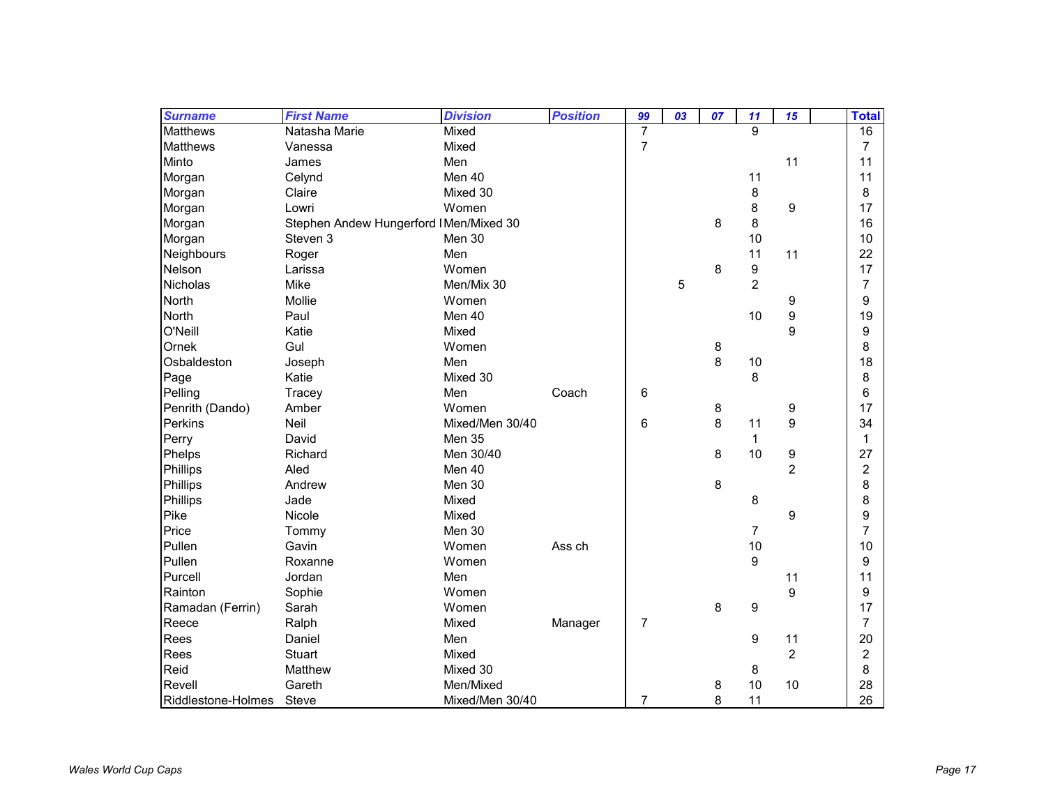| Surname | First Name | Division | Position | 99 | 03 | 07 | 11 | 15 | | Total |
|---|---|---|---|---|---|---|---|---|---|---|
| Matthews | Natasha Marie | Mixed | | 7 | | | 9 | | | 16 |
| Matthews | Vanessa | Mixed | | 7 | | | | | | 7 |
| Minto | James | Men | | | | | | 11 | | 11 |
| Morgan | Celynd | Men 40 | | | | | 11 | | | 11 |
| Morgan | Claire | Mixed 30 | | | | | 8 | | | 8 |
| Morgan | Lowri | Women | | | | | 8 | 9 | | 17 |
| Morgan | Stephen Andew Hungerford I | Men/Mixed 30 | | | | 8 | 8 | | | 16 |
| Morgan | Steven 3 | Men 30 | | | | | 10 | | | 10 |
| Neighbours | Roger | Men | | | | | 11 | 11 | | 22 |
| Nelson | Larissa | Women | | | | 8 | 9 | | | 17 |
| Nicholas | Mike | Men/Mix 30 | | | 5 | | 2 | | | 7 |
| North | Mollie | Women | | | | | | 9 | | 9 |
| North | Paul | Men 40 | | | | | 10 | 9 | | 19 |
| O'Neill | Katie | Mixed | | | | | | 9 | | 9 |
| Ornek | Gul | Women | | | | 8 | | | | 8 |
| Osbaldeston | Joseph | Men | | | | 8 | 10 | | | 18 |
| Page | Katie | Mixed 30 | | | | | 8 | | | 8 |
| Pelling | Tracey | Men | Coach | 6 | | | | | | 6 |
| Penrith (Dando) | Amber | Women | | | | 8 | | 9 | | 17 |
| Perkins | Neil | Mixed/Men 30/40 | | 6 | | 8 | 11 | 9 | | 34 |
| Perry | David | Men 35 | | | | | 1 | | | 1 |
| Phelps | Richard | Men 30/40 | | | | 8 | 10 | 9 | | 27 |
| Phillips | Aled | Men 40 | | | | | | 2 | | 2 |
| Phillips | Andrew | Men 30 | | | | 8 | | | | 8 |
| Phillips | Jade | Mixed | | | | | 8 | | | 8 |
| Pike | Nicole | Mixed | | | | | | 9 | | 9 |
| Price | Tommy | Men 30 | | | | | 7 | | | 7 |
| Pullen | Gavin | Women | Ass ch | | | | 10 | | | 10 |
| Pullen | Roxanne | Women | | | | | 9 | | | 9 |
| Purcell | Jordan | Men | | | | | | 11 | | 11 |
| Rainton | Sophie | Women | | | | | | 9 | | 9 |
| Ramadan (Ferrin) | Sarah | Women | | | | 8 | 9 | | | 17 |
| Reece | Ralph | Mixed | Manager | 7 | | | | | | 7 |
| Rees | Daniel | Men | | | | | 9 | 11 | | 20 |
| Rees | Stuart | Mixed | | | | | | 2 | | 2 |
| Reid | Matthew | Mixed 30 | | | | | 8 | | | 8 |
| Revell | Gareth | Men/Mixed | | | | 8 | 10 | 10 | | 28 |
| Riddlestone-Holmes | Steve | Mixed/Men 30/40 | | 7 | | 8 | 11 | | | 26 |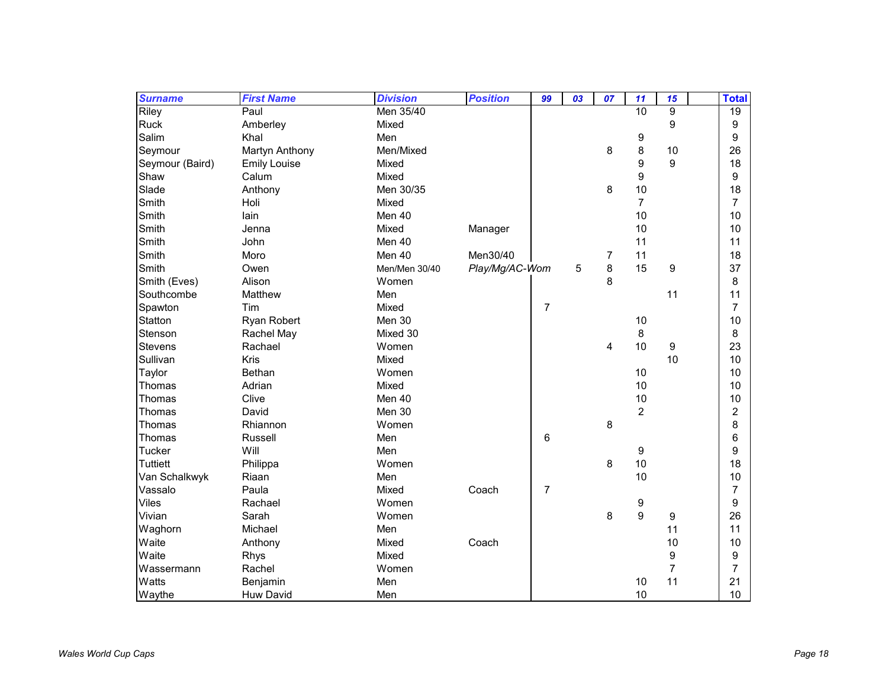| Surname | First Name | Division | Position | 99 | 03 | 07 | 11 | 15 | | Total |
|---|---|---|---|---|---|---|---|---|---|---|
| Riley | Paul | Men 35/40 | | | | | 10 | 9 | | 19 |
| Ruck | Amberley | Mixed | | | | | | 9 | | 9 |
| Salim | Khal | Men | | | | | 9 | | | 9 |
| Seymour | Martyn Anthony | Men/Mixed | | | | 8 | 8 | 10 | | 26 |
| Seymour (Baird) | Emily Louise | Mixed | | | | | 9 | 9 | | 18 |
| Shaw | Calum | Mixed | | | | | 9 | | | 9 |
| Slade | Anthony | Men 30/35 | | | | 8 | 10 | | | 18 |
| Smith | Holi | Mixed | | | | | 7 | | | 7 |
| Smith | Iain | Men 40 | | | | | 10 | | | 10 |
| Smith | Jenna | Mixed | Manager | | | | 10 | | | 10 |
| Smith | John | Men 40 | | | | | 11 | | | 11 |
| Smith | Moro | Men 40 | Men30/40 | | | 7 | 11 | | | 18 |
| Smith | Owen | Men/Men 30/40 | *Play/Mg/AC-Wom* | | 5 | 8 | 15 | 9 | | 37 |
| Smith (Eves) | Alison | Women | | | | 8 | | | | 8 |
| Southcombe | Matthew | Men | | | | | | 11 | | 11 |
| Spawton | Tim | Mixed | | 7 | | | | | | 7 |
| Statton | Ryan Robert | Men 30 | | | | | 10 | | | 10 |
| Stenson | Rachel May | Mixed 30 | | | | | 8 | | | 8 |
| Stevens | Rachael | Women | | | | 4 | 10 | 9 | | 23 |
| Sullivan | Kris | Mixed | | | | | | 10 | | 10 |
| Taylor | Bethan | Women | | | | | 10 | | | 10 |
| Thomas | Adrian | Mixed | | | | | 10 | | | 10 |
| Thomas | Clive | Men 40 | | | | | 10 | | | 10 |
| Thomas | David | Men 30 | | | | | 2 | | | 2 |
| Thomas | Rhiannon | Women | | | | 8 | | | | 8 |
| Thomas | Russell | Men | | 6 | | | | | | 6 |
| Tucker | Will | Men | | | | | 9 | | | 9 |
| Tuttiett | Philippa | Women | | | | 8 | 10 | | | 18 |
| Van Schalkwyk | Riaan | Men | | | | | 10 | | | 10 |
| Vassalo | Paula | Mixed | Coach | 7 | | | | | | 7 |
| Viles | Rachael | Women | | | | | 9 | | | 9 |
| Vivian | Sarah | Women | | | | 8 | 9 | 9 | | 26 |
| Waghorn | Michael | Men | | | | | | 11 | | 11 |
| Waite | Anthony | Mixed | Coach | | | | | 10 | | 10 |
| Waite | Rhys | Mixed | | | | | | 9 | | 9 |
| Wassermann | Rachel | Women | | | | | | 7 | | 7 |
| Watts | Benjamin | Men | | | | | 10 | 11 | | 21 |
| Waythe | Huw David | Men | | | | | 10 | | | 10 |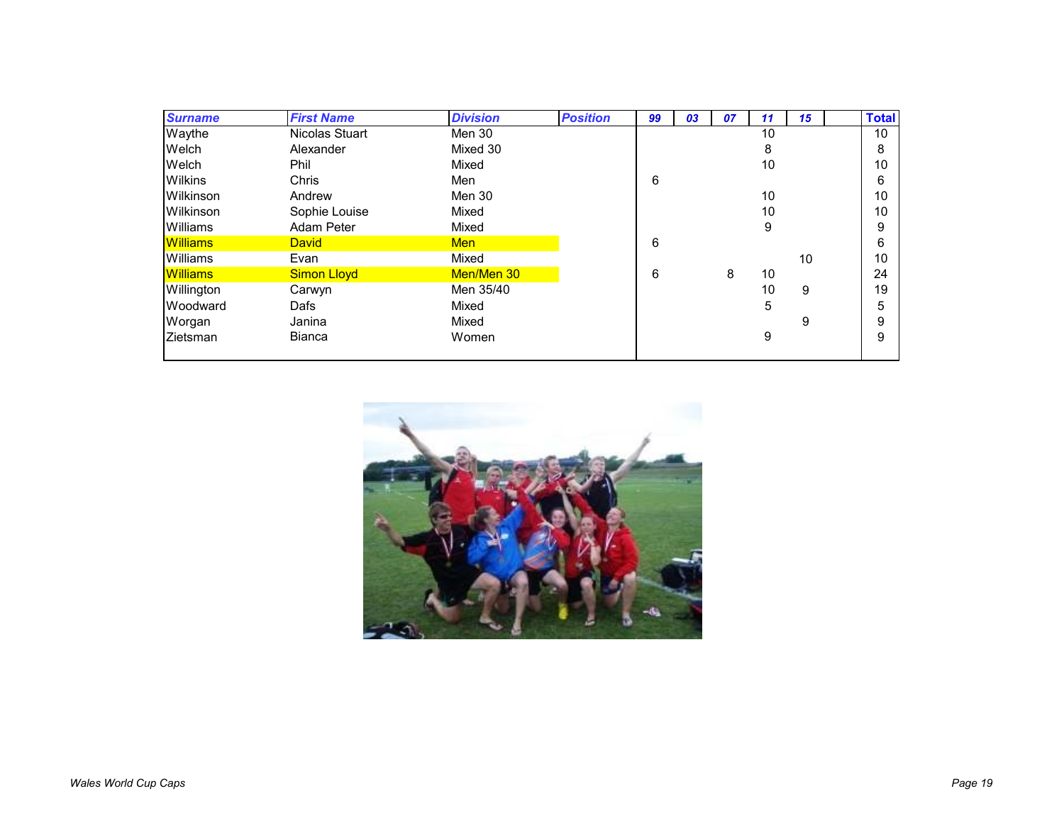| Surname | First Name | Division | Position | 99 | 03 | 07 | 11 | 15 | | Total |
|---|---|---|---|---|---|---|---|---|---|---|
| Waythe | Nicolas Stuart | Men 30 | | | | | 10 | | | 10 |
| Welch | Alexander | Mixed 30 | | | | | 8 | | | 8 |
| Welch | Phil | Mixed | | | | | 10 | | | 10 |
| Wilkins | Chris | Men | | 6 | | | | | | 6 |
| Wilkinson | Andrew | Men 30 | | | | | 10 | | | 10 |
| Wilkinson | Sophie Louise | Mixed | | | | | 10 | | | 10 |
| Williams | Adam Peter | Mixed | | | | | 9 | | | 9 |
| Williams | David | Men | | 6 | | | | | | 6 |
| Williams | Evan | Mixed | | | | | | 10 | | 10 |
| Williams | Simon Lloyd | Men/Men 30 | | 6 | | 8 | 10 | | | 24 |
| Willington | Carwyn | Men 35/40 | | | | | 10 | 9 | | 19 |
| Woodward | Dafs | Mixed | | | | | 5 | | | 5 |
| Worgan | Janina | Mixed | | | | | | 9 | | 9 |
| Zietsman | Bianca | Women | | | | | 9 | | | 9 |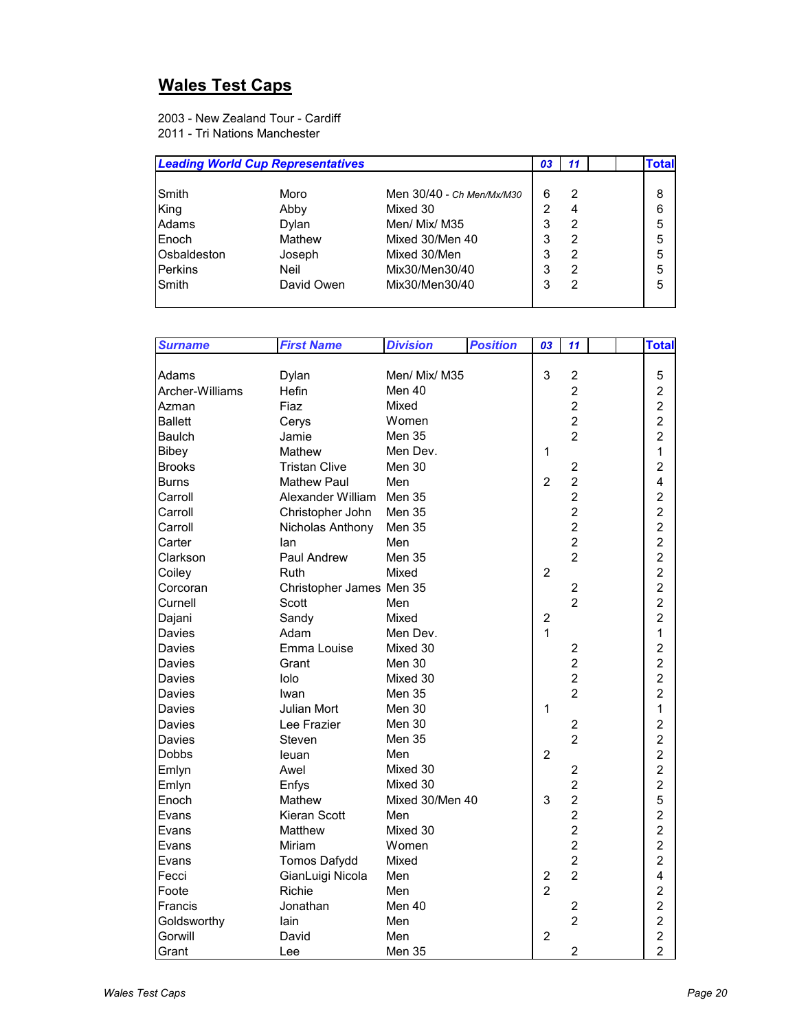## Wales Test Caps

2003 - New Zealand Tour - Cardiff
2011 - Tri Nations Manchester

| Leading World Cup Representatives | | | 03 | 11 | | | Total |
|---|---|---|---|---|---|---|---|
| Smith | Moro | Men 30/40 - Ch Men/Mx/M30 | 6 | 2 | | | 8 |
| King | Abby | Mixed 30 | 2 | 4 | | | 6 |
| Adams | Dylan | Men/ Mix/ M35 | 3 | 2 | | | 5 |
| Enoch | Mathew | Mixed 30/Men 40 | 3 | 2 | | | 5 |
| Osbaldeston | Joseph | Mixed 30/Men | 3 | 2 | | | 5 |
| Perkins | Neil | Mix30/Men30/40 | 3 | 2 | | | 5 |
| Smith | David Owen | Mix30/Men30/40 | 3 | 2 | | | 5 |

| Surname | First Name | Division | Position | 03 | 11 | | | Total |
|---|---|---|---|---|---|---|---|---|
| Adams | Dylan | Men/ Mix/ M35 | | 3 | 2 | | | 5 |
| Archer-Williams | Hefin | Men 40 | | | 2 | | | 2 |
| Azman | Fiaz | Mixed | | | 2 | | | 2 |
| Ballett | Cerys | Women | | | 2 | | | 2 |
| Baulch | Jamie | Men 35 | | | 2 | | | 2 |
| Bibey | Mathew | Men Dev. | | 1 | | | | 1 |
| Brooks | Tristan Clive | Men 30 | | | 2 | | | 2 |
| Burns | Mathew Paul | Men | | 2 | 2 | | | 4 |
| Carroll | Alexander William | Men 35 | | | 2 | | | 2 |
| Carroll | Christopher John | Men 35 | | | 2 | | | 2 |
| Carroll | Nicholas Anthony | Men 35 | | | 2 | | | 2 |
| Carter | Ian | Men | | | 2 | | | 2 |
| Clarkson | Paul Andrew | Men 35 | | | 2 | | | 2 |
| Coiley | Ruth | Mixed | | 2 | | | | 2 |
| Corcoran | Christopher James | Men 35 | | | 2 | | | 2 |
| Curnell | Scott | Men | | | 2 | | | 2 |
| Dajani | Sandy | Mixed | | 2 | | | | 2 |
| Davies | Adam | Men Dev. | | 1 | | | | 1 |
| Davies | Emma Louise | Mixed 30 | | | 2 | | | 2 |
| Davies | Grant | Men 30 | | | 2 | | | 2 |
| Davies | Iolo | Mixed 30 | | | 2 | | | 2 |
| Davies | Iwan | Men 35 | | | 2 | | | 2 |
| Davies | Julian Mort | Men 30 | | 1 | | | | 1 |
| Davies | Lee Frazier | Men 30 | | | 2 | | | 2 |
| Davies | Steven | Men 35 | | | 2 | | | 2 |
| Dobbs | Ieuan | Men | | 2 | | | | 2 |
| Emlyn | Awel | Mixed 30 | | | 2 | | | 2 |
| Emlyn | Enfys | Mixed 30 | | | 2 | | | 2 |
| Enoch | Mathew | Mixed 30/Men 40 | | 3 | 2 | | | 5 |
| Evans | Kieran Scott | Men | | | 2 | | | 2 |
| Evans | Matthew | Mixed 30 | | | 2 | | | 2 |
| Evans | Miriam | Women | | | 2 | | | 2 |
| Evans | Tomos Dafydd | Mixed | | | 2 | | | 2 |
| Fecci | GianLuigi Nicola | Men | | 2 | 2 | | | 4 |
| Foote | Richie | Men | | 2 | | | | 2 |
| Francis | Jonathan | Men 40 | | | 2 | | | 2 |
| Goldsworthy | Iain | Men | | | 2 | | | 2 |
| Gorwill | David | Men | | 2 | | | | 2 |
| Grant | Lee | Men 35 | | | 2 | | | 2 |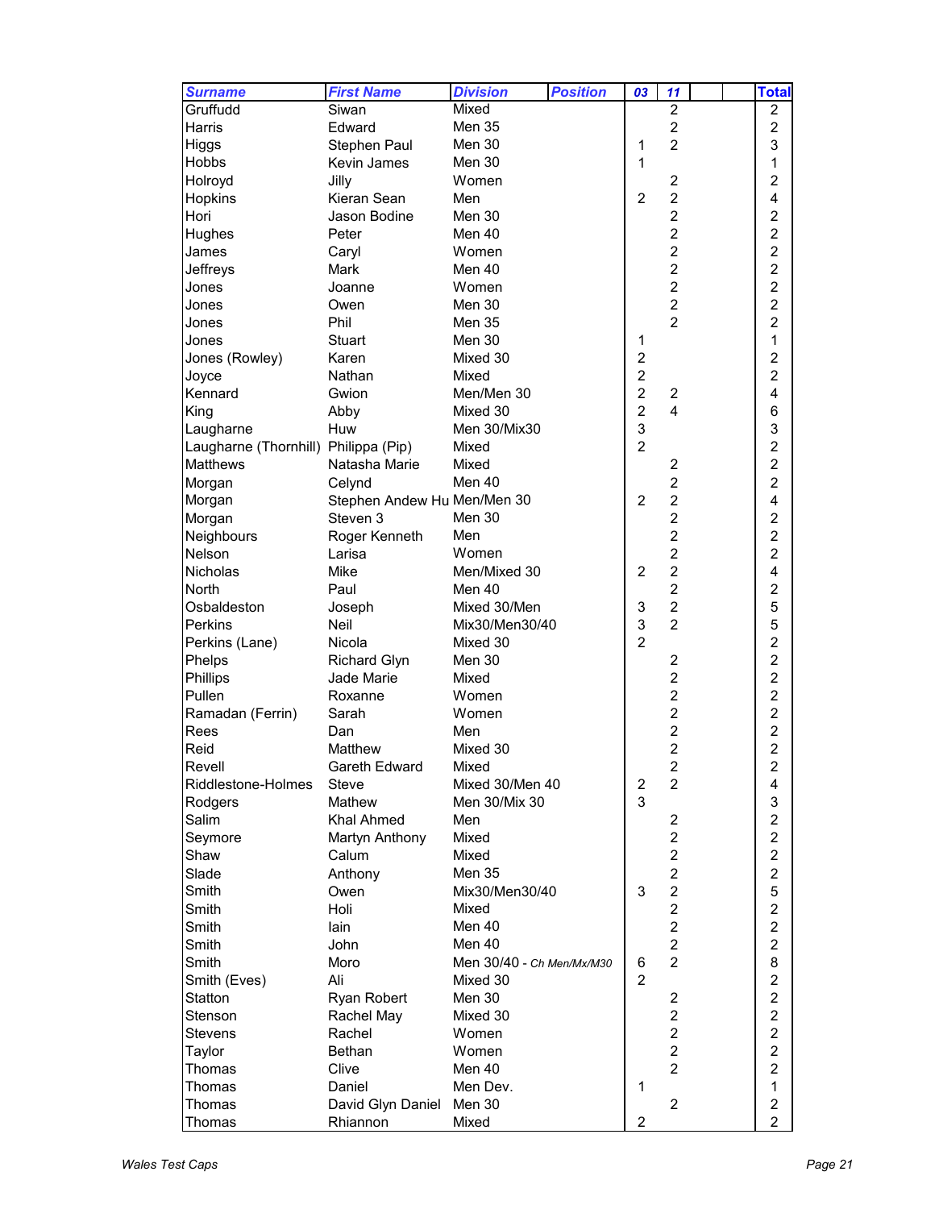| Surname | First Name | Division | Position | 03 | 11 | | | Total |
|---|---|---|---|---|---|---|---|---|
| Gruffudd | Siwan | Mixed | | | 2 | | | 2 |
| Harris | Edward | Men 35 | | | 2 | | | 2 |
| Higgs | Stephen Paul | Men 30 | | 1 | 2 | | | 3 |
| Hobbs | Kevin James | Men 30 | | 1 | | | | 1 |
| Holroyd | Jilly | Women | | | 2 | | | 2 |
| Hopkins | Kieran Sean | Men | | 2 | 2 | | | 4 |
| Hori | Jason Bodine | Men 30 | | | 2 | | | 2 |
| Hughes | Peter | Men 40 | | | 2 | | | 2 |
| James | Caryl | Women | | | 2 | | | 2 |
| Jeffreys | Mark | Men 40 | | | 2 | | | 2 |
| Jones | Joanne | Women | | | 2 | | | 2 |
| Jones | Owen | Men 30 | | | 2 | | | 2 |
| Jones | Phil | Men 35 | | | 2 | | | 2 |
| Jones | Stuart | Men 30 | | 1 | | | | 1 |
| Jones (Rowley) | Karen | Mixed 30 | | 2 | | | | 2 |
| Joyce | Nathan | Mixed | | 2 | | | | 2 |
| Kennard | Gwion | Men/Men 30 | | 2 | 2 | | | 4 |
| King | Abby | Mixed 30 | | 2 | 4 | | | 6 |
| Laugharne | Huw | Men 30/Mix30 | | 3 | | | | 3 |
| Laugharne (Thornhill) | Philippa (Pip) | Mixed | | 2 | | | | 2 |
| Matthews | Natasha Marie | Mixed | | | 2 | | | 2 |
| Morgan | Celynd | Men 40 | | | 2 | | | 2 |
| Morgan | Stephen Andew Hu | Men/Men 30 | | 2 | 2 | | | 4 |
| Morgan | Steven 3 | Men 30 | | | 2 | | | 2 |
| Neighbours | Roger Kenneth | Men | | | 2 | | | 2 |
| Nelson | Larisa | Women | | | 2 | | | 2 |
| Nicholas | Mike | Men/Mixed 30 | | 2 | 2 | | | 4 |
| North | Paul | Men 40 | | | 2 | | | 2 |
| Osbaldeston | Joseph | Mixed 30/Men | | 3 | 2 | | | 5 |
| Perkins | Neil | Mix30/Men30/40 | | 3 | 2 | | | 5 |
| Perkins (Lane) | Nicola | Mixed 30 | | 2 | | | | 2 |
| Phelps | Richard Glyn | Men 30 | | | 2 | | | 2 |
| Phillips | Jade Marie | Mixed | | | 2 | | | 2 |
| Pullen | Roxanne | Women | | | 2 | | | 2 |
| Ramadan (Ferrin) | Sarah | Women | | | 2 | | | 2 |
| Rees | Dan | Men | | | 2 | | | 2 |
| Reid | Matthew | Mixed 30 | | | 2 | | | 2 |
| Revell | Gareth Edward | Mixed | | | 2 | | | 2 |
| Riddlestone-Holmes | Steve | Mixed 30/Men 40 | | 2 | 2 | | | 4 |
| Rodgers | Mathew | Men 30/Mix 30 | | 3 | | | | 3 |
| Salim | Khal Ahmed | Men | | | 2 | | | 2 |
| Seymore | Martyn Anthony | Mixed | | | 2 | | | 2 |
| Shaw | Calum | Mixed | | | 2 | | | 2 |
| Slade | Anthony | Men 35 | | | 2 | | | 2 |
| Smith | Owen | Mix30/Men30/40 | | 3 | 2 | | | 5 |
| Smith | Holi | Mixed | | | 2 | | | 2 |
| Smith | Iain | Men 40 | | | 2 | | | 2 |
| Smith | John | Men 40 | | | 2 | | | 2 |
| Smith | Moro | Men 30/40 - *Ch Men/Mx/M30* | | 6 | 2 | | | 8 |
| Smith (Eves) | Ali | Mixed 30 | | 2 | | | | 2 |
| Statton | Ryan Robert | Men 30 | | | 2 | | | 2 |
| Stenson | Rachel May | Mixed 30 | | | 2 | | | 2 |
| Stevens | Rachel | Women | | | 2 | | | 2 |
| Taylor | Bethan | Women | | | 2 | | | 2 |
| Thomas | Clive | Men 40 | | | 2 | | | 2 |
| Thomas | Daniel | Men Dev. | | 1 | | | | 1 |
| Thomas | David Glyn Daniel | Men 30 | | | 2 | | | 2 |
| Thomas | Rhiannon | Mixed | | 2 | | | | 2 |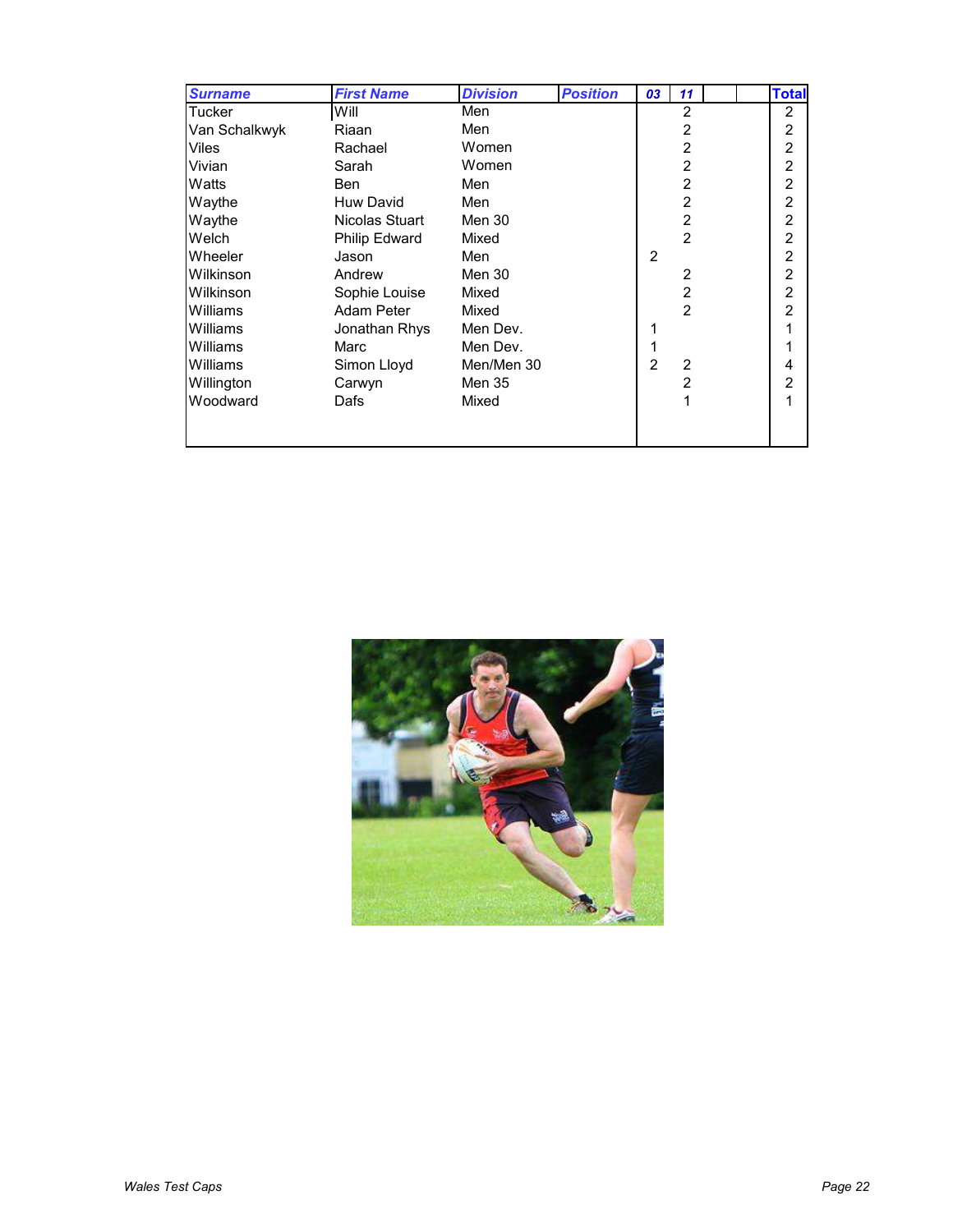| Surname | First Name | Division | Position | 03 | 11 | | | Total |
|---|---|---|---|---|---|---|---|---|
| Tucker | Will | Men | | | 2 | | | 2 |
| Van Schalkwyk | Riaan | Men | | | 2 | | | 2 |
| Viles | Rachael | Women | | | 2 | | | 2 |
| Vivian | Sarah | Women | | | 2 | | | 2 |
| Watts | Ben | Men | | | 2 | | | 2 |
| Waythe | Huw David | Men | | | 2 | | | 2 |
| Waythe | Nicolas Stuart | Men 30 | | | 2 | | | 2 |
| Welch | Philip Edward | Mixed | | | 2 | | | 2 |
| Wheeler | Jason | Men | | 2 | | | | 2 |
| Wilkinson | Andrew | Men 30 | | | 2 | | | 2 |
| Wilkinson | Sophie Louise | Mixed | | | 2 | | | 2 |
| Williams | Adam Peter | Mixed | | | 2 | | | 2 |
| Williams | Jonathan Rhys | Men Dev. | | 1 | | | | 1 |
| Williams | Marc | Men Dev. | | 1 | | | | 1 |
| Williams | Simon Lloyd | Men/Men 30 | | 2 | 2 | | | 4 |
| Willington | Carwyn | Men 35 | | | 2 | | | 2 |
| Woodward | Dafs | Mixed | | | 1 | | | 1 |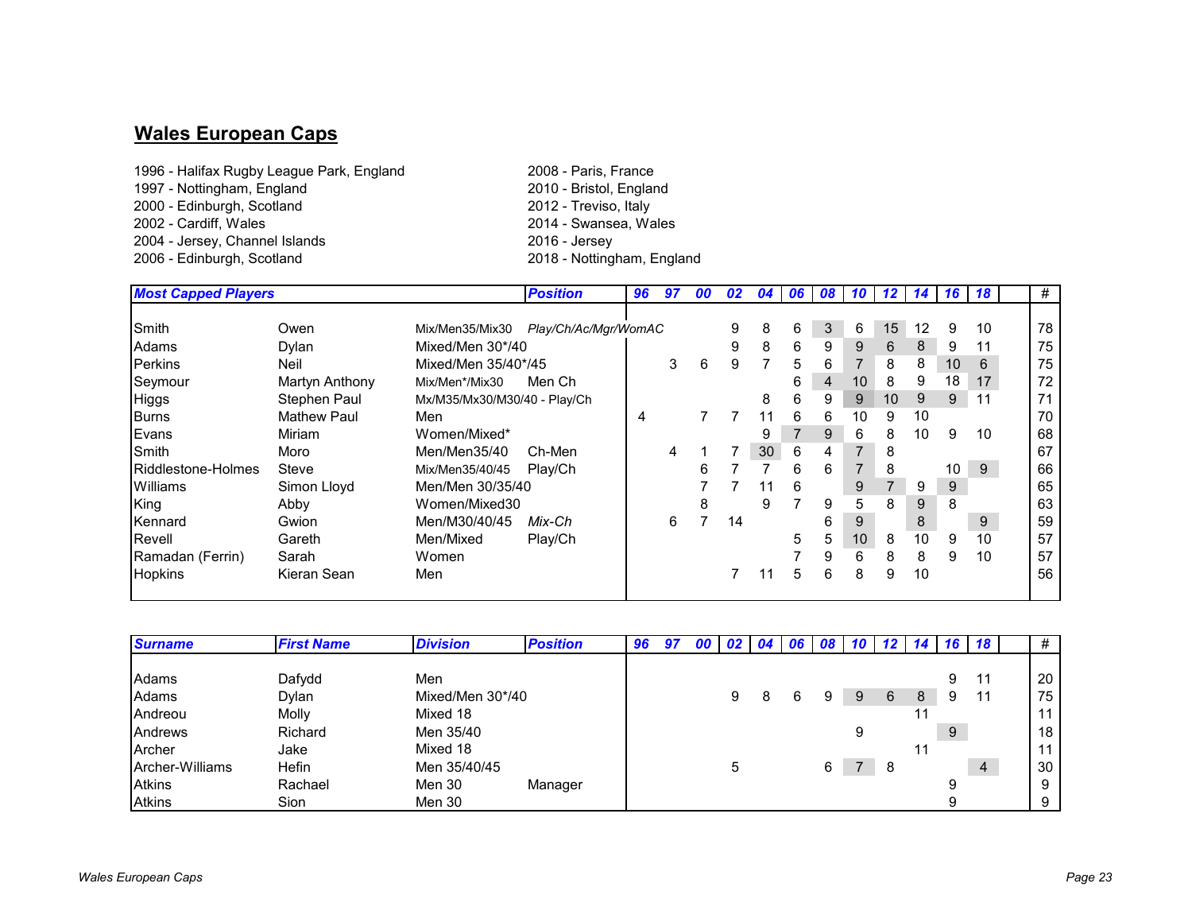# Wales European Caps

1996 - Halifax Rugby League Park, England
1997 - Nottingham, England
2000 - Edinburgh, Scotland
2002 - Cardiff, Wales
2004 - Jersey, Channel Islands
2006 - Edinburgh, Scotland
2008 - Paris, France
2010 - Bristol, England
2012 - Treviso, Italy
2014 - Swansea, Wales
2016 - Jersey
2018 - Nottingham, England

| ***Most Capped Players*** | | | ***Position*** | ***96*** | ***97*** | ***00*** | ***02*** | ***04*** | ***06*** | ***08*** | ***10*** | ***12*** | ***14*** | ***16*** | ***18*** | | **#** |
|---|---|---|---|---|---|---|---|---|---|---|---|---|---|---|---|---|---|
| Smith | Owen | Mix/Men35/Mix30 | *Play/Ch/Ac/Mgr/WomAC* | | | | 9 | 8 | 6 | 3 | 6 | 15 | 12 | 9 | 10 | | 78 |
| Adams | Dylan | Mixed/Men 30*/40 | | | | | 9 | 8 | 6 | 9 | 9 | 6 | 8 | 9 | 11 | | 75 |
| Perkins | Neil | Mixed/Men 35/40*/45 | | | 3 | 6 | 9 | 7 | 5 | 6 | 7 | 8 | 8 | 10 | 6 | | 75 |
| Seymour | Martyn Anthony | Mix/Men*/Mix30 | Men Ch | | | | | | 6 | 4 | 10 | 8 | 9 | 18 | 17 | | 72 |
| Higgs | Stephen Paul | Mx/M35/Mx30/M30/40 - Play/Ch | | | | | | 8 | 6 | 9 | 9 | 10 | 9 | 9 | 11 | | 71 |
| Burns | Mathew Paul | Men | | 4 | | 7 | 7 | 11 | 6 | 6 | 10 | 9 | 10 | | | | 70 |
| Evans | Miriam | Women/Mixed* | | | | | | 9 | 7 | 9 | 6 | 8 | 10 | 9 | 10 | | 68 |
| Smith | Moro | Men/Men35/40 | Ch-Men | | 4 | 1 | 7 | 30 | 6 | 4 | 7 | 8 | | | | | 67 |
| Riddlestone-Holmes | Steve | Mix/Men35/40/45 | Play/Ch | | | 6 | 7 | 7 | 6 | 6 | 7 | 8 | | 10 | 9 | | 66 |
| Williams | Simon Lloyd | Men/Men 30/35/40 | | | | 7 | 7 | 11 | 6 | | 9 | 7 | 9 | 9 | | | 65 |
| King | Abby | Women/Mixed30 | | | | 8 | | 9 | 7 | 9 | 5 | 8 | 9 | 8 | | | 63 |
| Kennard | Gwion | Men/M30/40/45 | *Mix-Ch* | | 6 | 7 | 14 | | | 6 | 9 | | 8 | | 9 | | 59 |
| Revell | Gareth | Men/Mixed | Play/Ch | | | | | | 5 | 5 | 10 | 8 | 10 | 9 | 10 | | 57 |
| Ramadan (Ferrin) | Sarah | Women | | | | | | | 7 | 9 | 6 | 8 | 8 | 9 | 10 | | 57 |
| Hopkins | Kieran Sean | Men | | | | | 7 | 11 | 5 | 6 | 8 | 9 | 10 | | | | 56 |

| ***Surname*** | ***First Name*** | ***Division*** | ***Position*** | ***96*** | ***97*** | ***00*** | ***02*** | ***04*** | ***06*** | ***08*** | ***10*** | ***12*** | ***14*** | ***16*** | ***18*** | | **#** |
|---|---|---|---|---|---|---|---|---|---|---|---|---|---|---|---|---|---|
| Adams | Dafydd | Men | | | | | | | | | | | | 9 | 11 | | 20 |
| Adams | Dylan | Mixed/Men 30*/40 | | | | | 9 | 8 | 6 | 9 | 9 | 6 | 8 | 9 | 11 | | 75 |
| Andreou | Molly | Mixed 18 | | | | | | | | | | | 11 | | | | 11 |
| Andrews | Richard | Men 35/40 | | | | | | | | | 9 | | | 9 | | | 18 |
| Archer | Jake | Mixed 18 | | | | | | | | | | | 11 | | | | 11 |
| Archer-Williams | Hefin | Men 35/40/45 | | | | | 5 | | | 6 | 7 | 8 | | | 4 | | 30 |
| Atkins | Rachael | Men 30 | Manager | | | | | | | | | | | 9 | | | 9 |
| Atkins | Sion | Men 30 | | | | | | | | | | | | 9 | | | 9 |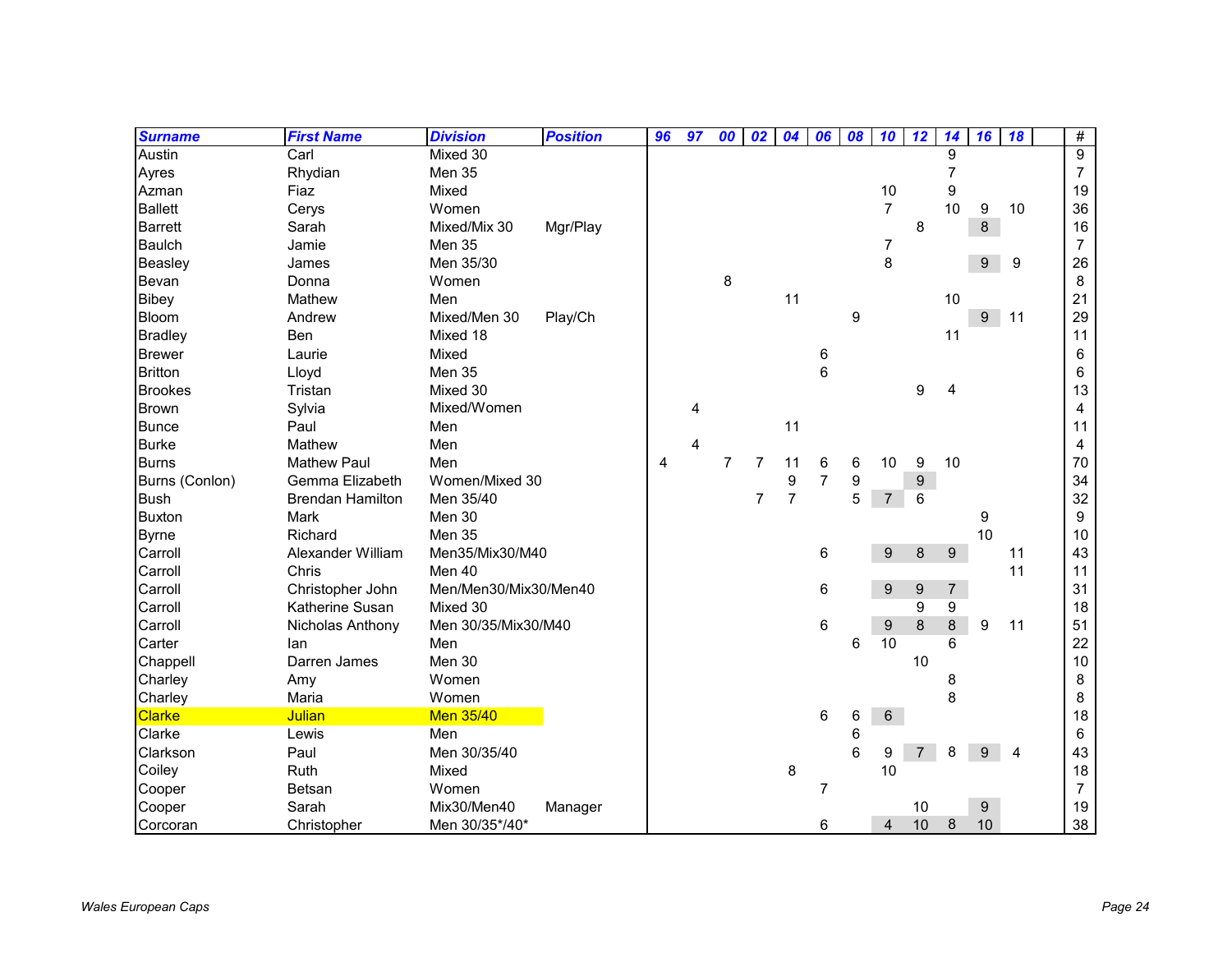| Surname | First Name | Division | Position | 96 | 97 | 00 | 02 | 04 | 06 | 08 | 10 | 12 | 14 | 16 | 18 | | # |
|---|---|---|---|---|---|---|---|---|---|---|---|---|---|---|---|---|---|
| Austin | Carl | Mixed 30 | | | | | | | | | | | 9 | | | | 9 |
| Ayres | Rhydian | Men 35 | | | | | | | | | | | 7 | | | | 7 |
| Azman | Fiaz | Mixed | | | | | | | | | 10 | | 9 | | | | 19 |
| Ballett | Cerys | Women | | | | | | | | | 7 | | 10 | 9 | 10 | | 36 |
| Barrett | Sarah | Mixed/Mix 30 | Mgr/Play | | | | | | | | | 8 | | 8 | | | 16 |
| Baulch | Jamie | Men 35 | | | | | | | | | 7 | | | | | | 7 |
| Beasley | James | Men 35/30 | | | | | | | | | 8 | | | 9 | 9 | | 26 |
| Bevan | Donna | Women | | | | 8 | | | | | | | | | | | 8 |
| Bibey | Mathew | Men | | | | | | 11 | | | | | 10 | | | | 21 |
| Bloom | Andrew | Mixed/Men 30 | Play/Ch | | | | | | | 9 | | | | 9 | 11 | | 29 |
| Bradley | Ben | Mixed 18 | | | | | | | | | | | 11 | | | | 11 |
| Brewer | Laurie | Mixed | | | | | | | 6 | | | | | | | | 6 |
| Britton | Lloyd | Men 35 | | | | | | | 6 | | | | | | | | 6 |
| Brookes | Tristan | Mixed 30 | | | | | | | | | | 9 | 4 | | | | 13 |
| Brown | Sylvia | Mixed/Women | | | 4 | | | | | | | | | | | | 4 |
| Bunce | Paul | Men | | | | | | 11 | | | | | | | | | 11 |
| Burke | Mathew | Men | | | 4 | | | | | | | | | | | | 4 |
| Burns | Mathew Paul | Men | | 4 | | 7 | 7 | 11 | 6 | 6 | 10 | 9 | 10 | | | | 70 |
| Burns (Conlon) | Gemma Elizabeth | Women/Mixed 30 | | | | | | 9 | 7 | 9 | | 9 | | | | | 34 |
| Bush | Brendan Hamilton | Men 35/40 | | | | | 7 | 7 | | 5 | 7 | 6 | | | | | 32 |
| Buxton | Mark | Men 30 | | | | | | | | | | | | 9 | | | 9 |
| Byrne | Richard | Men 35 | | | | | | | | | | | | 10 | | | 10 |
| Carroll | Alexander William | Men35/Mix30/M40 | | | | | | | 6 | | 9 | 8 | 9 | | 11 | | 43 |
| Carroll | Chris | Men 40 | | | | | | | | | | | | | 11 | | 11 |
| Carroll | Christopher John | Men/Men30/Mix30/Men40 | | | | | | | 6 | | 9 | 9 | 7 | | | | 31 |
| Carroll | Katherine Susan | Mixed 30 | | | | | | | | | | 9 | 9 | | | | 18 |
| Carroll | Nicholas Anthony | Men 30/35/Mix30/M40 | | | | | | | 6 | | 9 | 8 | 8 | 9 | 11 | | 51 |
| Carter | Ian | Men | | | | | | | | 6 | 10 | | 6 | | | | 22 |
| Chappell | Darren James | Men 30 | | | | | | | | | | 10 | | | | | 10 |
| Charley | Amy | Women | | | | | | | | | | | 8 | | | | 8 |
| Charley | Maria | Women | | | | | | | | | | | 8 | | | | 8 |
| Clarke | Julian | Men 35/40 | | | | | | | 6 | 6 | 6 | | | | | | 18 |
| Clarke | Lewis | Men | | | | | | | | 6 | | | | | | | 6 |
| Clarkson | Paul | Men 30/35/40 | | | | | | | | 6 | 9 | 7 | 8 | 9 | 4 | | 43 |
| Coiley | Ruth | Mixed | | | | | | 8 | | | 10 | | | | | | 18 |
| Cooper | Betsan | Women | | | | | | | 7 | | | | | | | | 7 |
| Cooper | Sarah | Mix30/Men40 | Manager | | | | | | | | | 10 | | 9 | | | 19 |
| Corcoran | Christopher | Men 30/35*/40* | | | | | | | 6 | | 4 | 10 | 8 | 10 | | | 38 |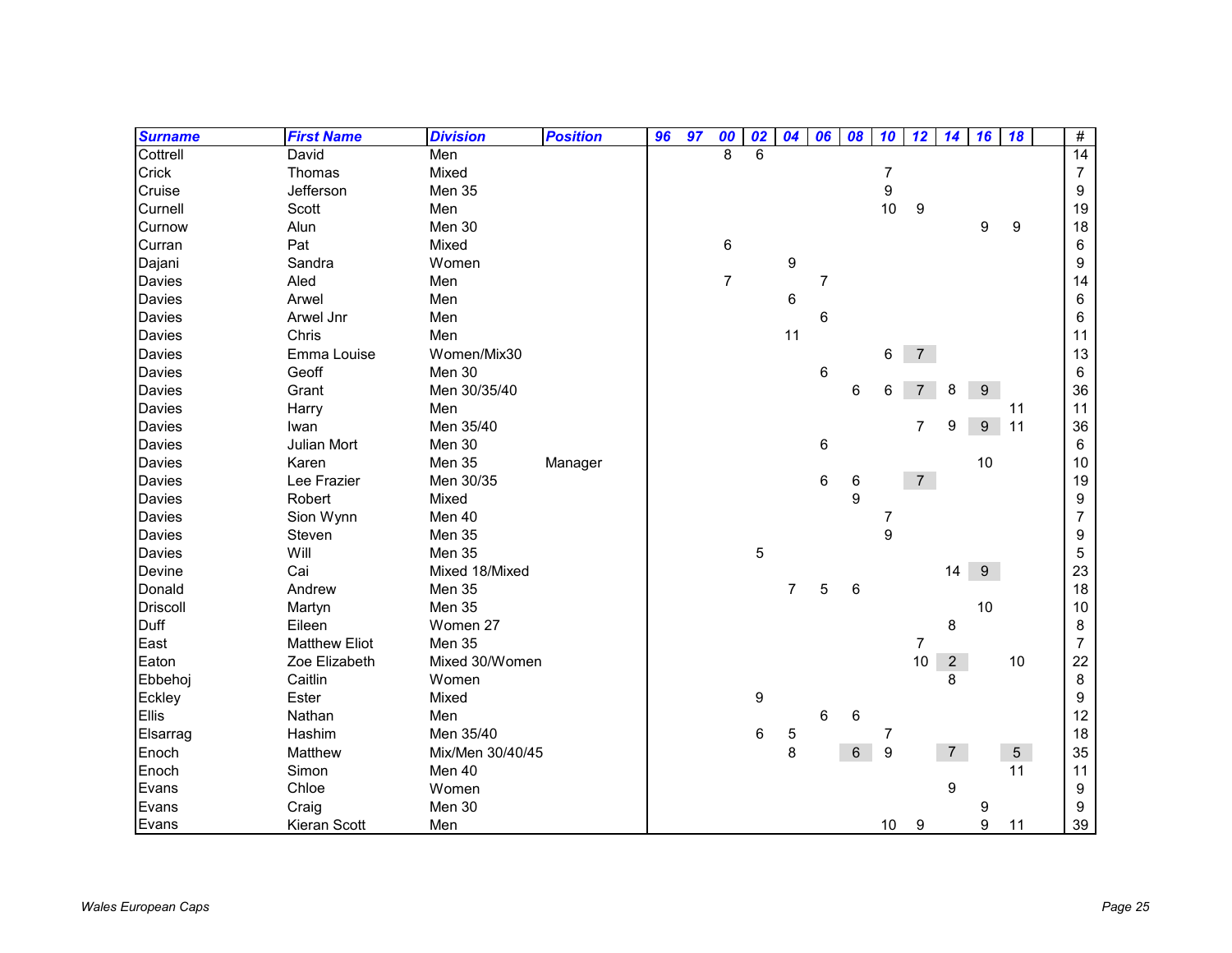| Surname | First Name | Division | Position | 96 | 97 | 00 | 02 | 04 | 06 | 08 | 10 | 12 | 14 | 16 | 18 | | # |
|---|---|---|---|---|---|---|---|---|---|---|---|---|---|---|---|---|---|
| Cottrell | David | Men | | | | 8 | 6 | | | | | | | | | | 14 |
| Crick | Thomas | Mixed | | | | | | | | | 7 | | | | | | 7 |
| Cruise | Jefferson | Men 35 | | | | | | | | | 9 | | | | | | 9 |
| Curnell | Scott | Men | | | | | | | | | 10 | 9 | | | | | 19 |
| Curnow | Alun | Men 30 | | | | | | | | | | | | 9 | 9 | | 18 |
| Curran | Pat | Mixed | | | | 6 | | | | | | | | | | | 6 |
| Dajani | Sandra | Women | | | | | | 9 | | | | | | | | | 9 |
| Davies | Aled | Men | | | | 7 | | | 7 | | | | | | | | 14 |
| Davies | Arwel | Men | | | | | | 6 | | | | | | | | | 6 |
| Davies | Arwel Jnr | Men | | | | | | | 6 | | | | | | | | 6 |
| Davies | Chris | Men | | | | | | 11 | | | | | | | | | 11 |
| Davies | Emma Louise | Women/Mix30 | | | | | | | | | 6 | 7 | | | | | 13 |
| Davies | Geoff | Men 30 | | | | | | | 6 | | | | | | | | 6 |
| Davies | Grant | Men 30/35/40 | | | | | | | | 6 | 6 | 7 | 8 | 9 | | | 36 |
| Davies | Harry | Men | | | | | | | | | | | | | 11 | | 11 |
| Davies | Iwan | Men 35/40 | | | | | | | | | | 7 | 9 | 9 | 11 | | 36 |
| Davies | Julian Mort | Men 30 | | | | | | | 6 | | | | | | | | 6 |
| Davies | Karen | Men 35 | Manager | | | | | | | | | | | 10 | | | 10 |
| Davies | Lee Frazier | Men 30/35 | | | | | | | 6 | 6 | | 7 | | | | | 19 |
| Davies | Robert | Mixed | | | | | | | | 9 | | | | | | | 9 |
| Davies | Sion Wynn | Men 40 | | | | | | | | | 7 | | | | | | 7 |
| Davies | Steven | Men 35 | | | | | | | | | 9 | | | | | | 9 |
| Davies | Will | Men 35 | | | | | 5 | | | | | | | | | | 5 |
| Devine | Cai | Mixed 18/Mixed | | | | | | | | | | | 14 | 9 | | | 23 |
| Donald | Andrew | Men 35 | | | | | | 7 | 5 | 6 | | | | | | | 18 |
| Driscoll | Martyn | Men 35 | | | | | | | | | | | | 10 | | | 10 |
| Duff | Eileen | Women 27 | | | | | | | | | | | 8 | | | | 8 |
| East | Matthew Eliot | Men 35 | | | | | | | | | | 7 | | | | | 7 |
| Eaton | Zoe Elizabeth | Mixed 30/Women | | | | | | | | | | 10 | 2 | | 10 | | 22 |
| Ebbehoj | Caitlin | Women | | | | | | | | | | | 8 | | | | 8 |
| Eckley | Ester | Mixed | | | | | 9 | | | | | | | | | | 9 |
| Ellis | Nathan | Men | | | | | | | 6 | 6 | | | | | | | 12 |
| Elsarrag | Hashim | Men 35/40 | | | | | 6 | 5 | | | 7 | | | | | | 18 |
| Enoch | Matthew | Mix/Men 30/40/45 | | | | | | 8 | | 6 | 9 | | 7 | | 5 | | 35 |
| Enoch | Simon | Men 40 | | | | | | | | | | | | | 11 | | 11 |
| Evans | Chloe | Women | | | | | | | | | | | 9 | | | | 9 |
| Evans | Craig | Men 30 | | | | | | | | | | | | 9 | | | 9 |
| Evans | Kieran Scott | Men | | | | | | | | | 10 | 9 | | 9 | 11 | | 39 |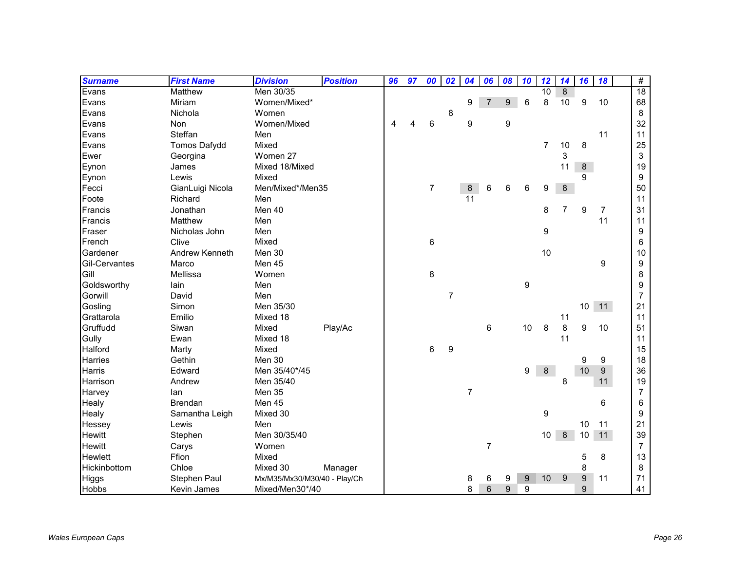| Surname | First Name | Division | Position | 96 | 97 | 00 | 02 | 04 | 06 | 08 | 10 | 12 | 14 | 16 | 18 | | # |
|---|---|---|---|---|---|---|---|---|---|---|---|---|---|---|---|---|---|
| Evans | Matthew | Men 30/35 | | | | | | | | | | 10 | 8 | | | | 18 |
| Evans | Miriam | Women/Mixed* | | | | | | 9 | 7 | 9 | 6 | 8 | 10 | 9 | 10 | | 68 |
| Evans | Nichola | Women | | | | | 8 | | | | | | | | | | 8 |
| Evans | Non | Women/Mixed | | 4 | 4 | 6 | | 9 | | 9 | | | | | | | 32 |
| Evans | Steffan | Men | | | | | | | | | | | | | 11 | | 11 |
| Evans | Tomos Dafydd | Mixed | | | | | | | | | | 7 | 10 | 8 | | | 25 |
| Ewer | Georgina | Women 27 | | | | | | | | | | | 3 | | | | 3 |
| Eynon | James | Mixed 18/Mixed | | | | | | | | | | | 11 | 8 | | | 19 |
| Eynon | Lewis | Mixed | | | | | | | | | | | | 9 | | | 9 |
| Fecci | GianLuigi Nicola | Men/Mixed*/Men35 | | | | 7 | | 8 | 6 | 6 | 6 | 9 | 8 | | | | 50 |
| Foote | Richard | Men | | | | | | 11 | | | | | | | | | 11 |
| Francis | Jonathan | Men 40 | | | | | | | | | | 8 | 7 | 9 | 7 | | 31 |
| Francis | Matthew | Men | | | | | | | | | | | | | 11 | | 11 |
| Fraser | Nicholas John | Men | | | | | | | | | | 9 | | | | | 9 |
| French | Clive | Mixed | | | | 6 | | | | | | | | | | | 6 |
| Gardener | Andrew Kenneth | Men 30 | | | | | | | | | | 10 | | | | | 10 |
| Gil-Cervantes | Marco | Men 45 | | | | | | | | | | | | | 9 | | 9 |
| Gill | Mellissa | Women | | | | 8 | | | | | | | | | | | 8 |
| Goldsworthy | Iain | Men | | | | | | | | | 9 | | | | | | 9 |
| Gorwill | David | Men | | | | | 7 | | | | | | | | | | 7 |
| Gosling | Simon | Men 35/30 | | | | | | | | | | | | 10 | 11 | | 21 |
| Grattarola | Emilio | Mixed 18 | | | | | | | | | | | 11 | | | | 11 |
| Gruffudd | Siwan | Mixed | Play/Ac | | | | | | 6 | | 10 | 8 | 8 | 9 | 10 | | 51 |
| Gully | Ewan | Mixed 18 | | | | | | | | | | | 11 | | | | 11 |
| Halford | Marty | Mixed | | | | 6 | 9 | | | | | | | | | | 15 |
| Harries | Gethin | Men 30 | | | | | | | | | | | | 9 | 9 | | 18 |
| Harris | Edward | Men 35/40*/45 | | | | | | | | | 9 | 8 | | 10 | 9 | | 36 |
| Harrison | Andrew | Men 35/40 | | | | | | | | | | | 8 | | 11 | | 19 |
| Harvey | Ian | Men 35 | | | | | | 7 | | | | | | | | | 7 |
| Healy | Brendan | Men 45 | | | | | | | | | | | | | 6 | | 6 |
| Healy | Samantha Leigh | Mixed 30 | | | | | | | | | | 9 | | | | | 9 |
| Hessey | Lewis | Men | | | | | | | | | | | | 10 | 11 | | 21 |
| Hewitt | Stephen | Men 30/35/40 | | | | | | | | | | 10 | 8 | 10 | 11 | | 39 |
| Hewitt | Carys | Women | | | | | | | 7 | | | | | | | | 7 |
| Hewlett | Ffion | Mixed | | | | | | | | | | | | 5 | 8 | | 13 |
| Hickinbottom | Chloe | Mixed 30 | Manager | | | | | | | | | | | 8 | | | 8 |
| Higgs | Stephen Paul | Mx/M35/Mx30/M30/40 - Play/Ch | | | | | | 8 | 6 | 9 | 9 | 10 | 9 | 9 | 11 | | 71 |
| Hobbs | Kevin James | Mixed/Men30*/40 | | | | | | 8 | 6 | 9 | 9 | | | 9 | | | 41 |

*Wales European Caps*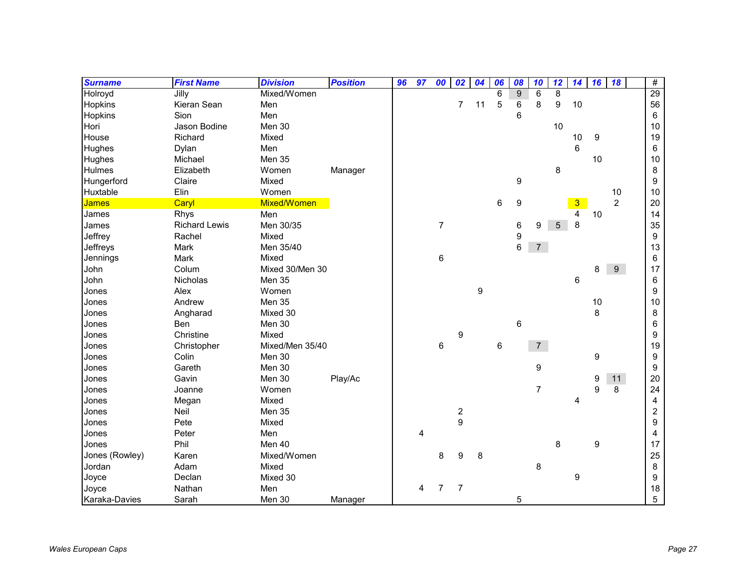| Surname | First Name | Division | Position | 96 | 97 | 00 | 02 | 04 | 06 | 08 | 10 | 12 | 14 | 16 | 18 | | # |
|---|---|---|---|---|---|---|---|---|---|---|---|---|---|---|---|---|---|
| Holroyd | Jilly | Mixed/Women | | | | | | | 6 | 9 | 6 | 8 | | | | | 29 |
| Hopkins | Kieran Sean | Men | | | | | 7 | 11 | 5 | 6 | 8 | 9 | 10 | | | | 56 |
| Hopkins | Sion | Men | | | | | | | | 6 | | | | | | | 6 |
| Hori | Jason Bodine | Men 30 | | | | | | | | | | 10 | | | | | 10 |
| House | Richard | Mixed | | | | | | | | | | | 10 | 9 | | | 19 |
| Hughes | Dylan | Men | | | | | | | | | | | 6 | | | | 6 |
| Hughes | Michael | Men 35 | | | | | | | | | | | | 10 | | | 10 |
| Hulmes | Elizabeth | Women | Manager | | | | | | | | | 8 | | | | | 8 |
| Hungerford | Claire | Mixed | | | | | | | | 9 | | | | | | | 9 |
| Huxtable | Elin | Women | | | | | | | | | | | | | 10 | | 10 |
| James | Caryl | Mixed/Women | | | | | | | 6 | 9 | | | 3 | | 2 | | 20 |
| James | Rhys | Men | | | | | | | | | | | 4 | 10 | | | 14 |
| James | Richard Lewis | Men 30/35 | | | | 7 | | | | 6 | 9 | 5 | 8 | | | | 35 |
| Jeffrey | Rachel | Mixed | | | | | | | | 9 | | | | | | | 9 |
| Jeffreys | Mark | Men 35/40 | | | | | | | | 6 | 7 | | | | | | 13 |
| Jennings | Mark | Mixed | | | | 6 | | | | | | | | | | | 6 |
| John | Colum | Mixed 30/Men 30 | | | | | | | | | | | | 8 | 9 | | 17 |
| John | Nicholas | Men 35 | | | | | | | | | | | 6 | | | | 6 |
| Jones | Alex | Women | | | | | | 9 | | | | | | | | | 9 |
| Jones | Andrew | Men 35 | | | | | | | | | | | | 10 | | | 10 |
| Jones | Angharad | Mixed 30 | | | | | | | | | | | | 8 | | | 8 |
| Jones | Ben | Men 30 | | | | | | | | 6 | | | | | | | 6 |
| Jones | Christine | Mixed | | | | | 9 | | | | | | | | | | 9 |
| Jones | Christopher | Mixed/Men 35/40 | | | | 6 | | | 6 | | 7 | | | | | | 19 |
| Jones | Colin | Men 30 | | | | | | | | | | | | 9 | | | 9 |
| Jones | Gareth | Men 30 | | | | | | | | | 9 | | | | | | 9 |
| Jones | Gavin | Men 30 | Play/Ac | | | | | | | | | | | 9 | 11 | | 20 |
| Jones | Joanne | Women | | | | | | | | | 7 | | | 9 | 8 | | 24 |
| Jones | Megan | Mixed | | | | | | | | | | | 4 | | | | 4 |
| Jones | Neil | Men 35 | | | | | 2 | | | | | | | | | | 2 |
| Jones | Pete | Mixed | | | | | 9 | | | | | | | | | | 9 |
| Jones | Peter | Men | | | 4 | | | | | | | | | | | | 4 |
| Jones | Phil | Men 40 | | | | | | | | | | 8 | | 9 | | | 17 |
| Jones (Rowley) | Karen | Mixed/Women | | | | 8 | 9 | 8 | | | | | | | | | 25 |
| Jordan | Adam | Mixed | | | | | | | | | 8 | | | | | | 8 |
| Joyce | Declan | Mixed 30 | | | | | | | | | | | 9 | | | | 9 |
| Joyce | Nathan | Men | | | 4 | 7 | 7 | | | | | | | | | | 18 |
| Karaka-Davies | Sarah | Men 30 | Manager | | | | | | | 5 | | | | | | | 5 |

*Wales European Caps*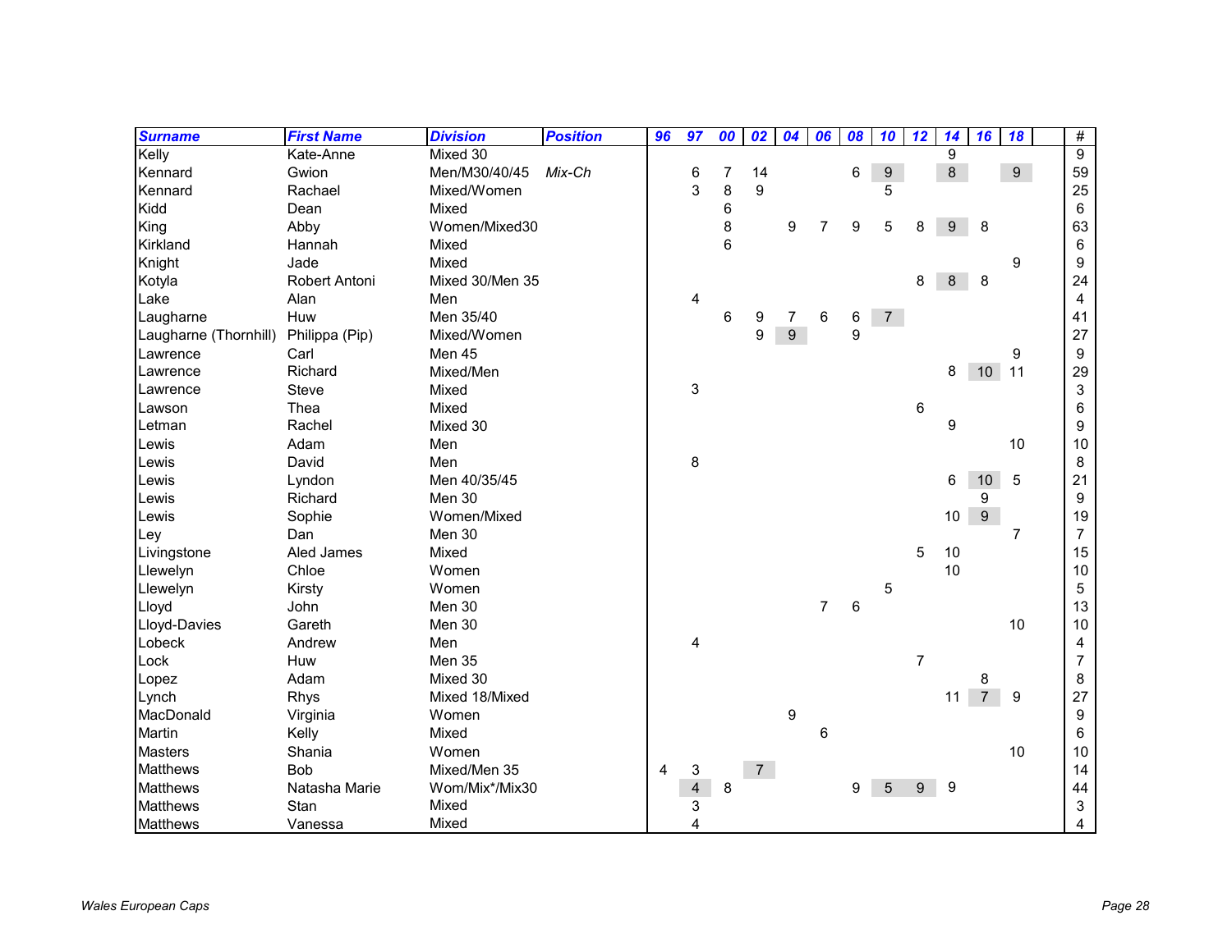| Surname | First Name | Division | Position | 96 | 97 | 00 | 02 | 04 | 06 | 08 | 10 | 12 | 14 | 16 | 18 | | # |
|---|---|---|---|---|---|---|---|---|---|---|---|---|---|---|---|---|---|
| Kelly | Kate-Anne | Mixed 30 | | | | | | | | | | | 9 | | | | 9 |
| Kennard | Gwion | Men/M30/40/45 | *Mix-Ch* | | 6 | 7 | 14 | | | 6 | 9 | | 8 | | 9 | | 59 |
| Kennard | Rachael | Mixed/Women | | | 3 | 8 | 9 | | | | 5 | | | | | | 25 |
| Kidd | Dean | Mixed | | | | 6 | | | | | | | | | | | 6 |
| King | Abby | Women/Mixed30 | | | | 8 | | 9 | 7 | 9 | 5 | 8 | 9 | 8 | | | 63 |
| Kirkland | Hannah | Mixed | | | | 6 | | | | | | | | | | | 6 |
| Knight | Jade | Mixed | | | | | | | | | | | | | 9 | | 9 |
| Kotyla | Robert Antoni | Mixed 30/Men 35 | | | | | | | | | | 8 | 8 | 8 | | | 24 |
| Lake | Alan | Men | | | 4 | | | | | | | | | | | | 4 |
| Laugharne | Huw | Men 35/40 | | | | 6 | 9 | 7 | 6 | 6 | 7 | | | | | | 41 |
| Laugharne (Thornhill) | Philippa (Pip) | Mixed/Women | | | | | 9 | 9 | | 9 | | | | | | | 27 |
| Lawrence | Carl | Men 45 | | | | | | | | | | | | | 9 | | 9 |
| Lawrence | Richard | Mixed/Men | | | | | | | | | | | 8 | 10 | 11 | | 29 |
| Lawrence | Steve | Mixed | | | 3 | | | | | | | | | | | | 3 |
| Lawson | Thea | Mixed | | | | | | | | | | 6 | | | | | 6 |
| Letman | Rachel | Mixed 30 | | | | | | | | | | | 9 | | | | 9 |
| Lewis | Adam | Men | | | | | | | | | | | | | 10 | | 10 |
| Lewis | David | Men | | | 8 | | | | | | | | | | | | 8 |
| Lewis | Lyndon | Men 40/35/45 | | | | | | | | | | | 6 | 10 | 5 | | 21 |
| Lewis | Richard | Men 30 | | | | | | | | | | | | 9 | | | 9 |
| Lewis | Sophie | Women/Mixed | | | | | | | | | | | 10 | 9 | | | 19 |
| Ley | Dan | Men 30 | | | | | | | | | | | | | 7 | | 7 |
| Livingstone | Aled James | Mixed | | | | | | | | | | 5 | 10 | | | | 15 |
| Llewelyn | Chloe | Women | | | | | | | | | | | 10 | | | | 10 |
| Llewelyn | Kirsty | Women | | | | | | | | | 5 | | | | | | 5 |
| Lloyd | John | Men 30 | | | | | | | 7 | 6 | | | | | | | 13 |
| Lloyd-Davies | Gareth | Men 30 | | | | | | | | | | | | | 10 | | 10 |
| Lobeck | Andrew | Men | | | 4 | | | | | | | | | | | | 4 |
| Lock | Huw | Men 35 | | | | | | | | | | 7 | | | | | 7 |
| Lopez | Adam | Mixed 30 | | | | | | | | | | | | 8 | | | 8 |
| Lynch | Rhys | Mixed 18/Mixed | | | | | | | | | | | 11 | 7 | 9 | | 27 |
| MacDonald | Virginia | Women | | | | | | 9 | | | | | | | | | 9 |
| Martin | Kelly | Mixed | | | | | | | 6 | | | | | | | | 6 |
| Masters | Shania | Women | | | | | | | | | | | | | 10 | | 10 |
| Matthews | Bob | Mixed/Men 35 | | 4 | 3 | | 7 | | | | | | | | | | 14 |
| Matthews | Natasha Marie | Wom/Mix*/Mix30 | | | 4 | 8 | | | | 9 | 5 | 9 | 9 | | | | 44 |
| Matthews | Stan | Mixed | | | 3 | | | | | | | | | | | | 3 |
| Matthews | Vanessa | Mixed | | | 4 | | | | | | | | | | | | 4 |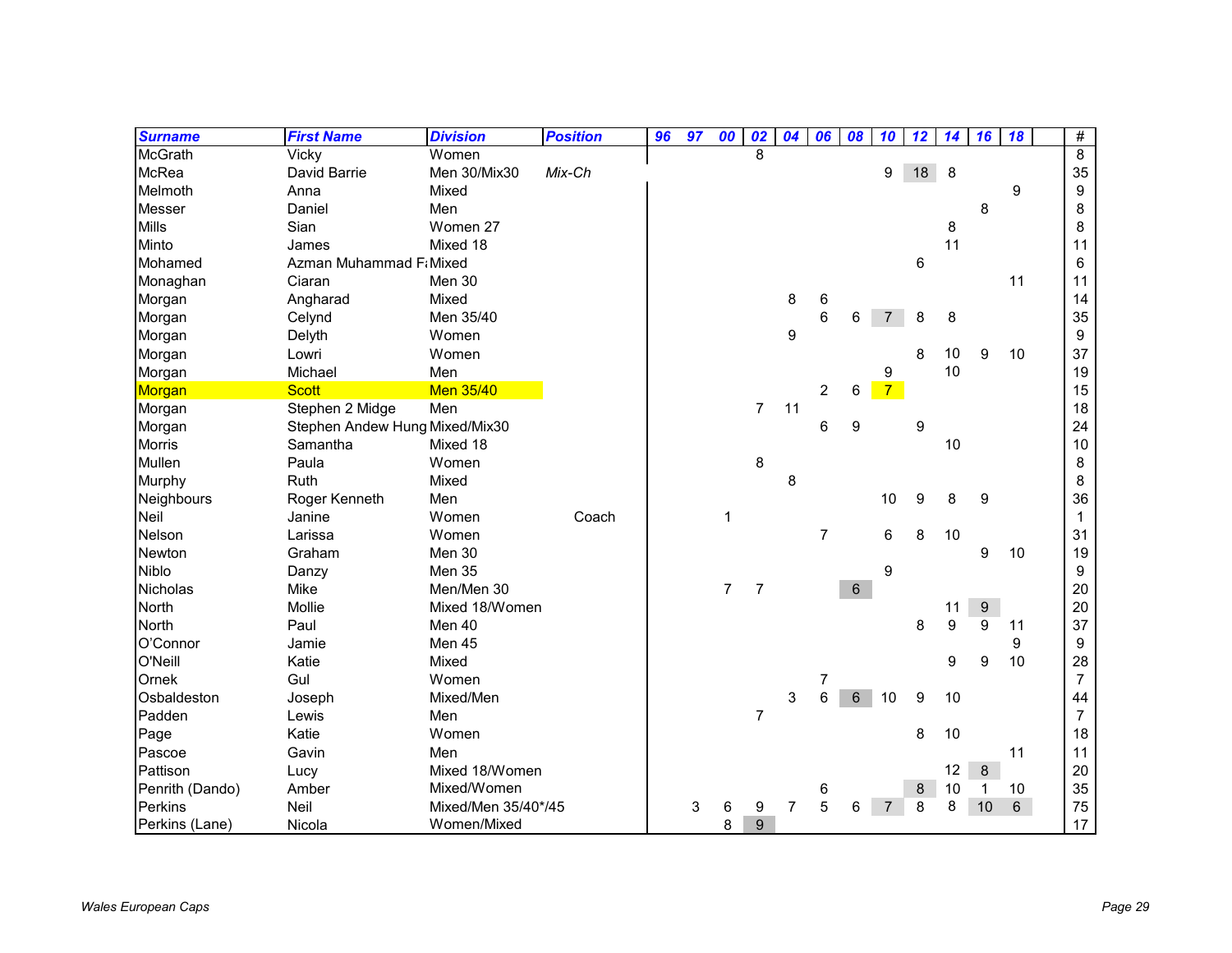| Surname | First Name | Division | Position | 96 | 97 | 00 | 02 | 04 | 06 | 08 | 10 | 12 | 14 | 16 | 18 | | # |
|---|---|---|---|---|---|---|---|---|---|---|---|---|---|---|---|---|---|
| McGrath | Vicky | Women | | | | | 8 | | | | | | | | | | 8 |
| McRea | David Barrie | Men 30/Mix30 | *Mix-Ch* | | | | | | | | 9 | 18 | 8 | | | | 35 |
| Melmoth | Anna | Mixed | | | | | | | | | | | | | 9 | | 9 |
| Messer | Daniel | Men | | | | | | | | | | | | 8 | | | 8 |
| Mills | Sian | Women 27 | | | | | | | | | | | 8 | | | | 8 |
| Minto | James | Mixed 18 | | | | | | | | | | | 11 | | | | 11 |
| Mohamed | Azman Muhammad F | Mixed | | | | | | | | | | 6 | | | | | 6 |
| Monaghan | Ciaran | Men 30 | | | | | | | | | | | | | 11 | | 11 |
| Morgan | Angharad | Mixed | | | | | | 8 | 6 | | | | | | | | 14 |
| Morgan | Celynd | Men 35/40 | | | | | | | 6 | 6 | 7 | 8 | 8 | | | | 35 |
| Morgan | Delyth | Women | | | | | | 9 | | | | | | | | | 9 |
| Morgan | Lowri | Women | | | | | | | | | | 8 | 10 | 9 | 10 | | 37 |
| Morgan | Michael | Men | | | | | | | | | 9 | | 10 | | | | 19 |
| Morgan | Scott | Men 35/40 | | | | | | | 2 | 6 | 7 | | | | | | 15 |
| Morgan | Stephen 2 Midge | Men | | | | | 7 | 11 | | | | | | | | | 18 |
| Morgan | Stephen Andew Hung | Mixed/Mix30 | | | | | | | 6 | 9 | | 9 | | | | | 24 |
| Morris | Samantha | Mixed 18 | | | | | | | | | | | 10 | | | | 10 |
| Mullen | Paula | Women | | | | | 8 | | | | | | | | | | 8 |
| Murphy | Ruth | Mixed | | | | | | 8 | | | | | | | | | 8 |
| Neighbours | Roger Kenneth | Men | | | | | | | | | 10 | 9 | 8 | 9 | | | 36 |
| Neil | Janine | Women | Coach | | | 1 | | | | | | | | | | | 1 |
| Nelson | Larissa | Women | | | | | | | 7 | | 6 | 8 | 10 | | | | 31 |
| Newton | Graham | Men 30 | | | | | | | | | | | | 9 | 10 | | 19 |
| Niblo | Danzy | Men 35 | | | | | | | | | 9 | | | | | | 9 |
| Nicholas | Mike | Men/Men 30 | | | | 7 | 7 | | | 6 | | | | | | | 20 |
| North | Mollie | Mixed 18/Women | | | | | | | | | | | 11 | 9 | | | 20 |
| North | Paul | Men 40 | | | | | | | | | | 8 | 9 | 9 | 11 | | 37 |
| O'Connor | Jamie | Men 45 | | | | | | | | | | | | | 9 | | 9 |
| O'Neill | Katie | Mixed | | | | | | | | | | | 9 | 9 | 10 | | 28 |
| Ornek | Gul | Women | | | | | | | 7 | | | | | | | | 7 |
| Osbaldeston | Joseph | Mixed/Men | | | | | | 3 | 6 | 6 | 10 | 9 | 10 | | | | 44 |
| Padden | Lewis | Men | | | | | 7 | | | | | | | | | | 7 |
| Page | Katie | Women | | | | | | | | | | 8 | 10 | | | | 18 |
| Pascoe | Gavin | Men | | | | | | | | | | | | | 11 | | 11 |
| Pattison | Lucy | Mixed 18/Women | | | | | | | | | | | 12 | 8 | | | 20 |
| Penrith (Dando) | Amber | Mixed/Women | | | | | | | 6 | | | 8 | 10 | 1 | 10 | | 35 |
| Perkins | Neil | Mixed/Men 35/40*/45 | | | 3 | 6 | 9 | 7 | 5 | 6 | 7 | 8 | 8 | 10 | 6 | | 75 |
| Perkins (Lane) | Nicola | Women/Mixed | | | | 8 | 9 | | | | | | | | | | 17 |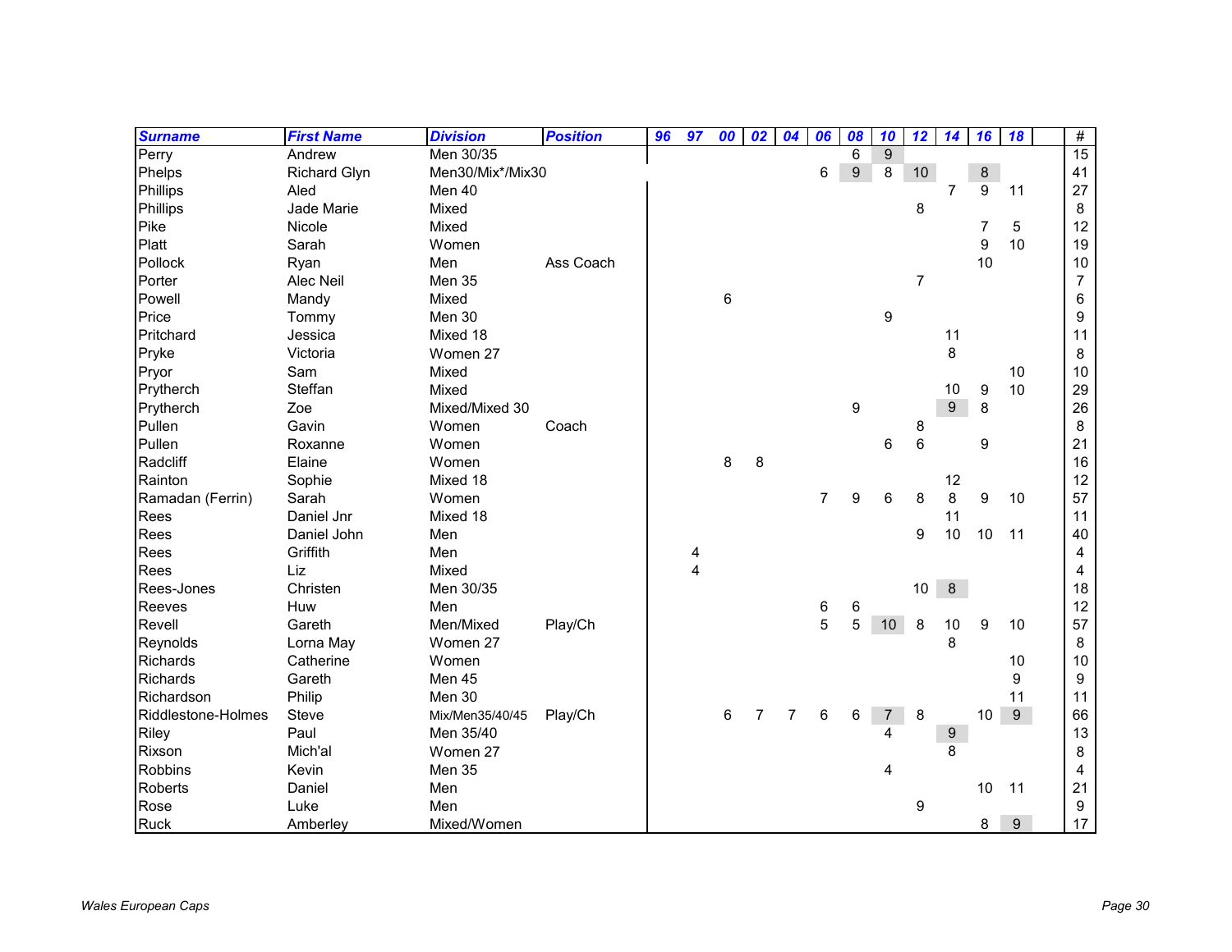| Surname | First Name | Division | Position | 96 | 97 | 00 | 02 | 04 | 06 | 08 | 10 | 12 | 14 | 16 | 18 | | # |
|---|---|---|---|---|---|---|---|---|---|---|---|---|---|---|---|---|---|
| Perry | Andrew | Men 30/35 | | | | | | | | 6 | 9 | | | | | | 15 |
| Phelps | Richard Glyn | Men30/Mix*/Mix30 | | | | | | | 6 | 9 | 8 | 10 | | 8 | | | 41 |
| Phillips | Aled | Men 40 | | | | | | | | | | | 7 | 9 | 11 | | 27 |
| Phillips | Jade Marie | Mixed | | | | | | | | | | 8 | | | | | 8 |
| Pike | Nicole | Mixed | | | | | | | | | | | | 7 | 5 | | 12 |
| Platt | Sarah | Women | | | | | | | | | | | | 9 | 10 | | 19 |
| Pollock | Ryan | Men | Ass Coach | | | | | | | | | | | 10 | | | 10 |
| Porter | Alec Neil | Men 35 | | | | | | | | | | 7 | | | | | 7 |
| Powell | Mandy | Mixed | | | | 6 | | | | | | | | | | | 6 |
| Price | Tommy | Men 30 | | | | | | | | | 9 | | | | | | 9 |
| Pritchard | Jessica | Mixed 18 | | | | | | | | | | | 11 | | | | 11 |
| Pryke | Victoria | Women 27 | | | | | | | | | | | 8 | | | | 8 |
| Pryor | Sam | Mixed | | | | | | | | | | | | | 10 | | 10 |
| Prytherch | Steffan | Mixed | | | | | | | | | | | 10 | 9 | 10 | | 29 |
| Prytherch | Zoe | Mixed/Mixed 30 | | | | | | | | 9 | | | 9 | 8 | | | 26 |
| Pullen | Gavin | Women | Coach | | | | | | | | | 8 | | | | | 8 |
| Pullen | Roxanne | Women | | | | | | | | | 6 | 6 | | 9 | | | 21 |
| Radcliff | Elaine | Women | | | | 8 | 8 | | | | | | | | | | 16 |
| Rainton | Sophie | Mixed 18 | | | | | | | | | | | 12 | | | | 12 |
| Ramadan (Ferrin) | Sarah | Women | | | | | | | 7 | 9 | 6 | 8 | 8 | 9 | 10 | | 57 |
| Rees | Daniel Jnr | Mixed 18 | | | | | | | | | | | 11 | | | | 11 |
| Rees | Daniel John | Men | | | | | | | | | | 9 | 10 | 10 | 11 | | 40 |
| Rees | Griffith | Men | | | 4 | | | | | | | | | | | | 4 |
| Rees | Liz | Mixed | | | 4 | | | | | | | | | | | | 4 |
| Rees-Jones | Christen | Men 30/35 | | | | | | | | | | 10 | 8 | | | | 18 |
| Reeves | Huw | Men | | | | | | | 6 | 6 | | | | | | | 12 |
| Revell | Gareth | Men/Mixed | Play/Ch | | | | | | 5 | 5 | 10 | 8 | 10 | 9 | 10 | | 57 |
| Reynolds | Lorna May | Women 27 | | | | | | | | | | | 8 | | | | 8 |
| Richards | Catherine | Women | | | | | | | | | | | | | 10 | | 10 |
| Richards | Gareth | Men 45 | | | | | | | | | | | | | 9 | | 9 |
| Richardson | Philip | Men 30 | | | | | | | | | | | | | 11 | | 11 |
| Riddlestone-Holmes | Steve | Mix/Men35/40/45 | Play/Ch | | | 6 | 7 | 7 | 6 | 6 | 7 | 8 | | 10 | 9 | | 66 |
| Riley | Paul | Men 35/40 | | | | | | | | | 4 | | 9 | | | | 13 |
| Rixson | Mich'al | Women 27 | | | | | | | | | | | 8 | | | | 8 |
| Robbins | Kevin | Men 35 | | | | | | | | | 4 | | | | | | 4 |
| Roberts | Daniel | Men | | | | | | | | | | | | 10 | 11 | | 21 |
| Rose | Luke | Men | | | | | | | | | | 9 | | | | | 9 |
| Ruck | Amberley | Mixed/Women | | | | | | | | | | | | 8 | 9 | | 17 |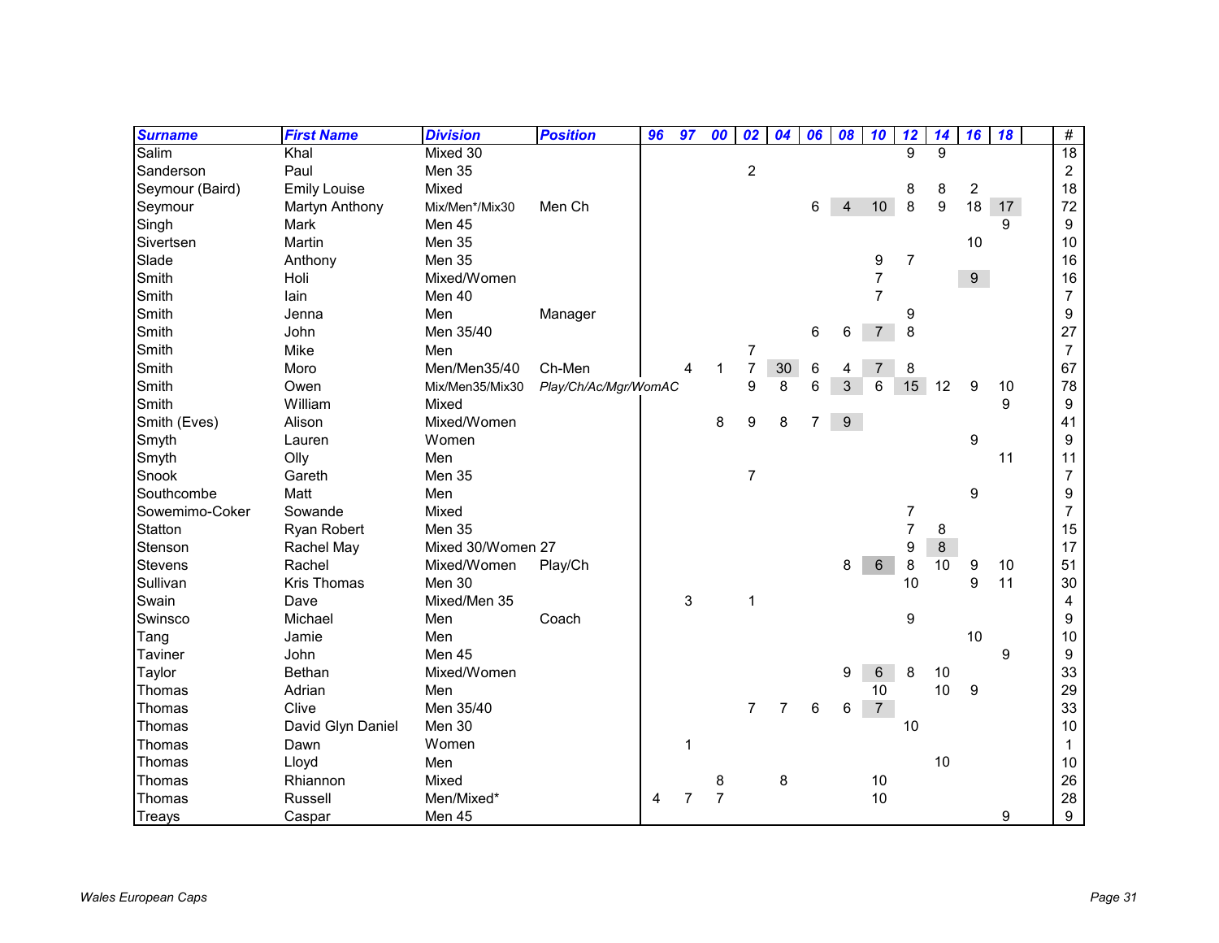| Surname | First Name | Division | Position | 96 | 97 | 00 | 02 | 04 | 06 | 08 | 10 | 12 | 14 | 16 | 18 | | # |
|---|---|---|---|---|---|---|---|---|---|---|---|---|---|---|---|---|---|
| Salim | Khal | Mixed 30 | | | | | | | | | | 9 | 9 | | | | 18 |
| Sanderson | Paul | Men 35 | | | | | 2 | | | | | | | | | | 2 |
| Seymour (Baird) | Emily Louise | Mixed | | | | | | | | | | 8 | 8 | 2 | | | 18 |
| Seymour | Martyn Anthony | Mix/Men*/Mix30 | Men Ch | | | | | | 6 | 4 | 10 | 8 | 9 | 18 | 17 | | 72 |
| Singh | Mark | Men 45 | | | | | | | | | | | | | 9 | | 9 |
| Sivertsen | Martin | Men 35 | | | | | | | | | | | | 10 | | | 10 |
| Slade | Anthony | Men 35 | | | | | | | | | 9 | 7 | | | | | 16 |
| Smith | Holi | Mixed/Women | | | | | | | | | 7 | | | 9 | | | 16 |
| Smith | Iain | Men 40 | | | | | | | | | 7 | | | | | | 7 |
| Smith | Jenna | Men | Manager | | | | | | | | | 9 | | | | | 9 |
| Smith | John | Men 35/40 | | | | | | | 6 | 6 | 7 | 8 | | | | | 27 |
| Smith | Mike | Men | | | | | 7 | | | | | | | | | | 7 |
| Smith | Moro | Men/Men35/40 | Ch-Men | | 4 | 1 | 7 | 30 | 6 | 4 | 7 | 8 | | | | | 67 |
| Smith | Owen | Mix/Men35/Mix30 | *Play/Ch/Ac/Mgr/WomAC* | | | | 9 | 8 | 6 | 3 | 6 | 15 | 12 | 9 | 10 | | 78 |
| Smith | William | Mixed | | | | | | | | | | | | | 9 | | 9 |
| Smith (Eves) | Alison | Mixed/Women | | | | 8 | 9 | 8 | 7 | 9 | | | | | | | 41 |
| Smyth | Lauren | Women | | | | | | | | | | | | 9 | | | 9 |
| Smyth | Olly | Men | | | | | | | | | | | | | 11 | | 11 |
| Snook | Gareth | Men 35 | | | | | 7 | | | | | | | | | | 7 |
| Southcombe | Matt | Men | | | | | | | | | | | | 9 | | | 9 |
| Sowemimo-Coker | Sowande | Mixed | | | | | | | | | | 7 | | | | | 7 |
| Statton | Ryan Robert | Men 35 | | | | | | | | | | 7 | 8 | | | | 15 |
| Stenson | Rachel May | Mixed 30/Women 27 | | | | | | | | | | 9 | 8 | | | | 17 |
| Stevens | Rachel | Mixed/Women | Play/Ch | | | | | | | 8 | 6 | 8 | 10 | 9 | 10 | | 51 |
| Sullivan | Kris Thomas | Men 30 | | | | | | | | | | 10 | | 9 | 11 | | 30 |
| Swain | Dave | Mixed/Men 35 | | | 3 | | 1 | | | | | | | | | | 4 |
| Swinsco | Michael | Men | Coach | | | | | | | | | 9 | | | | | 9 |
| Tang | Jamie | Men | | | | | | | | | | | | 10 | | | 10 |
| Taviner | John | Men 45 | | | | | | | | | | | | | 9 | | 9 |
| Taylor | Bethan | Mixed/Women | | | | | | | | 9 | 6 | 8 | 10 | | | | 33 |
| Thomas | Adrian | Men | | | | | | | | | 10 | | 10 | 9 | | | 29 |
| Thomas | Clive | Men 35/40 | | | | | 7 | 7 | 6 | 6 | 7 | | | | | | 33 |
| Thomas | David Glyn Daniel | Men 30 | | | | | | | | | | 10 | | | | | 10 |
| Thomas | Dawn | Women | | | 1 | | | | | | | | | | | | 1 |
| Thomas | Lloyd | Men | | | | | | | | | | | 10 | | | | 10 |
| Thomas | Rhiannon | Mixed | | | | 8 | | 8 | | | 10 | | | | | | 26 |
| Thomas | Russell | Men/Mixed* | | 4 | 7 | 7 | | | | | 10 | | | | | | 28 |
| Treays | Caspar | Men 45 | | | | | | | | | | | | | 9 | | 9 |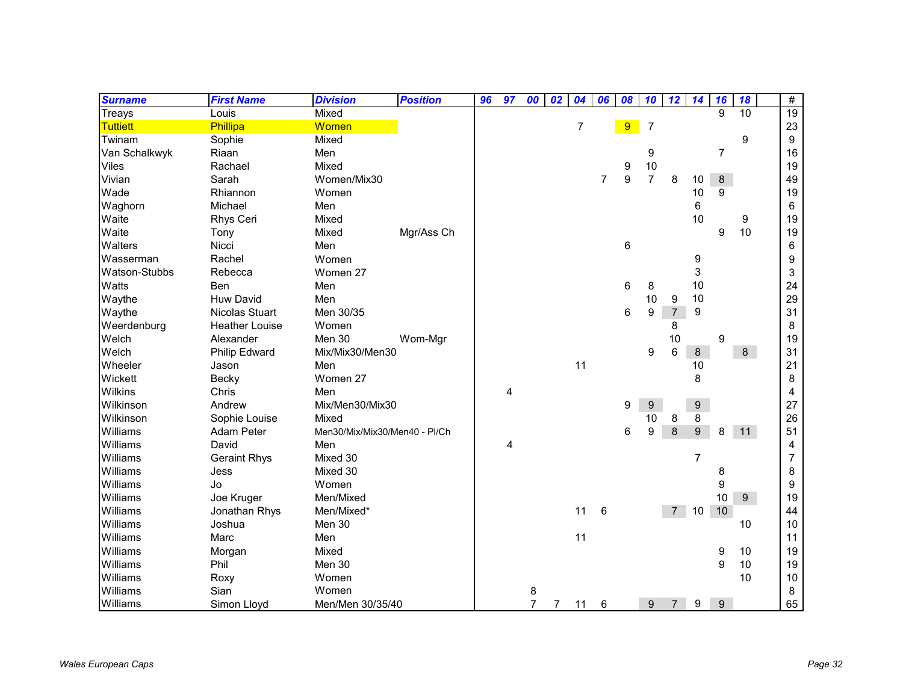| Surname | First Name | Division | Position | 96 | 97 | 00 | 02 | 04 | 06 | 08 | 10 | 12 | 14 | 16 | 18 | | # |
|---|---|---|---|---|---|---|---|---|---|---|---|---|---|---|---|---|---|
| Treays | Louis | Mixed | | | | | | | | | | | | 9 | 10 | | 19 |
| Tuttiett | Phillipa | Women | | | | | | 7 | | 9 | 7 | | | | | | 23 |
| Twinam | Sophie | Mixed | | | | | | | | | | | | | 9 | | 9 |
| Van Schalkwyk | Riaan | Men | | | | | | | | | 9 | | | 7 | | | 16 |
| Viles | Rachael | Mixed | | | | | | | | 9 | 10 | | | | | | 19 |
| Vivian | Sarah | Women/Mix30 | | | | | | | 7 | 9 | 7 | 8 | 10 | 8 | | | 49 |
| Wade | Rhiannon | Women | | | | | | | | | | | 10 | 9 | | | 19 |
| Waghorn | Michael | Men | | | | | | | | | | | 6 | | | | 6 |
| Waite | Rhys Ceri | Mixed | | | | | | | | | | | 10 | | 9 | | 19 |
| Waite | Tony | Mixed | Mgr/Ass Ch | | | | | | | | | | | 9 | 10 | | 19 |
| Walters | Nicci | Men | | | | | | | | 6 | | | | | | | 6 |
| Wasserman | Rachel | Women | | | | | | | | | | | 9 | | | | 9 |
| Watson-Stubbs | Rebecca | Women 27 | | | | | | | | | | | 3 | | | | 3 |
| Watts | Ben | Men | | | | | | | | 6 | 8 | | 10 | | | | 24 |
| Waythe | Huw David | Men | | | | | | | | | 10 | 9 | 10 | | | | 29 |
| Waythe | Nicolas Stuart | Men 30/35 | | | | | | | | 6 | 9 | 7 | 9 | | | | 31 |
| Weerdenburg | Heather Louise | Women | | | | | | | | | | 8 | | | | | 8 |
| Welch | Alexander | Men 30 | Wom-Mgr | | | | | | | | | 10 | | 9 | | | 19 |
| Welch | Philip Edward | Mix/Mix30/Men30 | | | | | | | | | 9 | 6 | 8 | | 8 | | 31 |
| Wheeler | Jason | Men | | | | | | 11 | | | | | 10 | | | | 21 |
| Wickett | Becky | Women 27 | | | | | | | | | | | 8 | | | | 8 |
| Wilkins | Chris | Men | | | 4 | | | | | | | | | | | | 4 |
| Wilkinson | Andrew | Mix/Men30/Mix30 | | | | | | | | 9 | 9 | | 9 | | | | 27 |
| Wilkinson | Sophie Louise | Mixed | | | | | | | | | 10 | 8 | 8 | | | | 26 |
| Williams | Adam Peter | Men30/Mix/Mix30/Men40 - Pl/Ch | | | | | | | | 6 | 9 | 8 | 9 | 8 | 11 | | 51 |
| Williams | David | Men | | | 4 | | | | | | | | | | | | 4 |
| Williams | Geraint Rhys | Mixed 30 | | | | | | | | | | | 7 | | | | 7 |
| Williams | Jess | Mixed 30 | | | | | | | | | | | | 8 | | | 8 |
| Williams | Jo | Women | | | | | | | | | | | | 9 | | | 9 |
| Williams | Joe Kruger | Men/Mixed | | | | | | | | | | | | 10 | 9 | | 19 |
| Williams | Jonathan Rhys | Men/Mixed* | | | | | | 11 | 6 | | | 7 | 10 | 10 | | | 44 |
| Williams | Joshua | Men 30 | | | | | | | | | | | | | 10 | | 10 |
| Williams | Marc | Men | | | | | | 11 | | | | | | | | | 11 |
| Williams | Morgan | Mixed | | | | | | | | | | | | 9 | 10 | | 19 |
| Williams | Phil | Men 30 | | | | | | | | | | | | 9 | 10 | | 19 |
| Williams | Roxy | Women | | | | | | | | | | | | | 10 | | 10 |
| Williams | Sian | Women | | | | 8 | | | | | | | | | | | 8 |
| Williams | Simon Lloyd | Men/Men 30/35/40 | | | | 7 | 7 | 11 | 6 | | 9 | 7 | 9 | 9 | | | 65 |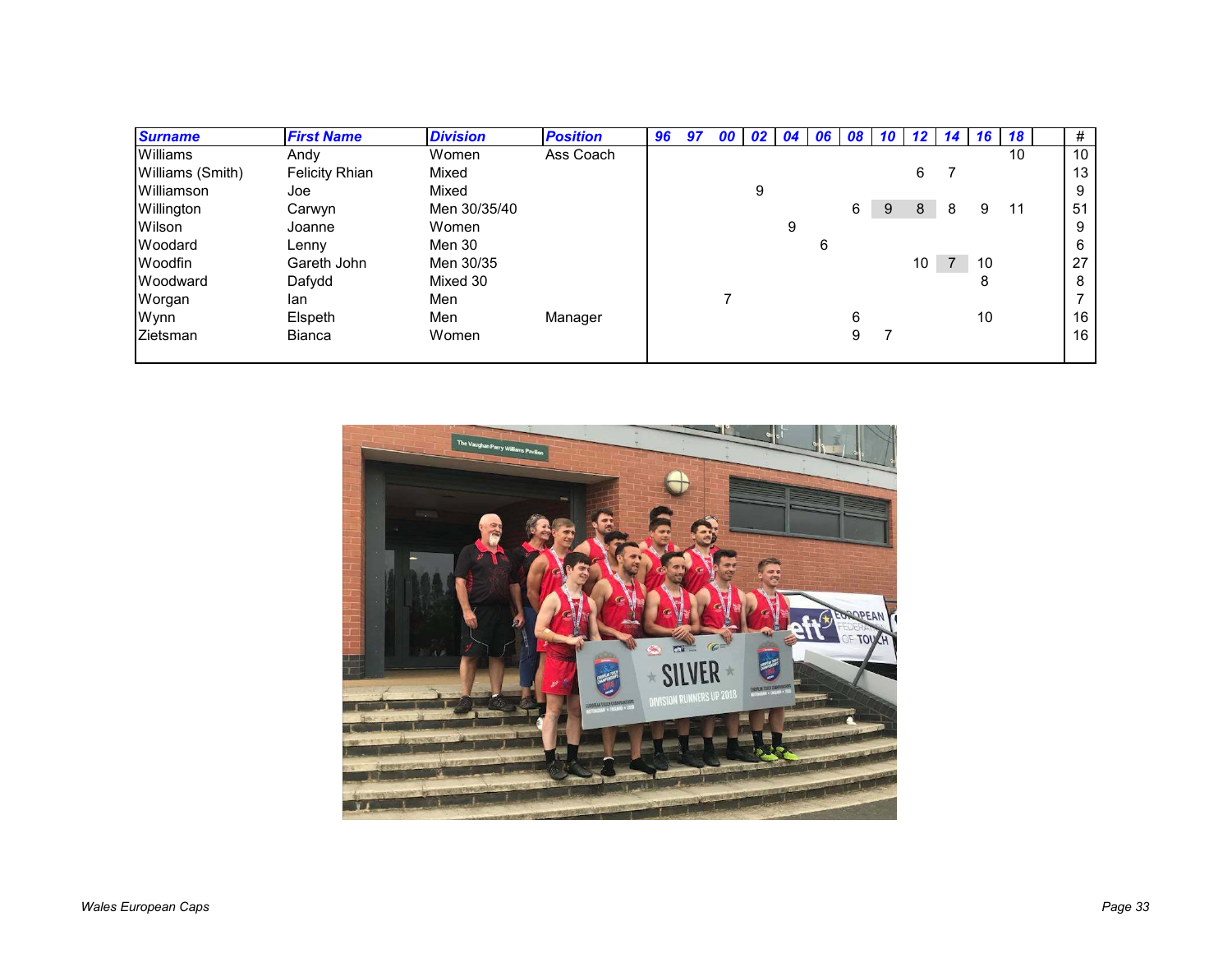| Surname | First Name | Division | Position | 96 | 97 | 00 | 02 | 04 | 06 | 08 | 10 | 12 | 14 | 16 | 18 | | # |
|---|---|---|---|---|---|---|---|---|---|---|---|---|---|---|---|---|---|
| Williams | Andy | Women | Ass Coach | | | | | | | | | | | | 10 | | 10 |
| Williams (Smith) | Felicity Rhian | Mixed | | | | | | | | | | 6 | 7 | | | | 13 |
| Williamson | Joe | Mixed | | | | | 9 | | | | | | | | | | 9 |
| Willington | Carwyn | Men 30/35/40 | | | | | | | | 6 | 9 | 8 | 8 | 9 | 11 | | 51 |
| Wilson | Joanne | Women | | | | | | 9 | | | | | | | | | 9 |
| Woodard | Lenny | Men 30 | | | | | | | 6 | | | | | | | | 6 |
| Woodfin | Gareth John | Men 30/35 | | | | | | | | | | 10 | 7 | 10 | | | 27 |
| Woodward | Dafydd | Mixed 30 | | | | | | | | | | | | 8 | | | 8 |
| Worgan | Ian | Men | | | | 7 | | | | | | | | | | | 7 |
| Wynn | Elspeth | Men | Manager | | | | | | | 6 | | | | 10 | | | 16 |
| Zietsman | Bianca | Women | | | | | | | | 9 | 7 | | | | | | 16 |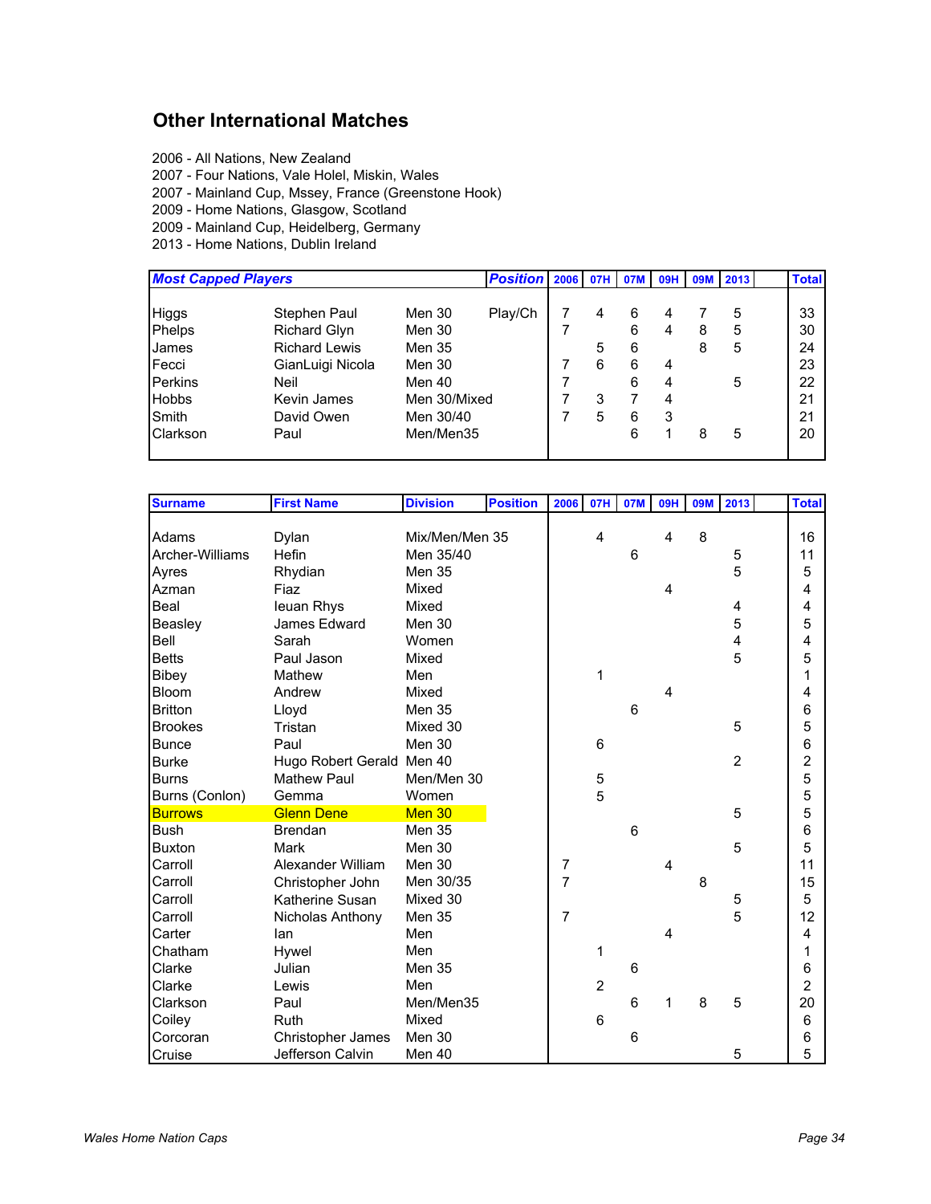## Other International Matches

2006 - All Nations, New Zealand
2007 - Four Nations, Vale Holel, Miskin, Wales
2007 - Mainland Cup, Mssey, France (Greenstone Hook)
2009 - Home Nations, Glasgow, Scotland
2009 - Mainland Cup, Heidelberg, Germany
2013 - Home Nations, Dublin Ireland

| ***Most Capped Players*** | | | ***Position*** | 2006 | 07H | 07M | 09H | 09M | 2013 | | Total |
|---|---|---|---|---|---|---|---|---|---|---|---|
| Higgs | Stephen Paul | Men 30 | Play/Ch | 7 | 4 | 6 | 4 | 7 | 5 | | 33 |
| Phelps | Richard Glyn | Men 30 | | 7 | | 6 | 4 | 8 | 5 | | 30 |
| James | Richard Lewis | Men 35 | | | 5 | 6 | | 8 | 5 | | 24 |
| Fecci | GianLuigi Nicola | Men 30 | | 7 | 6 | 6 | 4 | | | | 23 |
| Perkins | Neil | Men 40 | | 7 | | 6 | 4 | | 5 | | 22 |
| Hobbs | Kevin James | Men 30/Mixed | | 7 | 3 | 7 | 4 | | | | 21 |
| Smith | David Owen | Men 30/40 | | 7 | 5 | 6 | 3 | | | | 21 |
| Clarkson | Paul | Men/Men35 | | | | 6 | 1 | 8 | 5 | | 20 |

| Surname | First Name | Division | Position | 2006 | 07H | 07M | 09H | 09M | 2013 | | Total |
|---|---|---|---|---|---|---|---|---|---|---|---|
| Adams | Dylan | Mix/Men/Men 35 | | | 4 | | 4 | 8 | | | 16 |
| Archer-Williams | Hefin | Men 35/40 | | | | 6 | | | 5 | | 11 |
| Ayres | Rhydian | Men 35 | | | | | | | 5 | | 5 |
| Azman | Fiaz | Mixed | | | | | 4 | | | | 4 |
| Beal | Ieuan Rhys | Mixed | | | | | | | 4 | | 4 |
| Beasley | James Edward | Men 30 | | | | | | | 5 | | 5 |
| Bell | Sarah | Women | | | | | | | 4 | | 4 |
| Betts | Paul Jason | Mixed | | | | | | | 5 | | 5 |
| Bibey | Mathew | Men | | | 1 | | | | | | 1 |
| Bloom | Andrew | Mixed | | | | | 4 | | | | 4 |
| Britton | Lloyd | Men 35 | | | | 6 | | | | | 6 |
| Brookes | Tristan | Mixed 30 | | | | | | | 5 | | 5 |
| Bunce | Paul | Men 30 | | | 6 | | | | | | 6 |
| Burke | Hugo Robert Gerald | Men 40 | | | | | | | 2 | | 2 |
| Burns | Mathew Paul | Men/Men 30 | | | 5 | | | | | | 5 |
| Burns (Conlon) | Gemma | Women | | | 5 | | | | | | 5 |
| Burrows | Glenn Dene | Men 30 | | | | | | | 5 | | 5 |
| Bush | Brendan | Men 35 | | | | 6 | | | | | 6 |
| Buxton | Mark | Men 30 | | | | | | | 5 | | 5 |
| Carroll | Alexander William | Men 30 | | 7 | | | 4 | | | | 11 |
| Carroll | Christopher John | Men 30/35 | | 7 | | | | 8 | | | 15 |
| Carroll | Katherine Susan | Mixed 30 | | | | | | | 5 | | 5 |
| Carroll | Nicholas Anthony | Men 35 | | 7 | | | | | 5 | | 12 |
| Carter | Ian | Men | | | | | 4 | | | | 4 |
| Chatham | Hywel | Men | | | 1 | | | | | | 1 |
| Clarke | Julian | Men 35 | | | | 6 | | | | | 6 |
| Clarke | Lewis | Men | | | 2 | | | | | | 2 |
| Clarkson | Paul | Men/Men35 | | | | 6 | 1 | 8 | 5 | | 20 |
| Coiley | Ruth | Mixed | | | 6 | | | | | | 6 |
| Corcoran | Christopher James | Men 30 | | | | 6 | | | | | 6 |
| Cruise | Jefferson Calvin | Men 40 | | | | | | | 5 | | 5 |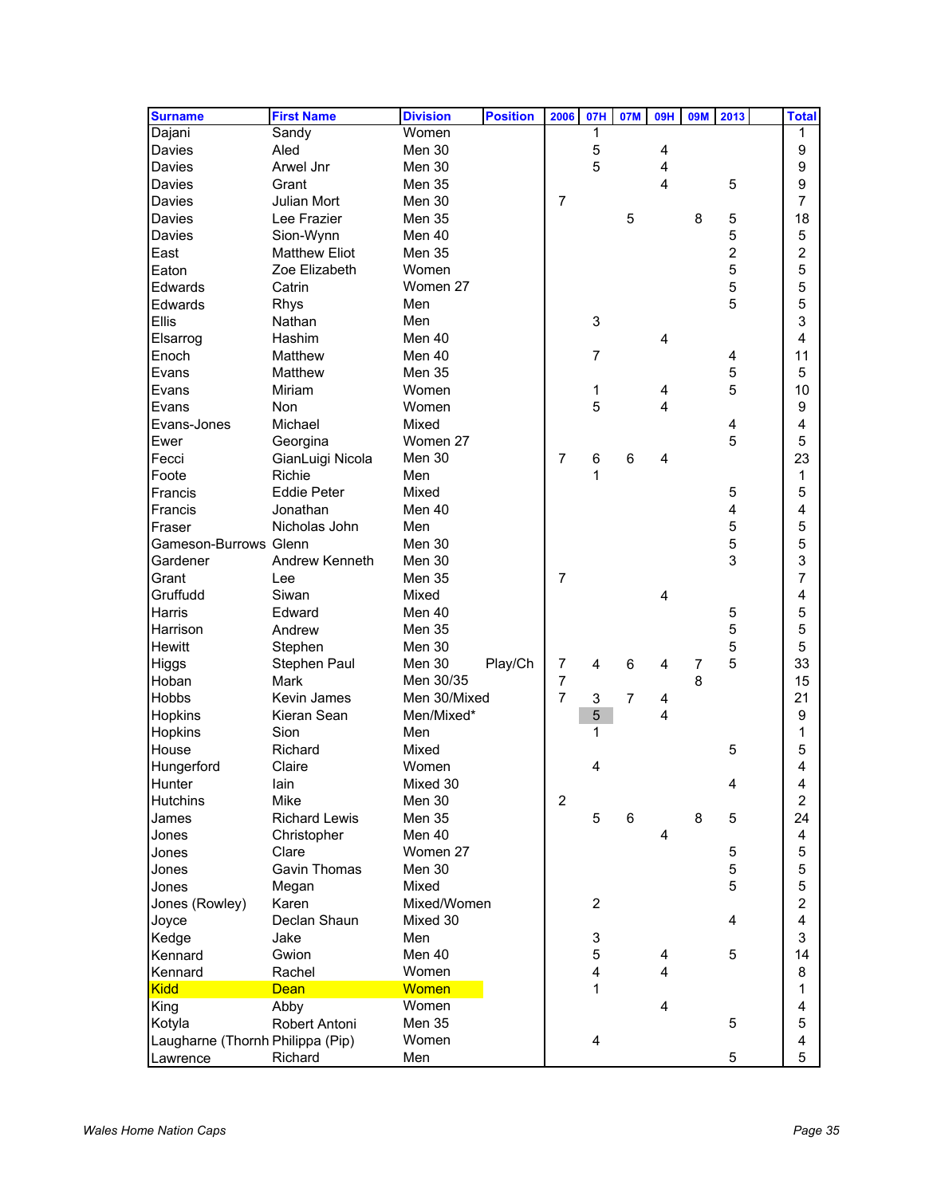| Surname | First Name | Division | Position | 2006 | 07H | 07M | 09H | 09M | 2013 | | Total |
|---|---|---|---|---|---|---|---|---|---|---|---|
| Dajani | Sandy | Women | | | 1 | | | | | | 1 |
| Davies | Aled | Men 30 | | | 5 | | 4 | | | | 9 |
| Davies | Arwel Jnr | Men 30 | | | 5 | | 4 | | | | 9 |
| Davies | Grant | Men 35 | | | | | 4 | | 5 | | 9 |
| Davies | Julian Mort | Men 30 | | 7 | | | | | | | 7 |
| Davies | Lee Frazier | Men 35 | | | | 5 | | 8 | 5 | | 18 |
| Davies | Sion-Wynn | Men 40 | | | | | | | 5 | | 5 |
| East | Matthew Eliot | Men 35 | | | | | | | 2 | | 2 |
| Eaton | Zoe Elizabeth | Women | | | | | | | 5 | | 5 |
| Edwards | Catrin | Women 27 | | | | | | | 5 | | 5 |
| Edwards | Rhys | Men | | | | | | | 5 | | 5 |
| Ellis | Nathan | Men | | | 3 | | | | | | 3 |
| Elsarrog | Hashim | Men 40 | | | | | 4 | | | | 4 |
| Enoch | Matthew | Men 40 | | | 7 | | | | 4 | | 11 |
| Evans | Matthew | Men 35 | | | | | | | 5 | | 5 |
| Evans | Miriam | Women | | | 1 | | 4 | | 5 | | 10 |
| Evans | Non | Women | | | 5 | | 4 | | | | 9 |
| Evans-Jones | Michael | Mixed | | | | | | | 4 | | 4 |
| Ewer | Georgina | Women 27 | | | | | | | 5 | | 5 |
| Fecci | GianLuigi Nicola | Men 30 | | 7 | 6 | 6 | 4 | | | | 23 |
| Foote | Richie | Men | | | 1 | | | | | | 1 |
| Francis | Eddie Peter | Mixed | | | | | | | 5 | | 5 |
| Francis | Jonathan | Men 40 | | | | | | | 4 | | 4 |
| Fraser | Nicholas John | Men | | | | | | | 5 | | 5 |
| Gameson-Burrows | Glenn | Men 30 | | | | | | | 5 | | 5 |
| Gardener | Andrew Kenneth | Men 30 | | | | | | | 3 | | 3 |
| Grant | Lee | Men 35 | | 7 | | | | | | | 7 |
| Gruffudd | Siwan | Mixed | | | | | 4 | | | | 4 |
| Harris | Edward | Men 40 | | | | | | | 5 | | 5 |
| Harrison | Andrew | Men 35 | | | | | | | 5 | | 5 |
| Hewitt | Stephen | Men 30 | | | | | | | 5 | | 5 |
| Higgs | Stephen Paul | Men 30 | Play/Ch | 7 | 4 | 6 | 4 | 7 | 5 | | 33 |
| Hoban | Mark | Men 30/35 | | 7 | | | | 8 | | | 15 |
| Hobbs | Kevin James | Men 30/Mixed | | 7 | 3 | 7 | 4 | | | | 21 |
| Hopkins | Kieran Sean | Men/Mixed* | | | 5 | | 4 | | | | 9 |
| Hopkins | Sion | Men | | | 1 | | | | | | 1 |
| House | Richard | Mixed | | | | | | | 5 | | 5 |
| Hungerford | Claire | Women | | | 4 | | | | | | 4 |
| Hunter | Iain | Mixed 30 | | | | | | | 4 | | 4 |
| Hutchins | Mike | Men 30 | | 2 | | | | | | | 2 |
| James | Richard Lewis | Men 35 | | | 5 | 6 | | 8 | 5 | | 24 |
| Jones | Christopher | Men 40 | | | | | 4 | | | | 4 |
| Jones | Clare | Women 27 | | | | | | | 5 | | 5 |
| Jones | Gavin Thomas | Men 30 | | | | | | | 5 | | 5 |
| Jones | Megan | Mixed | | | | | | | 5 | | 5 |
| Jones (Rowley) | Karen | Mixed/Women | | | 2 | | | | | | 2 |
| Joyce | Declan Shaun | Mixed 30 | | | | | | | 4 | | 4 |
| Kedge | Jake | Men | | | 3 | | | | | | 3 |
| Kennard | Gwion | Men 40 | | | 5 | | 4 | | 5 | | 14 |
| Kennard | Rachel | Women | | | 4 | | 4 | | | | 8 |
| Kidd | Dean | Women | | | 1 | | | | | | 1 |
| King | Abby | Women | | | | | 4 | | | | 4 |
| Kotyla | Robert Antoni | Men 35 | | | | | | | 5 | | 5 |
| Laugharne (Thornh | Philippa (Pip) | Women | | | 4 | | | | | | 4 |
| Lawrence | Richard | Men | | | | | | | 5 | | 5 |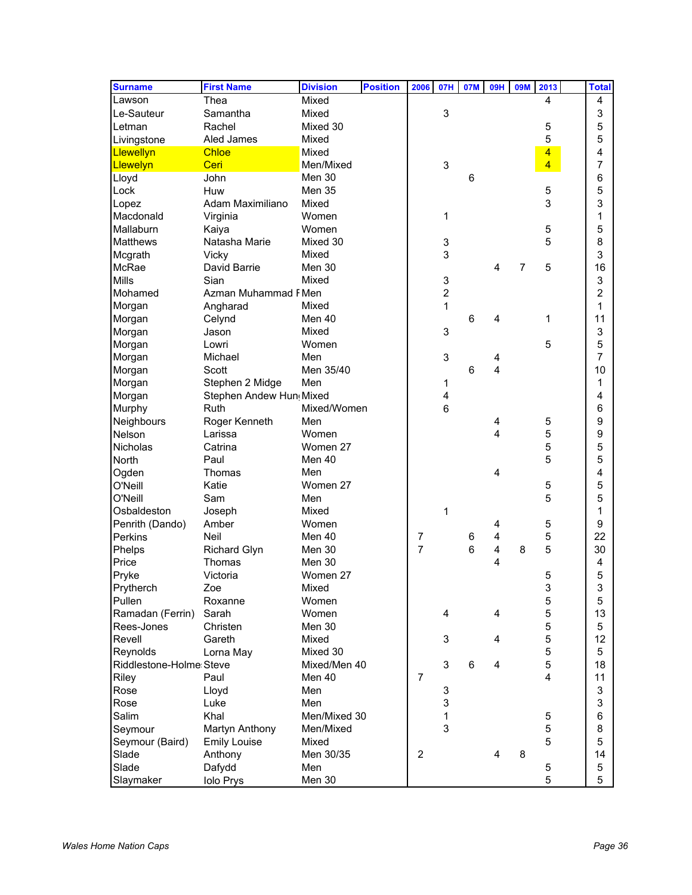| Surname | First Name | Division | Position | 2006 | 07H | 07M | 09H | 09M | 2013 | | Total |
|---|---|---|---|---|---|---|---|---|---|---|---|
| Lawson | Thea | Mixed | | | | | | | 4 | | 4 |
| Le-Sauteur | Samantha | Mixed | | | 3 | | | | | | 3 |
| Letman | Rachel | Mixed 30 | | | | | | | 5 | | 5 |
| Livingstone | Aled James | Mixed | | | | | | | 5 | | 5 |
| Llewellyn | Chloe | Mixed | | | | | | | 4 | | 4 |
| Llewelyn | Ceri | Men/Mixed | | | 3 | | | | 4 | | 7 |
| Lloyd | John | Men 30 | | | | 6 | | | | | 6 |
| Lock | Huw | Men 35 | | | | | | | 5 | | 5 |
| Lopez | Adam Maximiliano | Mixed | | | | | | | 3 | | 3 |
| Macdonald | Virginia | Women | | | 1 | | | | | | 1 |
| Mallaburn | Kaiya | Women | | | | | | | 5 | | 5 |
| Matthews | Natasha Marie | Mixed 30 | | | 3 | | | | 5 | | 8 |
| Mcgrath | Vicky | Mixed | | | 3 | | | | | | 3 |
| McRae | David Barrie | Men 30 | | | | | 4 | 7 | 5 | | 16 |
| Mills | Sian | Mixed | | | 3 | | | | | | 3 |
| Mohamed | Azman Muhammad F | Men | | | 2 | | | | | | 2 |
| Morgan | Angharad | Mixed | | | 1 | | | | | | 1 |
| Morgan | Celynd | Men 40 | | | | 6 | 4 | | 1 | | 11 |
| Morgan | Jason | Mixed | | | 3 | | | | | | 3 |
| Morgan | Lowri | Women | | | | | | | 5 | | 5 |
| Morgan | Michael | Men | | | 3 | | 4 | | | | 7 |
| Morgan | Scott | Men 35/40 | | | | 6 | 4 | | | | 10 |
| Morgan | Stephen 2 Midge | Men | | | 1 | | | | | | 1 |
| Morgan | Stephen Andew Hun | Mixed | | | 4 | | | | | | 4 |
| Murphy | Ruth | Mixed/Women | | | 6 | | | | | | 6 |
| Neighbours | Roger Kenneth | Men | | | | | 4 | | 5 | | 9 |
| Nelson | Larissa | Women | | | | | 4 | | 5 | | 9 |
| Nicholas | Catrina | Women 27 | | | | | | | 5 | | 5 |
| North | Paul | Men 40 | | | | | | | 5 | | 5 |
| Ogden | Thomas | Men | | | | | 4 | | | | 4 |
| O'Neill | Katie | Women 27 | | | | | | | 5 | | 5 |
| O'Neill | Sam | Men | | | | | | | 5 | | 5 |
| Osbaldeston | Joseph | Mixed | | | 1 | | | | | | 1 |
| Penrith (Dando) | Amber | Women | | | | | 4 | | 5 | | 9 |
| Perkins | Neil | Men 40 | | 7 | | 6 | 4 | | 5 | | 22 |
| Phelps | Richard Glyn | Men 30 | | 7 | | 6 | 4 | 8 | 5 | | 30 |
| Price | Thomas | Men 30 | | | | | 4 | | | | 4 |
| Pryke | Victoria | Women 27 | | | | | | | 5 | | 5 |
| Prytherch | Zoe | Mixed | | | | | | | 3 | | 3 |
| Pullen | Roxanne | Women | | | | | | | 5 | | 5 |
| Ramadan (Ferrin) | Sarah | Women | | | 4 | | 4 | | 5 | | 13 |
| Rees-Jones | Christen | Men 30 | | | | | | | 5 | | 5 |
| Revell | Gareth | Mixed | | | 3 | | 4 | | 5 | | 12 |
| Reynolds | Lorna May | Mixed 30 | | | | | | | 5 | | 5 |
| Riddlestone-Holme | Steve | Mixed/Men 40 | | | 3 | 6 | 4 | | 5 | | 18 |
| Riley | Paul | Men 40 | | 7 | | | | | 4 | | 11 |
| Rose | Lloyd | Men | | | 3 | | | | | | 3 |
| Rose | Luke | Men | | | 3 | | | | | | 3 |
| Salim | Khal | Men/Mixed 30 | | | 1 | | | | 5 | | 6 |
| Seymour | Martyn Anthony | Men/Mixed | | | 3 | | | | 5 | | 8 |
| Seymour (Baird) | Emily Louise | Mixed | | | | | | | 5 | | 5 |
| Slade | Anthony | Men 30/35 | | 2 | | | 4 | 8 | | | 14 |
| Slade | Dafydd | Men | | | | | | | 5 | | 5 |
| Slaymaker | Iolo Prys | Men 30 | | | | | | | 5 | | 5 |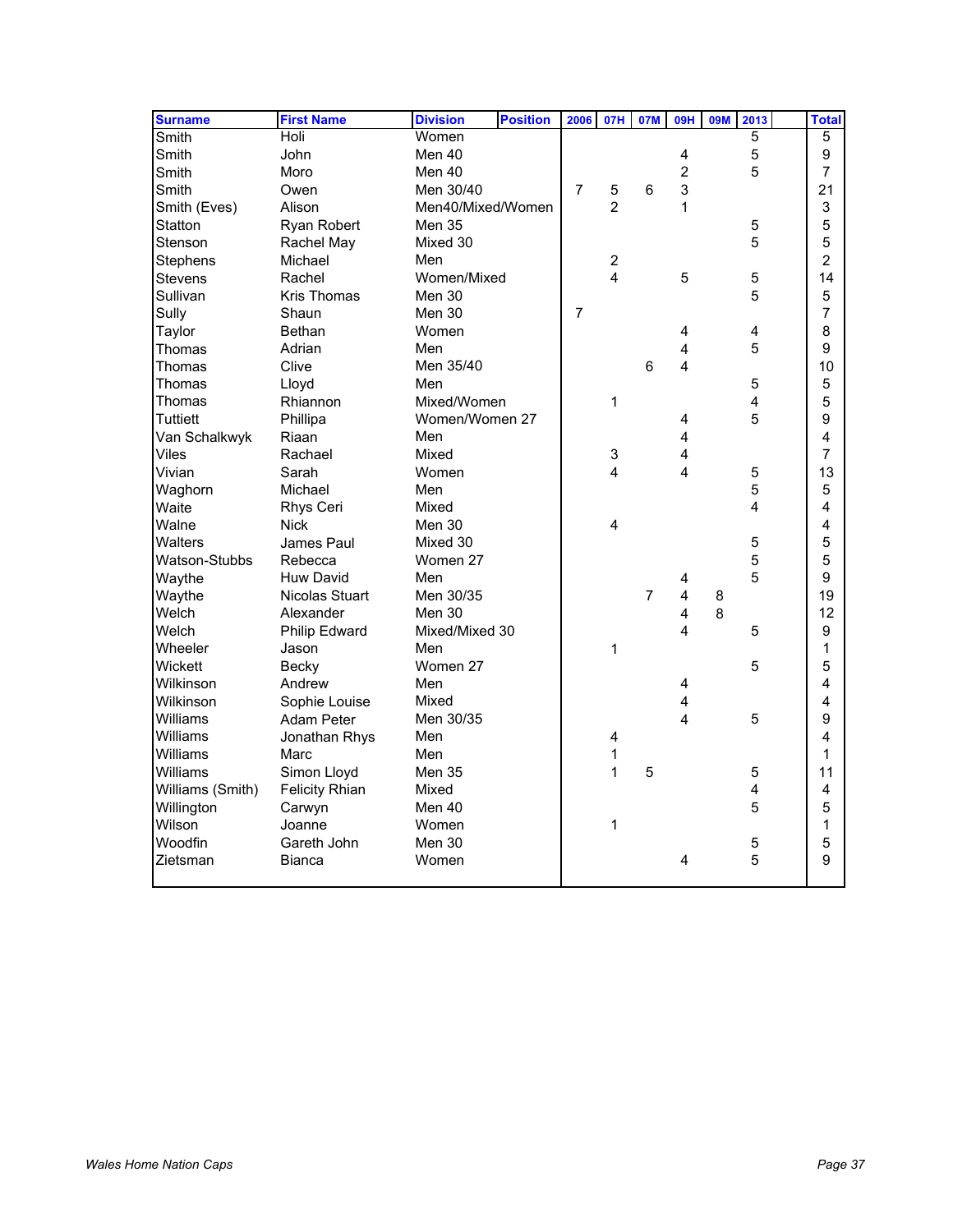| Surname | First Name | Division | Position | 2006 | 07H | 07M | 09H | 09M | 2013 | | Total |
|---|---|---|---|---|---|---|---|---|---|---|---|
| Smith | Holi | Women | | | | | | | 5 | | 5 |
| Smith | John | Men 40 | | | | | 4 | | 5 | | 9 |
| Smith | Moro | Men 40 | | | | | 2 | | 5 | | 7 |
| Smith | Owen | Men 30/40 | | 7 | 5 | 6 | 3 | | | | 21 |
| Smith (Eves) | Alison | Men40/Mixed/Women | | | 2 | | 1 | | | | 3 |
| Statton | Ryan Robert | Men 35 | | | | | | | 5 | | 5 |
| Stenson | Rachel May | Mixed 30 | | | | | | | 5 | | 5 |
| Stephens | Michael | Men | | | 2 | | | | | | 2 |
| Stevens | Rachel | Women/Mixed | | | 4 | | 5 | | 5 | | 14 |
| Sullivan | Kris Thomas | Men 30 | | | | | | | 5 | | 5 |
| Sully | Shaun | Men 30 | | 7 | | | | | | | 7 |
| Taylor | Bethan | Women | | | | | 4 | | 4 | | 8 |
| Thomas | Adrian | Men | | | | | 4 | | 5 | | 9 |
| Thomas | Clive | Men 35/40 | | | | 6 | 4 | | | | 10 |
| Thomas | Lloyd | Men | | | | | | | 5 | | 5 |
| Thomas | Rhiannon | Mixed/Women | | | 1 | | | | 4 | | 5 |
| Tuttiett | Phillipa | Women/Women 27 | | | | | 4 | | 5 | | 9 |
| Van Schalkwyk | Riaan | Men | | | | | 4 | | | | 4 |
| Viles | Rachael | Mixed | | | 3 | | 4 | | | | 7 |
| Vivian | Sarah | Women | | | 4 | | 4 | | 5 | | 13 |
| Waghorn | Michael | Men | | | | | | | 5 | | 5 |
| Waite | Rhys Ceri | Mixed | | | | | | | 4 | | 4 |
| Walne | Nick | Men 30 | | | 4 | | | | | | 4 |
| Walters | James Paul | Mixed 30 | | | | | | | 5 | | 5 |
| Watson-Stubbs | Rebecca | Women 27 | | | | | | | 5 | | 5 |
| Waythe | Huw David | Men | | | | | 4 | | 5 | | 9 |
| Waythe | Nicolas Stuart | Men 30/35 | | | | 7 | 4 | 8 | | | 19 |
| Welch | Alexander | Men 30 | | | | | 4 | 8 | | | 12 |
| Welch | Philip Edward | Mixed/Mixed 30 | | | | | 4 | | 5 | | 9 |
| Wheeler | Jason | Men | | | 1 | | | | | | 1 |
| Wickett | Becky | Women 27 | | | | | | | 5 | | 5 |
| Wilkinson | Andrew | Men | | | | | 4 | | | | 4 |
| Wilkinson | Sophie Louise | Mixed | | | | | 4 | | | | 4 |
| Williams | Adam Peter | Men 30/35 | | | | | 4 | | 5 | | 9 |
| Williams | Jonathan Rhys | Men | | | 4 | | | | | | 4 |
| Williams | Marc | Men | | | 1 | | | | | | 1 |
| Williams | Simon Lloyd | Men 35 | | | 1 | 5 | | | 5 | | 11 |
| Williams (Smith) | Felicity Rhian | Mixed | | | | | | | 4 | | 4 |
| Willington | Carwyn | Men 40 | | | | | | | 5 | | 5 |
| Wilson | Joanne | Women | | | 1 | | | | | | 1 |
| Woodfin | Gareth John | Men 30 | | | | | | | 5 | | 5 |
| Zietsman | Bianca | Women | | | | | 4 | | 5 | | 9 |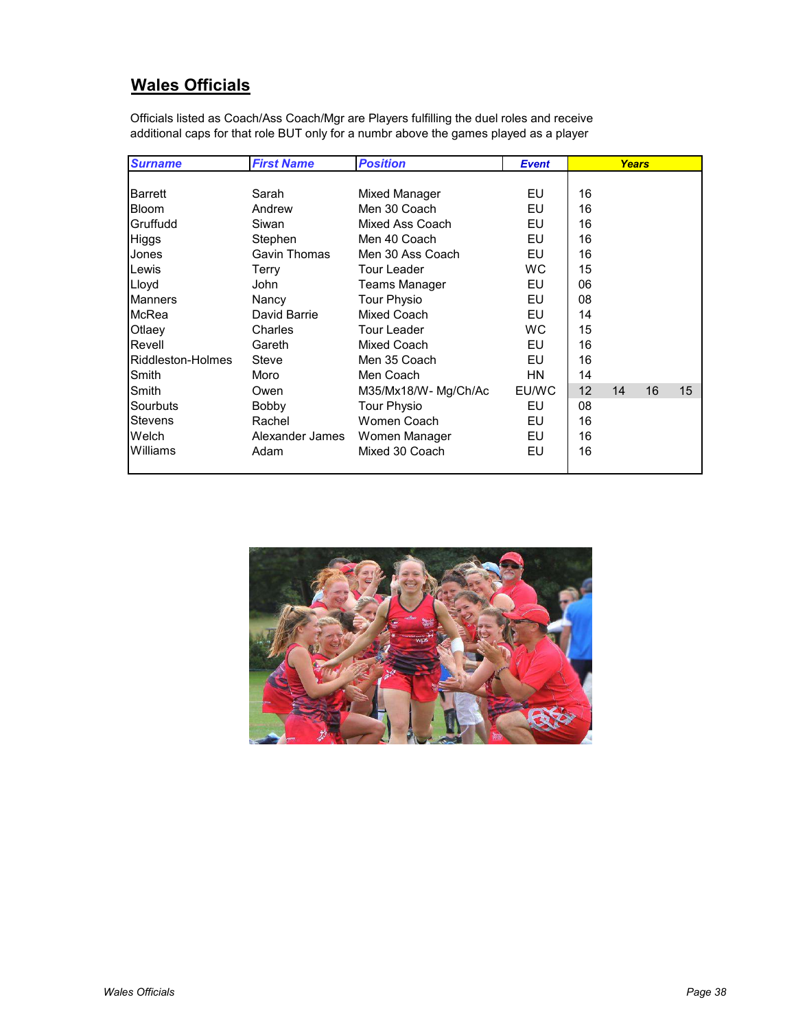## Wales Officials

Officials listed as Coach/Ass Coach/Mgr are Players fulfilling the duel roles and receive additional caps for that role BUT only for a numbr above the games played as a player

| Surname | First Name | Position | Event | Years | | | |
|---|---|---|---|---|---|---|---|
| Barrett | Sarah | Mixed Manager | EU | 16 | | | |
| Bloom | Andrew | Men 30 Coach | EU | 16 | | | |
| Gruffudd | Siwan | Mixed Ass Coach | EU | 16 | | | |
| Higgs | Stephen | Men 40 Coach | EU | 16 | | | |
| Jones | Gavin Thomas | Men 30 Ass Coach | EU | 16 | | | |
| Lewis | Terry | Tour Leader | WC | 15 | | | |
| Lloyd | John | Teams Manager | EU | 06 | | | |
| Manners | Nancy | Tour Physio | EU | 08 | | | |
| McRea | David Barrie | Mixed Coach | EU | 14 | | | |
| Otlaey | Charles | Tour Leader | WC | 15 | | | |
| Revell | Gareth | Mixed Coach | EU | 16 | | | |
| Riddleston-Holmes | Steve | Men 35 Coach | EU | 16 | | | |
| Smith | Moro | Men Coach | HN | 14 | | | |
| Smith | Owen | M35/Mx18/W- Mg/Ch/Ac | EU/WC | 12 | 14 | 16 | 15 |
| Sourbuts | Bobby | Tour Physio | EU | 08 | | | |
| Stevens | Rachel | Women Coach | EU | 16 | | | |
| Welch | Alexander James | Women Manager | EU | 16 | | | |
| Williams | Adam | Mixed 30 Coach | EU | 16 | | | |